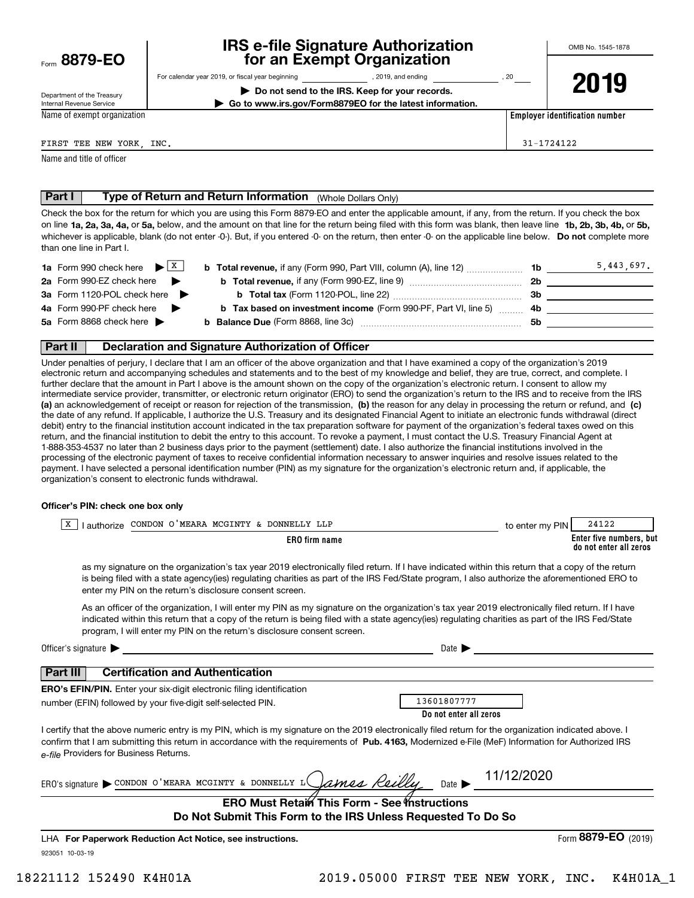Form **8879-EO**

Department of the Treasury
Internal Revenue Service

# IRS e-file Signature Authorization for an Exempt Organization

For calendar year 2019, or fiscal year beginning ______________ , 2019, and ending ______________ , 20____

▶ **Do not send to the IRS. Keep for your records.**

▶ **Go to www.irs.gov/Form8879EO for the latest information.**

OMB No. 1545-1878

**2019**

Name of exempt organization: FIRST TEE NEW YORK, INC.

**Employer identification number**: 31-1724122

Name and title of officer

## Part I — Type of Return and Return Information (Whole Dollars Only)

Check the box for the return for which you are using this Form 8879-EO and enter the applicable amount, if any, from the return. If you check the box on line **1a, 2a, 3a, 4a,** or **5a,** below, and the amount on that line for the return being filed with this form was blank, then leave line **1b, 2b, 3b, 4b,** or **5b,** whichever is applicable, blank (do not enter -0-). But, if you entered -0- on the return, then enter -0- on the applicable line below. **Do not** complete more than one line in Part I.

| | | | |
|---|---|---|---|
| **1a** Form 990 check here ▶ [X] | **b Total revenue,** if any (Form 990, Part VIII, column (A), line 12) | **1b** | 5,443,697. |
| **2a** Form 990-EZ check here ▶ | **b Total revenue,** if any (Form 990-EZ, line 9) | **2b** | |
| **3a** Form 1120-POL check here ▶ | **b Total tax** (Form 1120-POL, line 22) | **3b** | |
| **4a** Form 990-PF check here ▶ | **b Tax based on investment income** (Form 990-PF, Part VI, line 5) | **4b** | |
| **5a** Form 8868 check here ▶ | **b Balance Due** (Form 8868, line 3c) | **5b** | |

## Part II — Declaration and Signature Authorization of Officer

Under penalties of perjury, I declare that I am an officer of the above organization and that I have examined a copy of the organization's 2019 electronic return and accompanying schedules and statements and to the best of my knowledge and belief, they are true, correct, and complete. I further declare that the amount in Part I above is the amount shown on the copy of the organization's electronic return. I consent to allow my intermediate service provider, transmitter, or electronic return originator (ERO) to send the organization's return to the IRS and to receive from the IRS **(a)** an acknowledgement of receipt or reason for rejection of the transmission, **(b)** the reason for any delay in processing the return or refund, and **(c)** the date of any refund. If applicable, I authorize the U.S. Treasury and its designated Financial Agent to initiate an electronic funds withdrawal (direct debit) entry to the financial institution account indicated in the tax preparation software for payment of the organization's federal taxes owed on this return, and the financial institution to debit the entry to this account. To revoke a payment, I must contact the U.S. Treasury Financial Agent at 1-888-353-4537 no later than 2 business days prior to the payment (settlement) date. I also authorize the financial institutions involved in the processing of the electronic payment of taxes to receive confidential information necessary to answer inquiries and resolve issues related to the payment. I have selected a personal identification number (PIN) as my signature for the organization's electronic return and, if applicable, the organization's consent to electronic funds withdrawal.

**Officer's PIN: check one box only**

[X] I authorize CONDON O'MEARA MCGINTY & DONNELLY LLP (**ERO firm name**) to enter my PIN 24122 (**Enter five numbers, but do not enter all zeros**)

as my signature on the organization's tax year 2019 electronically filed return. If I have indicated within this return that a copy of the return is being filed with a state agency(ies) regulating charities as part of the IRS Fed/State program, I also authorize the aforementioned ERO to enter my PIN on the return's disclosure consent screen.

[ ] As an officer of the organization, I will enter my PIN as my signature on the organization's tax year 2019 electronically filed return. If I have indicated within this return that a copy of the return is being filed with a state agency(ies) regulating charities as part of the IRS Fed/State program, I will enter my PIN on the return's disclosure consent screen.

Officer's signature ▶ ______________________ Date ▶ ______________

## Part III — Certification and Authentication

**ERO's EFIN/PIN.** Enter your six-digit electronic filing identification number (EFIN) followed by your five-digit self-selected PIN. 13601807777 (**Do not enter all zeros**)

I certify that the above numeric entry is my PIN, which is my signature on the 2019 electronically filed return for the organization indicated above. I confirm that I am submitting this return in accordance with the requirements of **Pub. 4163,** Modernized e-File (MeF) Information for Authorized IRS *e-file* Providers for Business Returns.

ERO's signature ▶ CONDON O'MEARA MCGINTY & DONNELLY L James Reilly  Date ▶ 11/12/2020

**ERO Must Retain This Form - See Instructions**
**Do Not Submit This Form to the IRS Unless Requested To Do So**

LHA **For Paperwork Reduction Act Notice, see instructions.** Form **8879-EO** (2019)

923051 10-03-19

18221112 152490 K4H01A 2019.05000 FIRST TEE NEW YORK, INC. K4H01A_1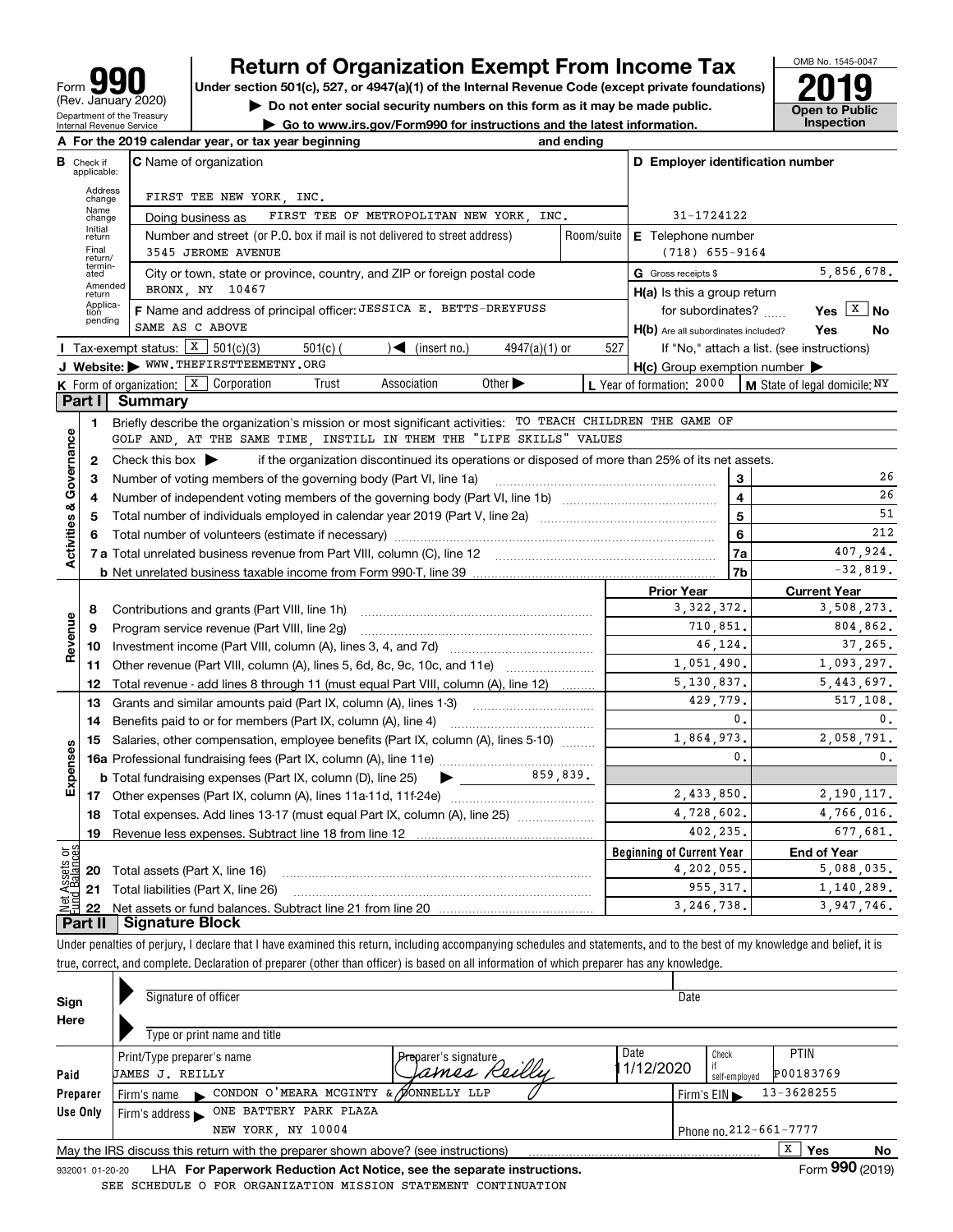Form **990** (Rev. January 2020)
Department of the Treasury
Internal Revenue Service

# Return of Organization Exempt From Income Tax

**Under section 501(c), 527, or 4947(a)(1) of the Internal Revenue Code (except private foundations)**

▶ Do not enter social security numbers on this form as it may be made public.

▶ Go to www.irs.gov/Form990 for instructions and the latest information.

OMB No. 1545-0047

**2019**

**Open to Public Inspection**

**A** For the 2019 calendar year, or tax year beginning and ending

**B** Check if applicable: Address change, Name change, Initial return, Final return/terminated, Amended return, Application pending

**C** Name of organization: FIRST TEE NEW YORK, INC.

Doing business as: FIRST TEE OF METROPOLITAN NEW YORK, INC.

Number and street (or P.O. box if mail is not delivered to street address): 3545 JEROME AVENUE | Room/suite

City or town, state or province, country, and ZIP or foreign postal code: BRONX, NY 10467

**F** Name and address of principal officer: JESSICA E. BETTS-DREYFUSS, SAME AS C ABOVE

**D** Employer identification number: 31-1724122

**E** Telephone number: (718) 655-9164

**G** Gross receipts $ 5,856,678.

**H(a)** Is this a group return for subordinates? Yes [X] No

**H(b)** Are all subordinates included? Yes No

If "No," attach a list. (see instructions)

**H(c)** Group exemption number ▶

**I** Tax-exempt status: [X] 501(c)(3) 501(c) ( ) ◀ (insert no.) 4947(a)(1) or 527

**J** Website: ▶ WWW.THEFIRSTTEEMETNY.ORG

**K** Form of organization: [X] Corporation Trust Association Other ▶

**L** Year of formation: 2000

**M** State of legal domicile: NY

## Part I Summary

**Activities & Governance**

1 Briefly describe the organization's mission or most significant activities: TO TEACH CHILDREN THE GAME OF GOLF AND, AT THE SAME TIME, INSTILL IN THEM THE "LIFE SKILLS" VALUES

2 Check this box ▶ if the organization discontinued its operations or disposed of more than 25% of its net assets.

| | | | |
|---|---|---|---|
| 3 | Number of voting members of the governing body (Part VI, line 1a) | 3 | 26 |
| 4 | Number of independent voting members of the governing body (Part VI, line 1b) | 4 | 26 |
| 5 | Total number of individuals employed in calendar year 2019 (Part V, line 2a) | 5 | 51 |
| 6 | Total number of volunteers (estimate if necessary) | 6 | 212 |
| 7a | Total unrelated business revenue from Part VIII, column (C), line 12 | 7a | 407,924. |
| b | Net unrelated business taxable income from Form 990-T, line 39 | 7b | -32,819. |

| | | Prior Year | Current Year |
|---|---|---|---|
| **Revenue** | | | |
| 8 | Contributions and grants (Part VIII, line 1h) | 3,322,372. | 3,508,273. |
| 9 | Program service revenue (Part VIII, line 2g) | 710,851. | 804,862. |
| 10 | Investment income (Part VIII, column (A), lines 3, 4, and 7d) | 46,124. | 37,265. |
| 11 | Other revenue (Part VIII, column (A), lines 5, 6d, 8c, 9c, 10c, and 11e) | 1,051,490. | 1,093,297. |
| 12 | Total revenue - add lines 8 through 11 (must equal Part VIII, column (A), line 12) | 5,130,837. | 5,443,697. |
| **Expenses** | | | |
| 13 | Grants and similar amounts paid (Part IX, column (A), lines 1-3) | 429,779. | 517,108. |
| 14 | Benefits paid to or for members (Part IX, column (A), line 4) | 0. | 0. |
| 15 | Salaries, other compensation, employee benefits (Part IX, column (A), lines 5-10) | 1,864,973. | 2,058,791. |
| 16a | Professional fundraising fees (Part IX, column (A), line 11e) | 0. | 0. |
| b | Total fundraising expenses (Part IX, column (D), line 25) ▶ 859,839. | | |
| 17 | Other expenses (Part IX, column (A), lines 11a-11d, 11f-24e) | 2,433,850. | 2,190,117. |
| 18 | Total expenses. Add lines 13-17 (must equal Part IX, column (A), line 25) | 4,728,602. | 4,766,016. |
| 19 | Revenue less expenses. Subtract line 18 from line 12 | 402,235. | 677,681. |

| **Net Assets or Fund Balances** | | Beginning of Current Year | End of Year |
|---|---|---|---|
| 20 | Total assets (Part X, line 16) | 4,202,055. | 5,088,035. |
| 21 | Total liabilities (Part X, line 26) | 955,317. | 1,140,289. |
| 22 | Net assets or fund balances. Subtract line 21 from line 20 | 3,246,738. | 3,947,746. |

## Part II Signature Block

Under penalties of perjury, I declare that I have examined this return, including accompanying schedules and statements, and to the best of my knowledge and belief, it is true, correct, and complete. Declaration of preparer (other than officer) is based on all information of which preparer has any knowledge.

**Sign Here**

Signature of officer | Date

Type or print name and title

**Paid Preparer Use Only**

| Print/Type preparer's name | Preparer's signature | Date | Check if self-employed | PTIN |
|---|---|---|---|---|
| JAMES J. REILLY | James Reilly | 11/12/2020 | | P00183769 |

Firm's name ▶ CONDON O'MEARA MCGINTY & DONNELLY LLP | Firm's EIN ▶ 13-3628255

Firm's address ▶ ONE BATTERY PARK PLAZA, NEW YORK, NY 10004 | Phone no. 212-661-7777

May the IRS discuss this return with the preparer shown above? (see instructions) [X] Yes No

932001 01-20-20 LHA For Paperwork Reduction Act Notice, see the separate instructions. Form **990** (2019)

SEE SCHEDULE O FOR ORGANIZATION MISSION STATEMENT CONTINUATION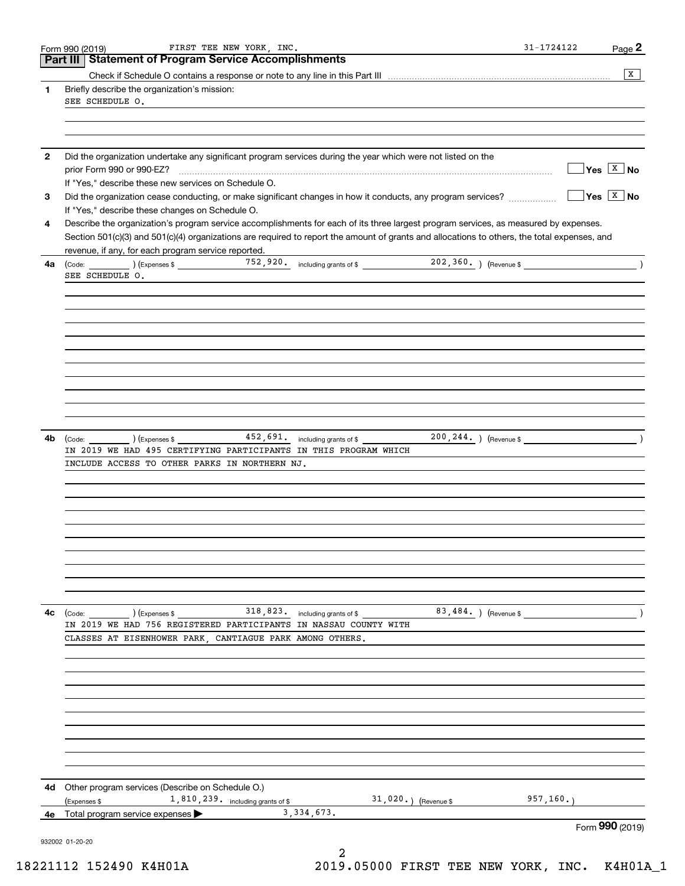Form 990 (2019) FIRST TEE NEW YORK, INC. 31-1724122 Page 2

## Part III Statement of Program Service Accomplishments

Check if Schedule O contains a response or note to any line in this Part III ..... [X]

**1** Briefly describe the organization's mission:

SEE SCHEDULE O.

**2** Did the organization undertake any significant program services during the year which were not listed on the prior Form 990 or 990-EZ? ..... [ ] Yes [X] No

If "Yes," describe these new services on Schedule O.

**3** Did the organization cease conducting, or make significant changes in how it conducts, any program services? ..... [ ] Yes [X] No

If "Yes," describe these changes on Schedule O.

**4** Describe the organization's program service accomplishments for each of its three largest program services, as measured by expenses. Section 501(c)(3) and 501(c)(4) organizations are required to report the amount of grants and allocations to others, the total expenses, and revenue, if any, for each program service reported.

**4a** (Code: ) (Expenses $ 752,920. including grants of $ 202,360. ) (Revenue $ )

SEE SCHEDULE O.

**4b** (Code: ) (Expenses $ 452,691. including grants of $ 200,244. ) (Revenue $ )

IN 2019 WE HAD 495 CERTIFYING PARTICIPANTS IN THIS PROGRAM WHICH INCLUDE ACCESS TO OTHER PARKS IN NORTHERN NJ.

**4c** (Code: ) (Expenses $ 318,823. including grants of $ 83,484. ) (Revenue $ )

IN 2019 WE HAD 756 REGISTERED PARTICIPANTS IN NASSAU COUNTY WITH CLASSES AT EISENHOWER PARK, CANTIAGUE PARK AMONG OTHERS.

**4d** Other program services (Describe on Schedule O.)

(Expenses $ 1,810,239. including grants of $ 31,020.) (Revenue $ 957,160.)

**4e** Total program service expenses ▶ 3,334,673.

Form **990** (2019)

932002 01-20-20

18221112 152490 K4H01A 2019.05000 FIRST TEE NEW YORK, INC. K4H01A_1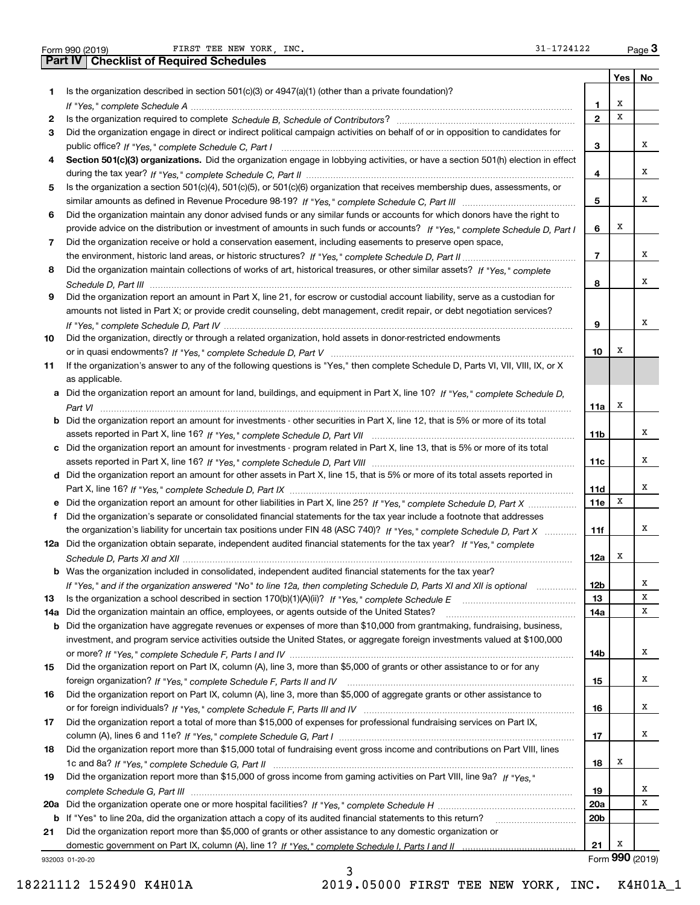Form 990 (2019) FIRST TEE NEW YORK, INC. 31-1724122

## Part IV Checklist of Required Schedules

| | | | Yes | No |
|---|---|---|---|---|
| 1 | Is the organization described in section 501(c)(3) or 4947(a)(1) (other than a private foundation)? *If "Yes," complete Schedule A* | 1 | X | |
| 2 | Is the organization required to complete *Schedule B, Schedule of Contributors*? | 2 | X | |
| 3 | Did the organization engage in direct or indirect political campaign activities on behalf of or in opposition to candidates for public office? *If "Yes," complete Schedule C, Part I* | 3 | | X |
| 4 | **Section 501(c)(3) organizations.** Did the organization engage in lobbying activities, or have a section 501(h) election in effect during the tax year? *If "Yes," complete Schedule C, Part II* | 4 | | X |
| 5 | Is the organization a section 501(c)(4), 501(c)(5), or 501(c)(6) organization that receives membership dues, assessments, or similar amounts as defined in Revenue Procedure 98-19? *If "Yes," complete Schedule C, Part III* | 5 | | X |
| 6 | Did the organization maintain any donor advised funds or any similar funds or accounts for which donors have the right to provide advice on the distribution or investment of amounts in such funds or accounts? *If "Yes," complete Schedule D, Part I* | 6 | X | |
| 7 | Did the organization receive or hold a conservation easement, including easements to preserve open space, the environment, historic land areas, or historic structures? *If "Yes," complete Schedule D, Part II* | 7 | | X |
| 8 | Did the organization maintain collections of works of art, historical treasures, or other similar assets? *If "Yes," complete Schedule D, Part III* | 8 | | X |
| 9 | Did the organization report an amount in Part X, line 21, for escrow or custodial account liability, serve as a custodian for amounts not listed in Part X; or provide credit counseling, debt management, credit repair, or debt negotiation services? *If "Yes," complete Schedule D, Part IV* | 9 | | X |
| 10 | Did the organization, directly or through a related organization, hold assets in donor-restricted endowments or in quasi endowments? *If "Yes," complete Schedule D, Part V* | 10 | X | |
| 11 | If the organization's answer to any of the following questions is "Yes," then complete Schedule D, Parts VI, VII, VIII, IX, or X as applicable. | | | |
| a | Did the organization report an amount for land, buildings, and equipment in Part X, line 10? *If "Yes," complete Schedule D, Part VI* | 11a | X | |
| b | Did the organization report an amount for investments - other securities in Part X, line 12, that is 5% or more of its total assets reported in Part X, line 16? *If "Yes," complete Schedule D, Part VII* | 11b | | X |
| c | Did the organization report an amount for investments - program related in Part X, line 13, that is 5% or more of its total assets reported in Part X, line 16? *If "Yes," complete Schedule D, Part VIII* | 11c | | X |
| d | Did the organization report an amount for other assets in Part X, line 15, that is 5% or more of its total assets reported in Part X, line 16? *If "Yes," complete Schedule D, Part IX* | 11d | | X |
| e | Did the organization report an amount for other liabilities in Part X, line 25? *If "Yes," complete Schedule D, Part X* | 11e | X | |
| f | Did the organization's separate or consolidated financial statements for the tax year include a footnote that addresses the organization's liability for uncertain tax positions under FIN 48 (ASC 740)? *If "Yes," complete Schedule D, Part X* | 11f | | X |
| 12a | Did the organization obtain separate, independent audited financial statements for the tax year? *If "Yes," complete Schedule D, Parts XI and XII* | 12a | X | |
| b | Was the organization included in consolidated, independent audited financial statements for the tax year? *If "Yes," and if the organization answered "No" to line 12a, then completing Schedule D, Parts XI and XII is optional* | 12b | | X |
| 13 | Is the organization a school described in section 170(b)(1)(A)(ii)? *If "Yes," complete Schedule E* | 13 | | X |
| 14a | Did the organization maintain an office, employees, or agents outside of the United States? | 14a | | X |
| b | Did the organization have aggregate revenues or expenses of more than $10,000 from grantmaking, fundraising, business, investment, and program service activities outside the United States, or aggregate foreign investments valued at $100,000 or more? *If "Yes," complete Schedule F, Parts I and IV* | 14b | | X |
| 15 | Did the organization report on Part IX, column (A), line 3, more than $5,000 of grants or other assistance to or for any foreign organization? *If "Yes," complete Schedule F, Parts II and IV* | 15 | | X |
| 16 | Did the organization report on Part IX, column (A), line 3, more than $5,000 of aggregate grants or other assistance to or for foreign individuals? *If "Yes," complete Schedule F, Parts III and IV* | 16 | | X |
| 17 | Did the organization report a total of more than $15,000 of expenses for professional fundraising services on Part IX, column (A), lines 6 and 11e? *If "Yes," complete Schedule G, Part I* | 17 | | X |
| 18 | Did the organization report more than $15,000 total of fundraising event gross income and contributions on Part VIII, lines 1c and 8a? *If "Yes," complete Schedule G, Part II* | 18 | X | |
| 19 | Did the organization report more than $15,000 of gross income from gaming activities on Part VIII, line 9a? *If "Yes," complete Schedule G, Part III* | 19 | | X |
| 20a | Did the organization operate one or more hospital facilities? *If "Yes," complete Schedule H* | 20a | | X |
| b | If "Yes" to line 20a, did the organization attach a copy of its audited financial statements to this return? | 20b | | |
| 21 | Did the organization report more than $5,000 of grants or other assistance to any domestic organization or domestic government on Part IX, column (A), line 1? *If "Yes," complete Schedule I, Parts I and II* | 21 | X | |

932003 01-20-20 Form **990** (2019)

18221112 152490 K4H01A 2019.05000 FIRST TEE NEW YORK, INC. K4H01A_1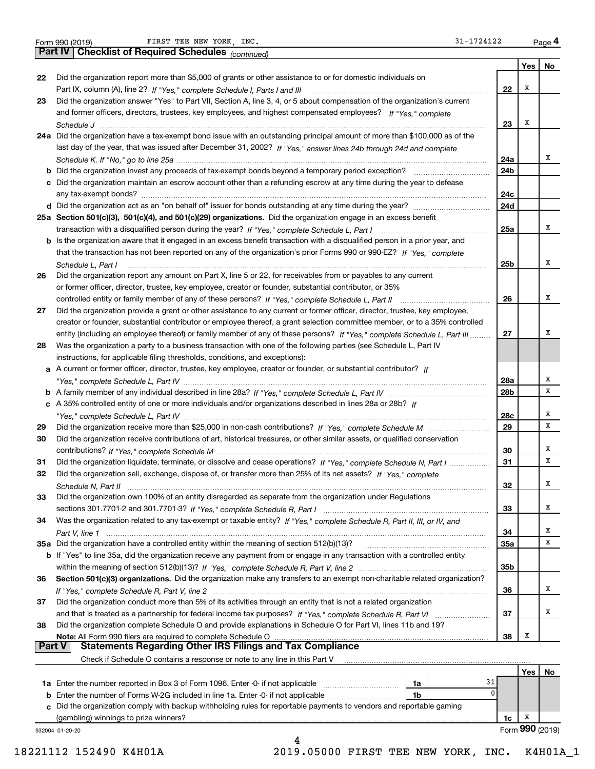Form 990 (2019) FIRST TEE NEW YORK, INC. 31-1724122 Page 4

## Part IV Checklist of Required Schedules *(continued)*

| | | | Yes | No |
|---|---|---|---|---|
| 22 | Did the organization report more than $5,000 of grants or other assistance to or for domestic individuals on Part IX, column (A), line 2? *If "Yes," complete Schedule I, Parts I and III* | 22 | X | |
| 23 | Did the organization answer "Yes" to Part VII, Section A, line 3, 4, or 5 about compensation of the organization's current and former officers, directors, trustees, key employees, and highest compensated employees? *If "Yes," complete Schedule J* | 23 | X | |
| 24a | Did the organization have a tax-exempt bond issue with an outstanding principal amount of more than $100,000 as of the last day of the year, that was issued after December 31, 2002? *If "Yes," answer lines 24b through 24d and complete Schedule K. If "No," go to line 25a* | 24a | | X |
| b | Did the organization invest any proceeds of tax-exempt bonds beyond a temporary period exception? | 24b | | |
| c | Did the organization maintain an escrow account other than a refunding escrow at any time during the year to defease any tax-exempt bonds? | 24c | | |
| d | Did the organization act as an "on behalf of" issuer for bonds outstanding at any time during the year? | 24d | | |
| 25a | **Section 501(c)(3), 501(c)(4), and 501(c)(29) organizations.** Did the organization engage in an excess benefit transaction with a disqualified person during the year? *If "Yes," complete Schedule L, Part I* | 25a | | X |
| b | Is the organization aware that it engaged in an excess benefit transaction with a disqualified person in a prior year, and that the transaction has not been reported on any of the organization's prior Forms 990 or 990-EZ? *If "Yes," complete Schedule L, Part I* | 25b | | X |
| 26 | Did the organization report any amount on Part X, line 5 or 22, for receivables from or payables to any current or former officer, director, trustee, key employee, creator or founder, substantial contributor, or 35% controlled entity or family member of any of these persons? *If "Yes," complete Schedule L, Part II* | 26 | | X |
| 27 | Did the organization provide a grant or other assistance to any current or former officer, director, trustee, key employee, creator or founder, substantial contributor or employee thereof, a grant selection committee member, or to a 35% controlled entity (including an employee thereof) or family member of any of these persons? *If "Yes," complete Schedule L, Part III* | 27 | | X |
| 28 | Was the organization a party to a business transaction with one of the following parties (see Schedule L, Part IV instructions, for applicable filing thresholds, conditions, and exceptions): | | | |
| a | A current or former officer, director, trustee, key employee, creator or founder, or substantial contributor? *If "Yes," complete Schedule L, Part IV* | 28a | | X |
| b | A family member of any individual described in line 28a? *If "Yes," complete Schedule L, Part IV* | 28b | | X |
| c | A 35% controlled entity of one or more individuals and/or organizations described in lines 28a or 28b? *If "Yes," complete Schedule L, Part IV* | 28c | | X |
| 29 | Did the organization receive more than $25,000 in non-cash contributions? *If "Yes," complete Schedule M* | 29 | | X |
| 30 | Did the organization receive contributions of art, historical treasures, or other similar assets, or qualified conservation contributions? *If "Yes," complete Schedule M* | 30 | | X |
| 31 | Did the organization liquidate, terminate, or dissolve and cease operations? *If "Yes," complete Schedule N, Part I* | 31 | | X |
| 32 | Did the organization sell, exchange, dispose of, or transfer more than 25% of its net assets? *If "Yes," complete Schedule N, Part II* | 32 | | X |
| 33 | Did the organization own 100% of an entity disregarded as separate from the organization under Regulations sections 301.7701-2 and 301.7701-3? *If "Yes," complete Schedule R, Part I* | 33 | | X |
| 34 | Was the organization related to any tax-exempt or taxable entity? *If "Yes," complete Schedule R, Part II, III, or IV, and Part V, line 1* | 34 | | X |
| 35a | Did the organization have a controlled entity within the meaning of section 512(b)(13)? | 35a | | X |
| b | If "Yes" to line 35a, did the organization receive any payment from or engage in any transaction with a controlled entity within the meaning of section 512(b)(13)? *If "Yes," complete Schedule R, Part V, line 2* | 35b | | |
| 36 | **Section 501(c)(3) organizations.** Did the organization make any transfers to an exempt non-charitable related organization? *If "Yes," complete Schedule R, Part V, line 2* | 36 | | X |
| 37 | Did the organization conduct more than 5% of its activities through an entity that is not a related organization and that is treated as a partnership for federal income tax purposes? *If "Yes," complete Schedule R, Part VI* | 37 | | X |
| 38 | Did the organization complete Schedule O and provide explanations in Schedule O for Part VI, lines 11b and 19? **Note:** All Form 990 filers are required to complete Schedule O | 38 | X | |

## Part V Statements Regarding Other IRS Filings and Tax Compliance

Check if Schedule O contains a response or note to any line in this Part V

| | | | | | Yes | No |
|---|---|---|---|---|---|---|
| 1a | Enter the number reported in Box 3 of Form 1096. Enter -0- if not applicable | 1a | 31 | | | |
| b | Enter the number of Forms W-2G included in line 1a. Enter -0- if not applicable | 1b | 0 | | | |
| c | Did the organization comply with backup withholding rules for reportable payments to vendors and reportable gaming (gambling) winnings to prize winners? | | | 1c | X | |

932004 01-20-20 Form **990** (2019)

18221112 152490 K4H01A 2019.05000 FIRST TEE NEW YORK, INC. K4H01A_1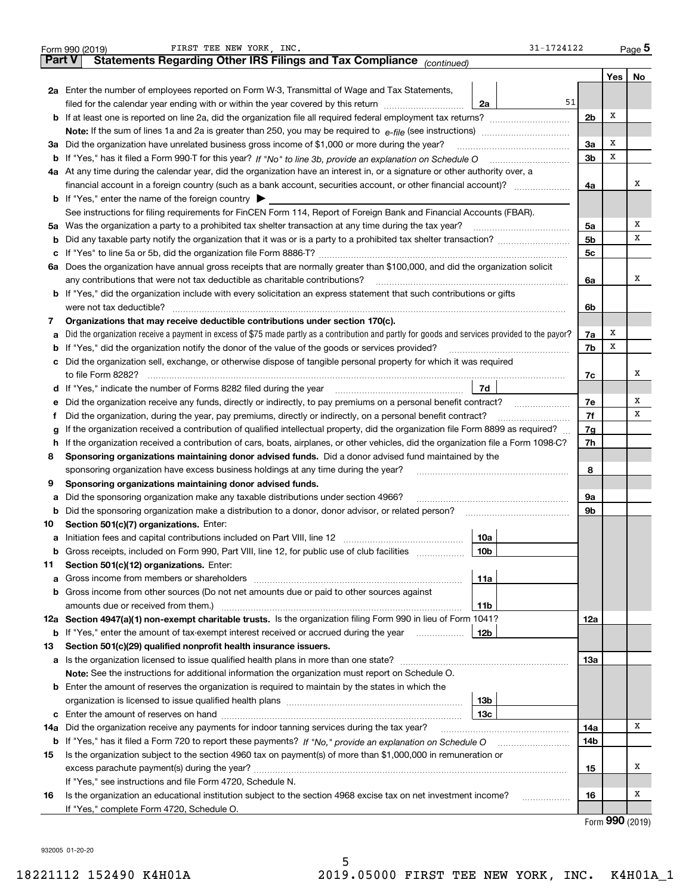Form 990 (2019) FIRST TEE NEW YORK, INC. 31-1724122 Page 5

## Part V Statements Regarding Other IRS Filings and Tax Compliance *(continued)*

| | | | | Yes | No |
|---|---|---|---|---|---|
| **2a** | Enter the number of employees reported on Form W-3, Transmittal of Wage and Tax Statements, filed for the calendar year ending with or within the year covered by this return | 2a | 51 | | |
| **b** | If at least one is reported on line 2a, did the organization file all required federal employment tax returns? | | 2b | X | |
| | **Note:** If the sum of lines 1a and 2a is greater than 250, you may be required to *e-file* (see instructions) | | | | |
| **3a** | Did the organization have unrelated business gross income of $1,000 or more during the year? | | 3a | X | |
| **b** | If "Yes," has it filed a Form 990-T for this year? *If "No" to line 3b, provide an explanation on Schedule O* | | 3b | X | |
| **4a** | At any time during the calendar year, did the organization have an interest in, or a signature or other authority over, a financial account in a foreign country (such as a bank account, securities account, or other financial account)? | | 4a | | X |
| **b** | If "Yes," enter the name of the foreign country ▶ | | | | |
| | See instructions for filing requirements for FinCEN Form 114, Report of Foreign Bank and Financial Accounts (FBAR). | | | | |
| **5a** | Was the organization a party to a prohibited tax shelter transaction at any time during the tax year? | | 5a | | X |
| **b** | Did any taxable party notify the organization that it was or is a party to a prohibited tax shelter transaction? | | 5b | | X |
| **c** | If "Yes" to line 5a or 5b, did the organization file Form 8886-T? | | 5c | | |
| **6a** | Does the organization have annual gross receipts that are normally greater than $100,000, and did the organization solicit any contributions that were not tax deductible as charitable contributions? | | 6a | | X |
| **b** | If "Yes," did the organization include with every solicitation an express statement that such contributions or gifts were not tax deductible? | | 6b | | |
| **7** | **Organizations that may receive deductible contributions under section 170(c).** | | | | |
| **a** | Did the organization receive a payment in excess of $75 made partly as a contribution and partly for goods and services provided to the payor? | | 7a | X | |
| **b** | If "Yes," did the organization notify the donor of the value of the goods or services provided? | | 7b | X | |
| **c** | Did the organization sell, exchange, or otherwise dispose of tangible personal property for which it was required to file Form 8282? | | 7c | | X |
| **d** | If "Yes," indicate the number of Forms 8282 filed during the year | 7d | | | |
| **e** | Did the organization receive any funds, directly or indirectly, to pay premiums on a personal benefit contract? | | 7e | | X |
| **f** | Did the organization, during the year, pay premiums, directly or indirectly, on a personal benefit contract? | | 7f | | X |
| **g** | If the organization received a contribution of qualified intellectual property, did the organization file Form 8899 as required? | | 7g | | |
| **h** | If the organization received a contribution of cars, boats, airplanes, or other vehicles, did the organization file a Form 1098-C? | | 7h | | |
| **8** | **Sponsoring organizations maintaining donor advised funds.** Did a donor advised fund maintained by the sponsoring organization have excess business holdings at any time during the year? | | 8 | | |
| **9** | **Sponsoring organizations maintaining donor advised funds.** | | | | |
| **a** | Did the sponsoring organization make any taxable distributions under section 4966? | | 9a | | |
| **b** | Did the sponsoring organization make a distribution to a donor, donor advisor, or related person? | | 9b | | |
| **10** | **Section 501(c)(7) organizations.** Enter: | | | | |
| **a** | Initiation fees and capital contributions included on Part VIII, line 12 | 10a | | | |
| **b** | Gross receipts, included on Form 990, Part VIII, line 12, for public use of club facilities | 10b | | | |
| **11** | **Section 501(c)(12) organizations.** Enter: | | | | |
| **a** | Gross income from members or shareholders | 11a | | | |
| **b** | Gross income from other sources (Do not net amounts due or paid to other sources against amounts due or received from them.) | 11b | | | |
| **12a** | **Section 4947(a)(1) non-exempt charitable trusts.** Is the organization filing Form 990 in lieu of Form 1041? | | 12a | | |
| **b** | If "Yes," enter the amount of tax-exempt interest received or accrued during the year | 12b | | | |
| **13** | **Section 501(c)(29) qualified nonprofit health insurance issuers.** | | | | |
| **a** | Is the organization licensed to issue qualified health plans in more than one state? | | 13a | | |
| | **Note:** See the instructions for additional information the organization must report on Schedule O. | | | | |
| **b** | Enter the amount of reserves the organization is required to maintain by the states in which the organization is licensed to issue qualified health plans | 13b | | | |
| **c** | Enter the amount of reserves on hand | 13c | | | |
| **14a** | Did the organization receive any payments for indoor tanning services during the tax year? | | 14a | | X |
| **b** | If "Yes," has it filed a Form 720 to report these payments? *If "No," provide an explanation on Schedule O* | | 14b | | |
| **15** | Is the organization subject to the section 4960 tax on payment(s) of more than $1,000,000 in remuneration or excess parachute payment(s) during the year? | | 15 | | X |
| | If "Yes," see instructions and file Form 4720, Schedule N. | | | | |
| **16** | Is the organization an educational institution subject to the section 4968 excise tax on net investment income? | | 16 | | X |
| | If "Yes," complete Form 4720, Schedule O. | | | | |

Form **990** (2019)

932005 01-20-20

18221112 152490 K4H01A 2019.05000 FIRST TEE NEW YORK, INC. K4H01A_1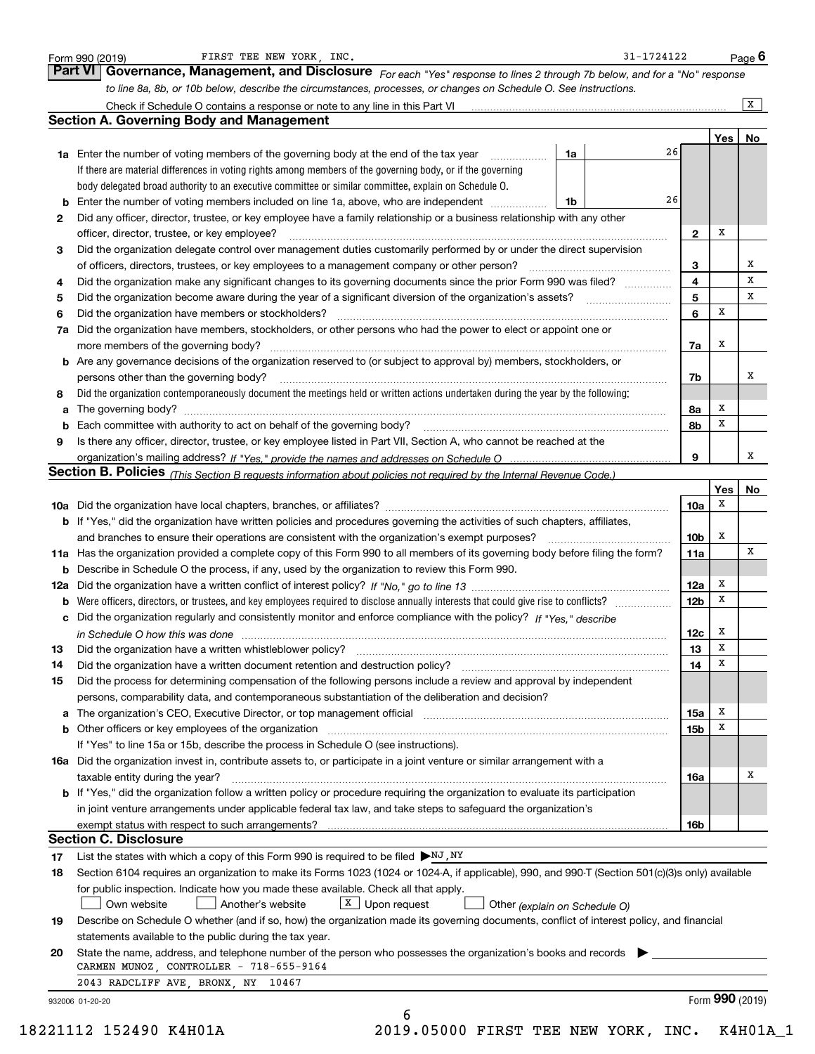Form 990 (2019) FIRST TEE NEW YORK, INC. 31-1724122 Page 6

## Part VI Governance, Management, and Disclosure

*For each "Yes" response to lines 2 through 7b below, and for a "No" response to line 8a, 8b, or 10b below, describe the circumstances, processes, or changes on Schedule O. See instructions.*

Check if Schedule O contains a response or note to any line in this Part VI [X]

### Section A. Governing Body and Management

| | | | | Yes | No |
|---|---|---|---|---|---|
| **1a** | Enter the number of voting members of the governing body at the end of the tax year — **1a** 26 <br> If there are material differences in voting rights among members of the governing body, or if the governing body delegated broad authority to an executive committee or similar committee, explain on Schedule O. | | | | |
| **b** | Enter the number of voting members included on line 1a, above, who are independent — **1b** 26 | | | | |
| **2** | Did any officer, director, trustee, or key employee have a family relationship or a business relationship with any other officer, director, trustee, or key employee? | | 2 | X | |
| **3** | Did the organization delegate control over management duties customarily performed by or under the direct supervision of officers, directors, trustees, or key employees to a management company or other person? | | 3 | | X |
| **4** | Did the organization make any significant changes to its governing documents since the prior Form 990 was filed? | | 4 | | X |
| **5** | Did the organization become aware during the year of a significant diversion of the organization's assets? | | 5 | | X |
| **6** | Did the organization have members or stockholders? | | 6 | X | |
| **7a** | Did the organization have members, stockholders, or other persons who had the power to elect or appoint one or more members of the governing body? | | 7a | X | |
| **b** | Are any governance decisions of the organization reserved to (or subject to approval by) members, stockholders, or persons other than the governing body? | | 7b | | X |
| **8** | Did the organization contemporaneously document the meetings held or written actions undertaken during the year by the following: | | | | |
| **a** | The governing body? | | 8a | X | |
| **b** | Each committee with authority to act on behalf of the governing body? | | 8b | X | |
| **9** | Is there any officer, director, trustee, or key employee listed in Part VII, Section A, who cannot be reached at the organization's mailing address? *If "Yes," provide the names and addresses on Schedule O* | | 9 | | X |

### Section B. Policies *(This Section B requests information about policies not required by the Internal Revenue Code.)*

| | | | Yes | No |
|---|---|---|---|---|
| **10a** | Did the organization have local chapters, branches, or affiliates? | 10a | X | |
| **b** | If "Yes," did the organization have written policies and procedures governing the activities of such chapters, affiliates, and branches to ensure their operations are consistent with the organization's exempt purposes? | 10b | X | |
| **11a** | Has the organization provided a complete copy of this Form 990 to all members of its governing body before filing the form? | 11a | | X |
| **b** | Describe in Schedule O the process, if any, used by the organization to review this Form 990. | | | |
| **12a** | Did the organization have a written conflict of interest policy? *If "No," go to line 13* | 12a | X | |
| **b** | Were officers, directors, or trustees, and key employees required to disclose annually interests that could give rise to conflicts? | 12b | X | |
| **c** | Did the organization regularly and consistently monitor and enforce compliance with the policy? *If "Yes," describe in Schedule O how this was done* | 12c | X | |
| **13** | Did the organization have a written whistleblower policy? | 13 | X | |
| **14** | Did the organization have a written document retention and destruction policy? | 14 | X | |
| **15** | Did the process for determining compensation of the following persons include a review and approval by independent persons, comparability data, and contemporaneous substantiation of the deliberation and decision? | | | |
| **a** | The organization's CEO, Executive Director, or top management official | 15a | X | |
| **b** | Other officers or key employees of the organization <br> If "Yes" to line 15a or 15b, describe the process in Schedule O (see instructions). | 15b | X | |
| **16a** | Did the organization invest in, contribute assets to, or participate in a joint venture or similar arrangement with a taxable entity during the year? | 16a | | X |
| **b** | If "Yes," did the organization follow a written policy or procedure requiring the organization to evaluate its participation in joint venture arrangements under applicable federal tax law, and take steps to safeguard the organization's exempt status with respect to such arrangements? | 16b | | |

### Section C. Disclosure

**17** List the states with which a copy of this Form 990 is required to be filed ▶ NJ,NY

**18** Section 6104 requires an organization to make its Forms 1023 (1024 or 1024-A, if applicable), 990, and 990-T (Section 501(c)(3)s only) available for public inspection. Indicate how you made these available. Check all that apply.

[ ] Own website [ ] Another's website [X] Upon request [ ] Other *(explain on Schedule O)*

**19** Describe on Schedule O whether (and if so, how) the organization made its governing documents, conflict of interest policy, and financial statements available to the public during the tax year.

**20** State the name, address, and telephone number of the person who possesses the organization's books and records ▶

CARMEN MUNOZ, CONTROLLER - 718-655-9164
2043 RADCLIFF AVE, BRONX, NY 10467

932006 01-20-20 Form **990** (2019)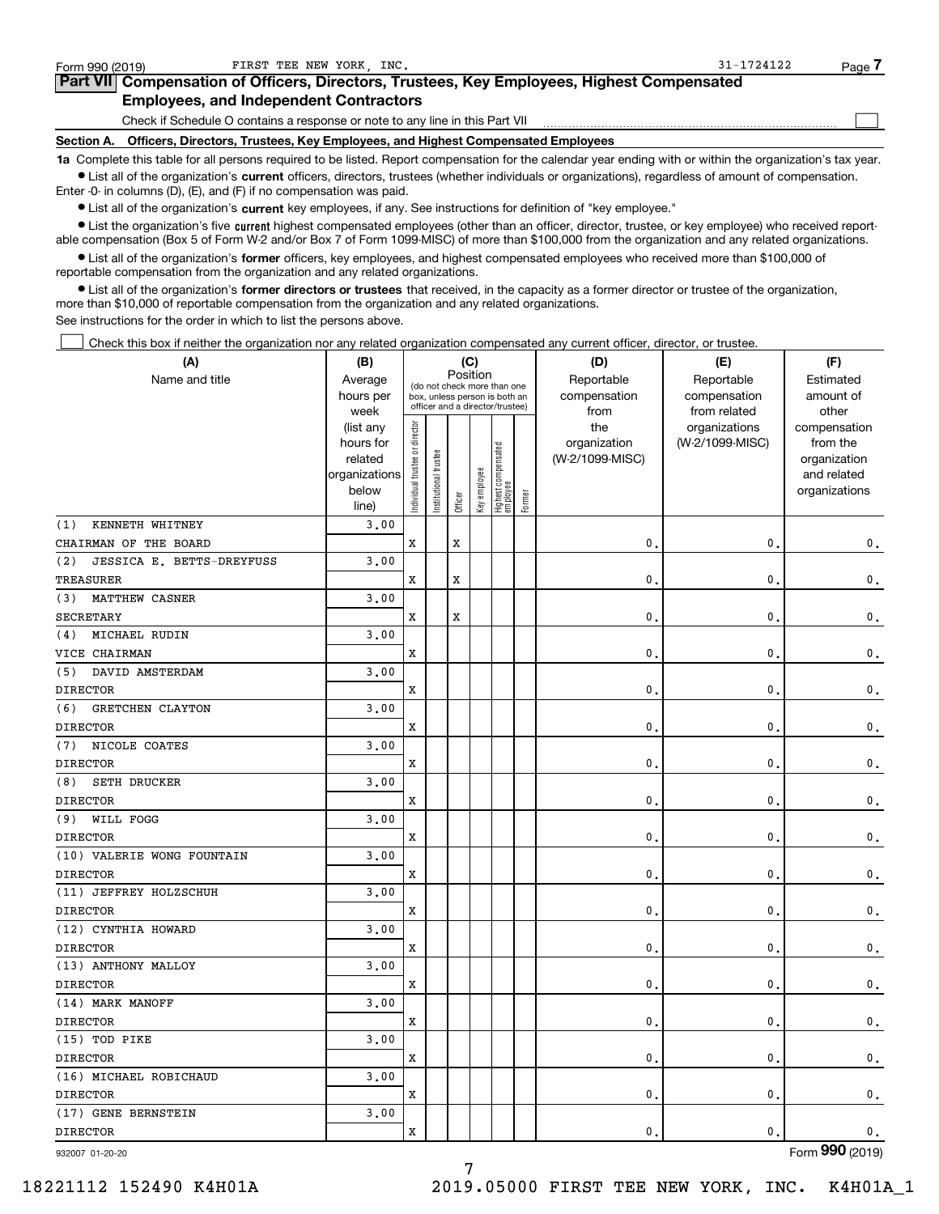Form 990 (2019) FIRST TEE NEW YORK, INC. 31-1724122

## Part VII Compensation of Officers, Directors, Trustees, Key Employees, Highest Compensated Employees, and Independent Contractors

Check if Schedule O contains a response or note to any line in this Part VII

### Section A. Officers, Directors, Trustees, Key Employees, and Highest Compensated Employees

**1a** Complete this table for all persons required to be listed. Report compensation for the calendar year ending with or within the organization's tax year.

- List all of the organization's **current** officers, directors, trustees (whether individuals or organizations), regardless of amount of compensation. Enter -0- in columns (D), (E), and (F) if no compensation was paid.
- List all of the organization's **current** key employees, if any. See instructions for definition of "key employee."
- List the organization's five **current** highest compensated employees (other than an officer, director, trustee, or key employee) who received reportable compensation (Box 5 of Form W-2 and/or Box 7 of Form 1099-MISC) of more than $100,000 from the organization and any related organizations.
- List all of the organization's **former** officers, key employees, and highest compensated employees who received more than $100,000 of reportable compensation from the organization and any related organizations.
- List all of the organization's **former directors or trustees** that received, in the capacity as a former director or trustee of the organization, more than $10,000 of reportable compensation from the organization and any related organizations.

See instructions for the order in which to list the persons above.

Check this box if neither the organization nor any related organization compensated any current officer, director, or trustee.

| (A) Name and title | (B) Average hours per week (list any hours for related organizations below line) | (C) Position: Individual trustee or director | Institutional trustee | Officer | Key employee | Highest compensated employee | Former | (D) Reportable compensation from the organization (W-2/1099-MISC) | (E) Reportable compensation from related organizations (W-2/1099-MISC) | (F) Estimated amount of other compensation from the organization and related organizations |
|---|---|---|---|---|---|---|---|---|---|---|
| (1) KENNETH WHITNEY<br>CHAIRMAN OF THE BOARD | 3.00 | X | | X | | | | 0. | 0. | 0. |
| (2) JESSICA E. BETTS-DREYFUSS<br>TREASURER | 3.00 | X | | X | | | | 0. | 0. | 0. |
| (3) MATTHEW CASNER<br>SECRETARY | 3.00 | X | | X | | | | 0. | 0. | 0. |
| (4) MICHAEL RUDIN<br>VICE CHAIRMAN | 3.00 | X | | | | | | 0. | 0. | 0. |
| (5) DAVID AMSTERDAM<br>DIRECTOR | 3.00 | X | | | | | | 0. | 0. | 0. |
| (6) GRETCHEN CLAYTON<br>DIRECTOR | 3.00 | X | | | | | | 0. | 0. | 0. |
| (7) NICOLE COATES<br>DIRECTOR | 3.00 | X | | | | | | 0. | 0. | 0. |
| (8) SETH DRUCKER<br>DIRECTOR | 3.00 | X | | | | | | 0. | 0. | 0. |
| (9) WILL FOGG<br>DIRECTOR | 3.00 | X | | | | | | 0. | 0. | 0. |
| (10) VALERIE WONG FOUNTAIN<br>DIRECTOR | 3.00 | X | | | | | | 0. | 0. | 0. |
| (11) JEFFREY HOLZSCHUH<br>DIRECTOR | 3.00 | X | | | | | | 0. | 0. | 0. |
| (12) CYNTHIA HOWARD<br>DIRECTOR | 3.00 | X | | | | | | 0. | 0. | 0. |
| (13) ANTHONY MALLOY<br>DIRECTOR | 3.00 | X | | | | | | 0. | 0. | 0. |
| (14) MARK MANOFF<br>DIRECTOR | 3.00 | X | | | | | | 0. | 0. | 0. |
| (15) TOD PIKE<br>DIRECTOR | 3.00 | X | | | | | | 0. | 0. | 0. |
| (16) MICHAEL ROBICHAUD<br>DIRECTOR | 3.00 | X | | | | | | 0. | 0. | 0. |
| (17) GENE BERNSTEIN<br>DIRECTOR | 3.00 | X | | | | | | 0. | 0. | 0. |

932007 01-20-20 Form **990** (2019)

18221112 152490 K4H01A 2019.05000 FIRST TEE NEW YORK, INC. K4H01A_1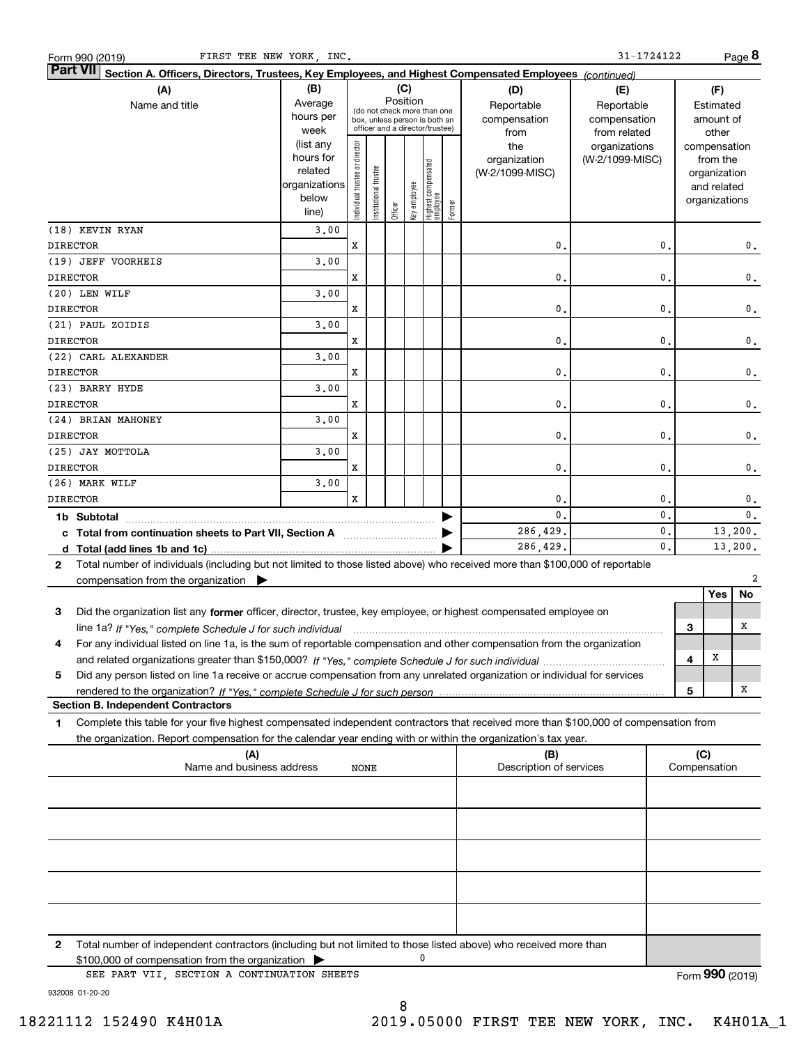Form 990 (2019) FIRST TEE NEW YORK, INC. 31-1724122 Page **8**

**Part VII** **Section A. Officers, Directors, Trustees, Key Employees, and Highest Compensated Employees** *(continued)*

| (A) Name and title | (B) Average hours per week (list any hours for related organizations below line) | (C) Position: Individual trustee or director | Institutional trustee | Officer | Key employee | Highest compensated employee | Former | (D) Reportable compensation from the organization (W-2/1099-MISC) | (E) Reportable compensation from related organizations (W-2/1099-MISC) | (F) Estimated amount of other compensation from the organization and related organizations |
|---|---|---|---|---|---|---|---|---|---|---|
| (18) KEVIN RYAN<br>DIRECTOR | 3.00 | X | | | | | | 0. | 0. | 0. |
| (19) JEFF VOORHEIS<br>DIRECTOR | 3.00 | X | | | | | | 0. | 0. | 0. |
| (20) LEN WILF<br>DIRECTOR | 3.00 | X | | | | | | 0. | 0. | 0. |
| (21) PAUL ZOIDIS<br>DIRECTOR | 3.00 | X | | | | | | 0. | 0. | 0. |
| (22) CARL ALEXANDER<br>DIRECTOR | 3.00 | X | | | | | | 0. | 0. | 0. |
| (23) BARRY HYDE<br>DIRECTOR | 3.00 | X | | | | | | 0. | 0. | 0. |
| (24) BRIAN MAHONEY<br>DIRECTOR | 3.00 | X | | | | | | 0. | 0. | 0. |
| (25) JAY MOTTOLA<br>DIRECTOR | 3.00 | X | | | | | | 0. | 0. | 0. |
| (26) MARK WILF<br>DIRECTOR | 3.00 | X | | | | | | 0. | 0. | 0. |
| **1b Subtotal** | | | | | | | | 0. | 0. | 0. |
| **c Total from continuation sheets to Part VII, Section A** | | | | | | | | 286,429. | 0. | 13,200. |
| **d Total (add lines 1b and 1c)** | | | | | | | | 286,429. | 0. | 13,200. |

**2** Total number of individuals (including but not limited to those listed above) who received more than $100,000 of reportable compensation from the organization ▶ 2

| | | | Yes | No |
|---|---|---|---|---|
| **3** | Did the organization list any **former** officer, director, trustee, key employee, or highest compensated employee on line 1a? *If "Yes," complete Schedule J for such individual* | 3 | | X |
| **4** | For any individual listed on line 1a, is the sum of reportable compensation and other compensation from the organization and related organizations greater than $150,000? *If "Yes," complete Schedule J for such individual* | 4 | X | |
| **5** | Did any person listed on line 1a receive or accrue compensation from any unrelated organization or individual for services rendered to the organization? *If "Yes," complete Schedule J for such person* | 5 | | X |

**Section B. Independent Contractors**

**1** Complete this table for your five highest compensated independent contractors that received more than $100,000 of compensation from the organization. Report compensation for the calendar year ending with or within the organization's tax year.

| (A) Name and business address | (B) Description of services | (C) Compensation |
|---|---|---|
| NONE | | |
| | | |
| | | |
| | | |
| | | |

**2** Total number of independent contractors (including but not limited to those listed above) who received more than $100,000 of compensation from the organization ▶ 0

SEE PART VII, SECTION A CONTINUATION SHEETS

Form **990** (2019)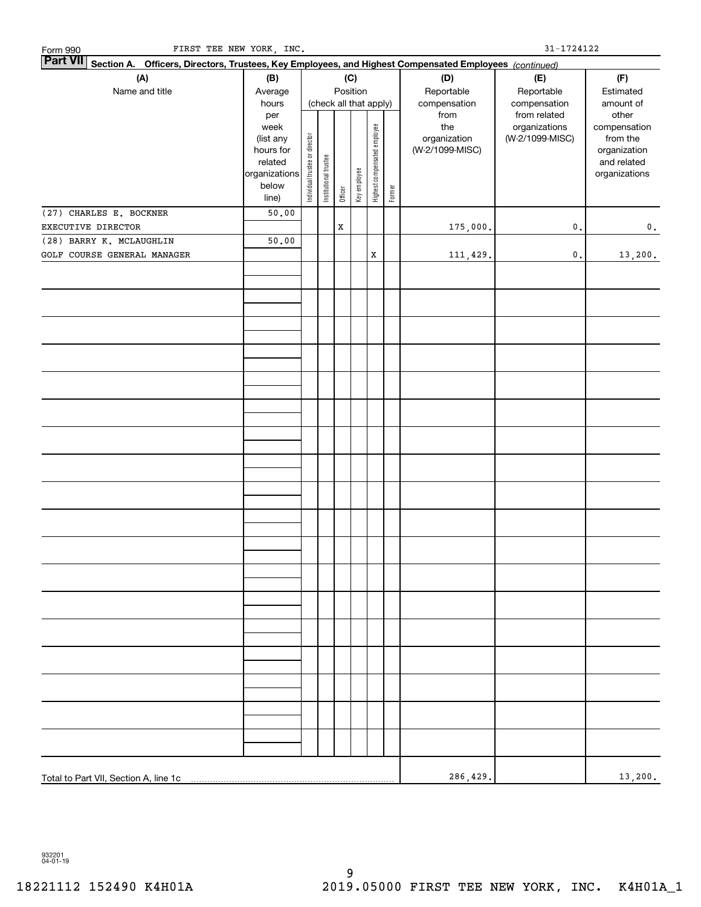Form 990 FIRST TEE NEW YORK, INC. 31-1724122

**Part VII** **Section A. Officers, Directors, Trustees, Key Employees, and Highest Compensated Employees** *(continued)*

| (A) Name and title | (B) Average hours per week (list any hours for related organizations below line) | (C) Position (check all that apply): Individual trustee or director | Institutional trustee | Officer | Key employee | Highest compensated employee | Former | (D) Reportable compensation from the organization (W-2/1099-MISC) | (E) Reportable compensation from related organizations (W-2/1099-MISC) | (F) Estimated amount of other compensation from the organization and related organizations |
|---|---|---|---|---|---|---|---|---|---|---|
| (27) CHARLES E. BOCKNER<br>EXECUTIVE DIRECTOR | 50.00 | | | X | | | | 175,000. | 0. | 0. |
| (28) BARRY K. MCLAUGHLIN<br>GOLF COURSE GENERAL MANAGER | 50.00 | | | | | X | | 111,429. | 0. | 13,200. |
| Total to Part VII, Section A, line 1c | | | | | | | | 286,429. | | 13,200. |

932201 04-01-19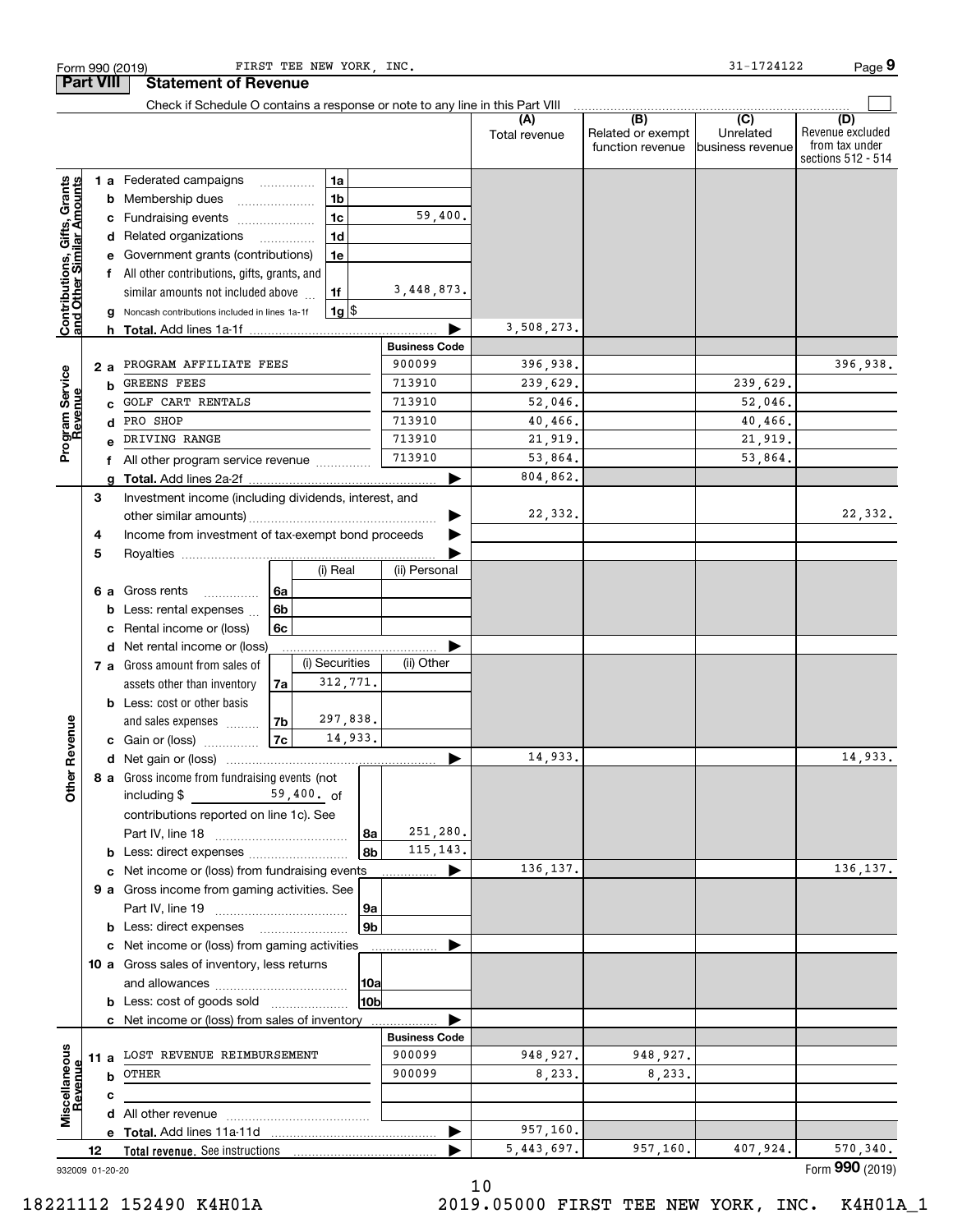Form 990 (2019) FIRST TEE NEW YORK, INC. 31-1724122 Page 9

## Part VIII Statement of Revenue

Check if Schedule O contains a response or note to any line in this Part VIII

| | | | | (A) Total revenue | (B) Related or exempt function revenue | (C) Unrelated business revenue | (D) Revenue excluded from tax under sections 512 - 514 |
|---|---|---|---|---|---|---|---|
| **Contributions, Gifts, Grants and Other Similar Amounts** | 1 a Federated campaigns | 1a | | | | | |
| | b Membership dues | 1b | | | | | |
| | c Fundraising events | 1c | 59,400. | | | | |
| | d Related organizations | 1d | | | | | |
| | e Government grants (contributions) | 1e | | | | | |
| | f All other contributions, gifts, grants, and similar amounts not included above | 1f | 3,448,873. | | | | |
| | g Noncash contributions included in lines 1a-1f | 1g | $ | | | | |
| | h **Total.** Add lines 1a-1f | | | 3,508,273. | | | |
| **Program Service Revenue** | | | **Business Code** | | | | |
| | 2 a PROGRAM AFFILIATE FEES | | 900099 | 396,938. | | | 396,938. |
| | b GREENS FEES | | 713910 | 239,629. | | 239,629. | |
| | c GOLF CART RENTALS | | 713910 | 52,046. | | 52,046. | |
| | d PRO SHOP | | 713910 | 40,466. | | 40,466. | |
| | e DRIVING RANGE | | 713910 | 21,919. | | 21,919. | |
| | f All other program service revenue | | 713910 | 53,864. | | 53,864. | |
| | g **Total.** Add lines 2a-2f | | | 804,862. | | | |
| **Other Revenue** | 3 Investment income (including dividends, interest, and other similar amounts) | | | 22,332. | | | 22,332. |
| | 4 Income from investment of tax-exempt bond proceeds | | | | | | |
| | 5 Royalties | | | | | | |
| | | | (i) Real / (ii) Personal | | | | |
| | 6 a Gross rents | 6a | | | | | |
| | b Less: rental expenses | 6b | | | | | |
| | c Rental income or (loss) | 6c | | | | | |
| | d Net rental income or (loss) | | | | | | |
| | | | (i) Securities / (ii) Other | | | | |
| | 7 a Gross amount from sales of assets other than inventory | 7a | 312,771. | | | | |
| | b Less: cost or other basis and sales expenses | 7b | 297,838. | | | | |
| | c Gain or (loss) | 7c | 14,933. | | | | |
| | d Net gain or (loss) | | | 14,933. | | | 14,933. |
| | 8 a Gross income from fundraising events (not including $ 59,400. of contributions reported on line 1c). See Part IV, line 18 | 8a | 251,280. | | | | |
| | b Less: direct expenses | 8b | 115,143. | | | | |
| | c Net income or (loss) from fundraising events | | | 136,137. | | | 136,137. |
| | 9 a Gross income from gaming activities. See Part IV, line 19 | 9a | | | | | |
| | b Less: direct expenses | 9b | | | | | |
| | c Net income or (loss) from gaming activities | | | | | | |
| | 10 a Gross sales of inventory, less returns and allowances | 10a | | | | | |
| | b Less: cost of goods sold | 10b | | | | | |
| | c Net income or (loss) from sales of inventory | | | | | | |
| **Miscellaneous Revenue** | | | **Business Code** | | | | |
| | 11 a LOST REVENUE REIMBURSEMENT | | 900099 | 948,927. | 948,927. | | |
| | b OTHER | | 900099 | 8,233. | 8,233. | | |
| | c | | | | | | |
| | d All other revenue | | | | | | |
| | e **Total.** Add lines 11a-11d | | | 957,160. | | | |
| | 12 **Total revenue.** See instructions | | | 5,443,697. | 957,160. | 407,924. | 570,340. |

932009 01-20-20 Form **990** (2019)

18221112 152490 K4H01A 2019.05000 FIRST TEE NEW YORK, INC. K4H01A_1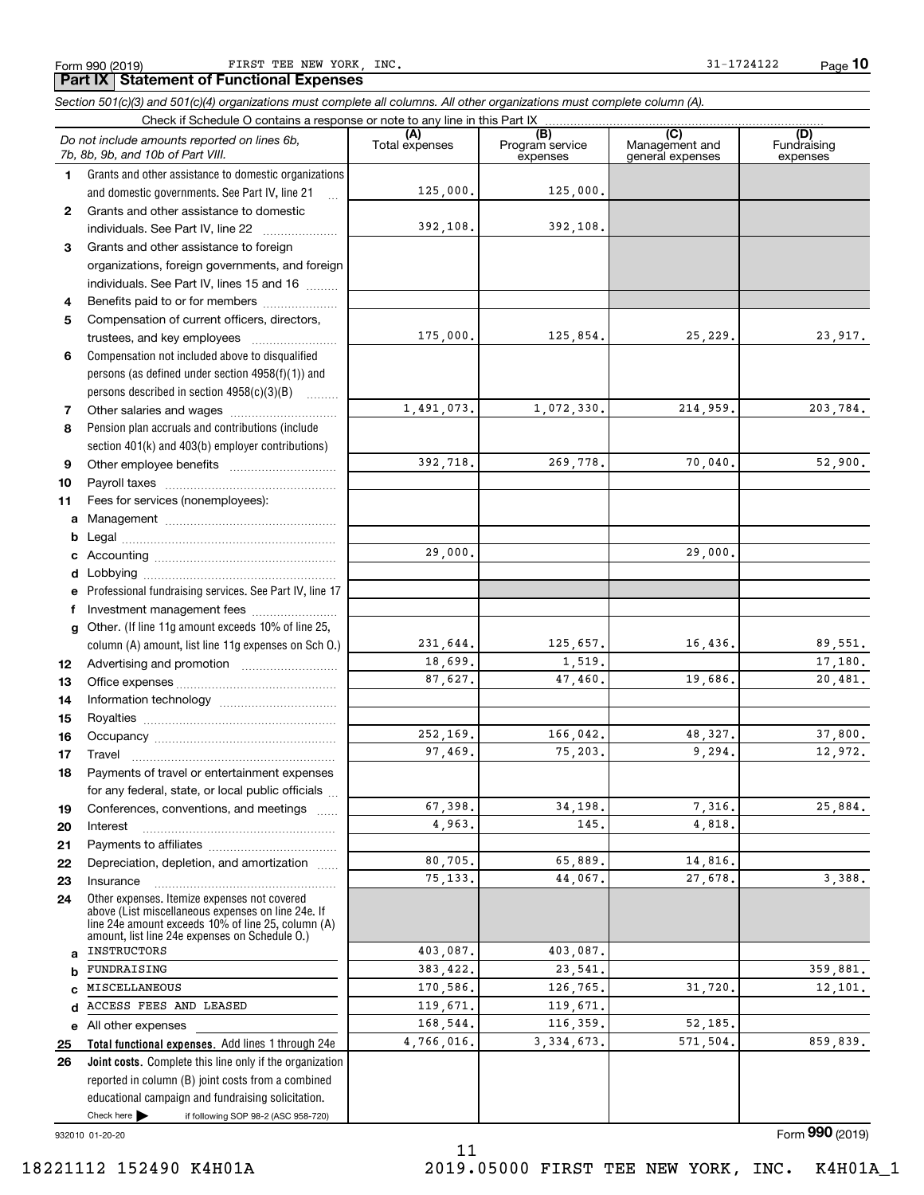Form 990 (2019) FIRST TEE NEW YORK, INC. 31-1724122 Page **10**

## Part IX Statement of Functional Expenses

*Section 501(c)(3) and 501(c)(4) organizations must complete all columns. All other organizations must complete column (A).*

Check if Schedule O contains a response or note to any line in this Part IX

| | *Do not include amounts reported on lines 6b, 7b, 8b, 9b, and 10b of Part VIII.* | (A) Total expenses | (B) Program service expenses | (C) Management and general expenses | (D) Fundraising expenses |
|---|---|---|---|---|---|
| 1 | Grants and other assistance to domestic organizations and domestic governments. See Part IV, line 21 | 125,000. | 125,000. | | |
| 2 | Grants and other assistance to domestic individuals. See Part IV, line 22 | 392,108. | 392,108. | | |
| 3 | Grants and other assistance to foreign organizations, foreign governments, and foreign individuals. See Part IV, lines 15 and 16 | | | | |
| 4 | Benefits paid to or for members | | | | |
| 5 | Compensation of current officers, directors, trustees, and key employees | 175,000. | 125,854. | 25,229. | 23,917. |
| 6 | Compensation not included above to disqualified persons (as defined under section 4958(f)(1)) and persons described in section 4958(c)(3)(B) | | | | |
| 7 | Other salaries and wages | 1,491,073. | 1,072,330. | 214,959. | 203,784. |
| 8 | Pension plan accruals and contributions (include section 401(k) and 403(b) employer contributions) | | | | |
| 9 | Other employee benefits | 392,718. | 269,778. | 70,040. | 52,900. |
| 10 | Payroll taxes | | | | |
| 11 | Fees for services (nonemployees): | | | | |
| a | Management | | | | |
| b | Legal | | | | |
| c | Accounting | 29,000. | | 29,000. | |
| d | Lobbying | | | | |
| e | Professional fundraising services. See Part IV, line 17 | | | | |
| f | Investment management fees | | | | |
| g | Other. (If line 11g amount exceeds 10% of line 25, column (A) amount, list line 11g expenses on Sch O.) | 231,644. | 125,657. | 16,436. | 89,551. |
| 12 | Advertising and promotion | 18,699. | 1,519. | | 17,180. |
| 13 | Office expenses | 87,627. | 47,460. | 19,686. | 20,481. |
| 14 | Information technology | | | | |
| 15 | Royalties | | | | |
| 16 | Occupancy | 252,169. | 166,042. | 48,327. | 37,800. |
| 17 | Travel | 97,469. | 75,203. | 9,294. | 12,972. |
| 18 | Payments of travel or entertainment expenses for any federal, state, or local public officials | | | | |
| 19 | Conferences, conventions, and meetings | 67,398. | 34,198. | 7,316. | 25,884. |
| 20 | Interest | 4,963. | 145. | 4,818. | |
| 21 | Payments to affiliates | | | | |
| 22 | Depreciation, depletion, and amortization | 80,705. | 65,889. | 14,816. | |
| 23 | Insurance | 75,133. | 44,067. | 27,678. | 3,388. |
| 24 | Other expenses. Itemize expenses not covered above (List miscellaneous expenses on line 24e. If line 24e amount exceeds 10% of line 25, column (A) amount, list line 24e expenses on Schedule O.) | | | | |
| a | INSTRUCTORS | 403,087. | 403,087. | | |
| b | FUNDRAISING | 383,422. | 23,541. | | 359,881. |
| c | MISCELLANEOUS | 170,586. | 126,765. | 31,720. | 12,101. |
| d | ACCESS FEES AND LEASED | 119,671. | 119,671. | | |
| e | All other expenses | 168,544. | 116,359. | 52,185. | |
| 25 | **Total functional expenses.** Add lines 1 through 24e | 4,766,016. | 3,334,673. | 571,504. | 859,839. |
| 26 | **Joint costs.** Complete this line only if the organization reported in column (B) joint costs from a combined educational campaign and fundraising solicitation. Check here ▶ if following SOP 98-2 (ASC 958-720) | | | | |

932010 01-20-20 Form **990** (2019)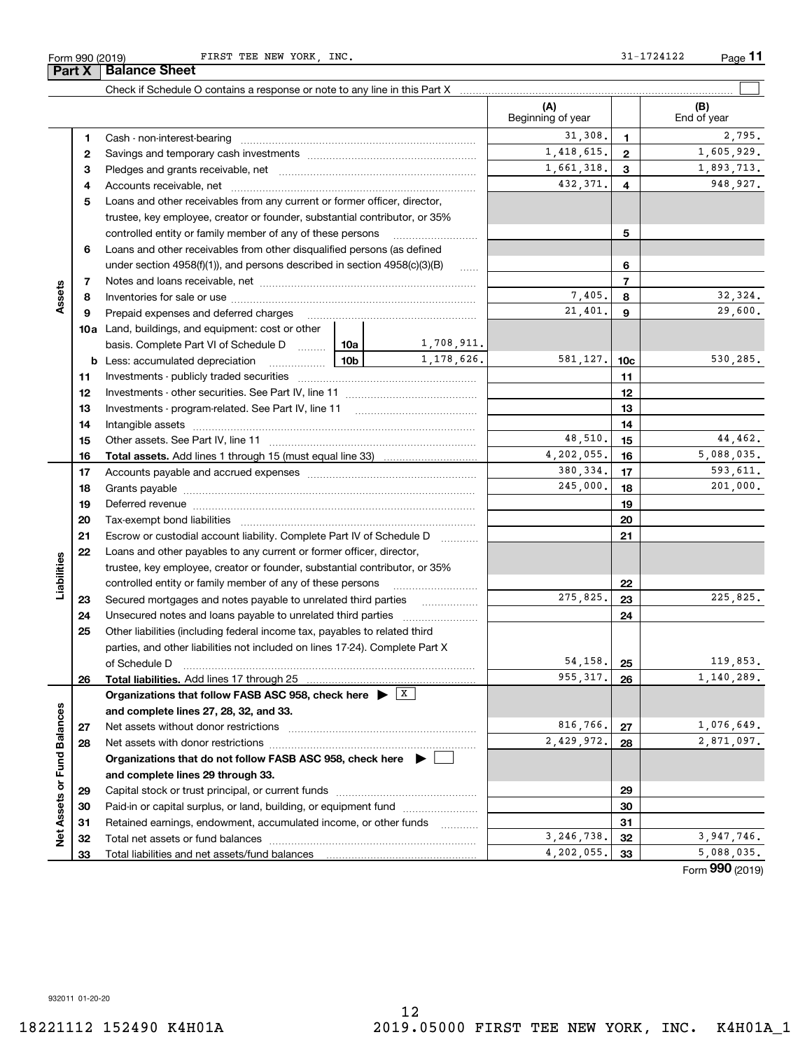Form 990 (2019) FIRST TEE NEW YORK, INC. 31-1724122

## Part X Balance Sheet

Check if Schedule O contains a response or note to any line in this Part X ☐

| | | | | (A) Beginning of year | | (B) End of year |
|---|---|---|---|---|---|---|
| **Assets** | 1 | Cash - non-interest-bearing | | 31,308. | 1 | 2,795. |
| | 2 | Savings and temporary cash investments | | 1,418,615. | 2 | 1,605,929. |
| | 3 | Pledges and grants receivable, net | | 1,661,318. | 3 | 1,893,713. |
| | 4 | Accounts receivable, net | | 432,371. | 4 | 948,927. |
| | 5 | Loans and other receivables from any current or former officer, director, trustee, key employee, creator or founder, substantial contributor, or 35% controlled entity or family member of any of these persons | | | 5 | |
| | 6 | Loans and other receivables from other disqualified persons (as defined under section 4958(f)(1)), and persons described in section 4958(c)(3)(B) | | | 6 | |
| | 7 | Notes and loans receivable, net | | | 7 | |
| | 8 | Inventories for sale or use | | 7,405. | 8 | 32,324. |
| | 9 | Prepaid expenses and deferred charges | | 21,401. | 9 | 29,600. |
| | 10a | Land, buildings, and equipment: cost or other basis. Complete Part VI of Schedule D | 10a 1,708,911. | | | |
| | b | Less: accumulated depreciation | 10b 1,178,626. | 581,127. | 10c | 530,285. |
| | 11 | Investments - publicly traded securities | | | 11 | |
| | 12 | Investments - other securities. See Part IV, line 11 | | | 12 | |
| | 13 | Investments - program-related. See Part IV, line 11 | | | 13 | |
| | 14 | Intangible assets | | | 14 | |
| | 15 | Other assets. See Part IV, line 11 | | 48,510. | 15 | 44,462. |
| | 16 | **Total assets.** Add lines 1 through 15 (must equal line 33) | | 4,202,055. | 16 | 5,088,035. |
| **Liabilities** | 17 | Accounts payable and accrued expenses | | 380,334. | 17 | 593,611. |
| | 18 | Grants payable | | 245,000. | 18 | 201,000. |
| | 19 | Deferred revenue | | | 19 | |
| | 20 | Tax-exempt bond liabilities | | | 20 | |
| | 21 | Escrow or custodial account liability. Complete Part IV of Schedule D | | | 21 | |
| | 22 | Loans and other payables to any current or former officer, director, trustee, key employee, creator or founder, substantial contributor, or 35% controlled entity or family member of any of these persons | | | 22 | |
| | 23 | Secured mortgages and notes payable to unrelated third parties | | 275,825. | 23 | 225,825. |
| | 24 | Unsecured notes and loans payable to unrelated third parties | | | 24 | |
| | 25 | Other liabilities (including federal income tax, payables to related third parties, and other liabilities not included on lines 17-24). Complete Part X of Schedule D | | 54,158. | 25 | 119,853. |
| | 26 | **Total liabilities.** Add lines 17 through 25 | | 955,317. | 26 | 1,140,289. |
| **Net Assets or Fund Balances** | | **Organizations that follow FASB ASC 958, check here** ☒ **and complete lines 27, 28, 32, and 33.** | | | | |
| | 27 | Net assets without donor restrictions | | 816,766. | 27 | 1,076,649. |
| | 28 | Net assets with donor restrictions | | 2,429,972. | 28 | 2,871,097. |
| | | **Organizations that do not follow FASB ASC 958, check here** ☐ **and complete lines 29 through 33.** | | | | |
| | 29 | Capital stock or trust principal, or current funds | | | 29 | |
| | 30 | Paid-in or capital surplus, or land, building, or equipment fund | | | 30 | |
| | 31 | Retained earnings, endowment, accumulated income, or other funds | | | 31 | |
| | 32 | Total net assets or fund balances | | 3,246,738. | 32 | 3,947,746. |
| | 33 | Total liabilities and net assets/fund balances | | 4,202,055. | 33 | 5,088,035. |

Form **990** (2019)

932011 01-20-20

18221112 152490 K4H01A 2019.05000 FIRST TEE NEW YORK, INC. K4H01A_1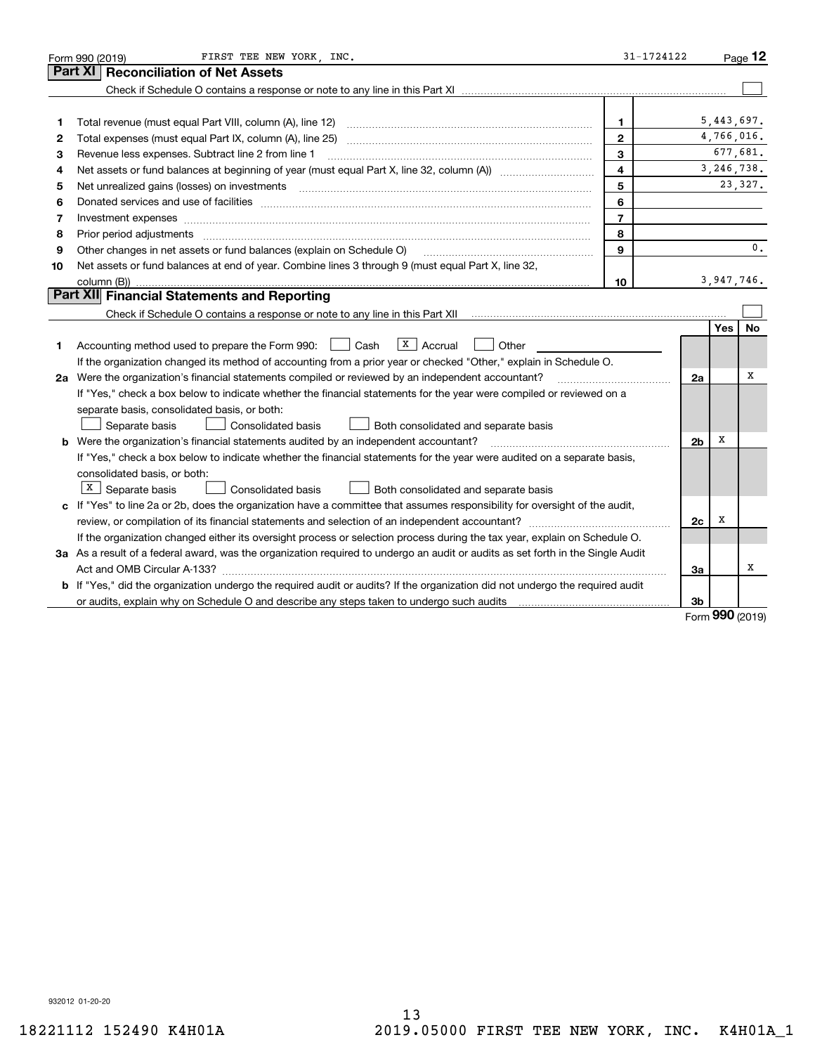Form 990 (2019) FIRST TEE NEW YORK, INC. 31-1724122 Page **12**

## Part XI Reconciliation of Net Assets

Check if Schedule O contains a response or note to any line in this Part XI ☐

| | | | |
|---|---|---|---|
| 1 | Total revenue (must equal Part VIII, column (A), line 12) | 1 | 5,443,697. |
| 2 | Total expenses (must equal Part IX, column (A), line 25) | 2 | 4,766,016. |
| 3 | Revenue less expenses. Subtract line 2 from line 1 | 3 | 677,681. |
| 4 | Net assets or fund balances at beginning of year (must equal Part X, line 32, column (A)) | 4 | 3,246,738. |
| 5 | Net unrealized gains (losses) on investments | 5 | 23,327. |
| 6 | Donated services and use of facilities | 6 | |
| 7 | Investment expenses | 7 | |
| 8 | Prior period adjustments | 8 | |
| 9 | Other changes in net assets or fund balances (explain on Schedule O) | 9 | 0. |
| 10 | Net assets or fund balances at end of year. Combine lines 3 through 9 (must equal Part X, line 32, column (B)) | 10 | 3,947,746. |

## Part XII Financial Statements and Reporting

Check if Schedule O contains a response or note to any line in this Part XII ☐

| | | | Yes | No |
|---|---|---|---|---|
| 1 | Accounting method used to prepare the Form 990: ☐ Cash ☒ Accrual ☐ Other<br>If the organization changed its method of accounting from a prior year or checked "Other," explain in Schedule O. | | | |
| 2a | Were the organization's financial statements compiled or reviewed by an independent accountant? | 2a | | X |
| | If "Yes," check a box below to indicate whether the financial statements for the year were compiled or reviewed on a separate basis, consolidated basis, or both:<br>☐ Separate basis ☐ Consolidated basis ☐ Both consolidated and separate basis | | | |
| b | Were the organization's financial statements audited by an independent accountant? | 2b | X | |
| | If "Yes," check a box below to indicate whether the financial statements for the year were audited on a separate basis, consolidated basis, or both:<br>☒ Separate basis ☐ Consolidated basis ☐ Both consolidated and separate basis | | | |
| c | If "Yes" to line 2a or 2b, does the organization have a committee that assumes responsibility for oversight of the audit, review, or compilation of its financial statements and selection of an independent accountant? | 2c | X | |
| | If the organization changed either its oversight process or selection process during the tax year, explain on Schedule O. | | | |
| 3a | As a result of a federal award, was the organization required to undergo an audit or audits as set forth in the Single Audit Act and OMB Circular A-133? | 3a | | X |
| b | If "Yes," did the organization undergo the required audit or audits? If the organization did not undergo the required audit or audits, explain why on Schedule O and describe any steps taken to undergo such audits | 3b | | |

Form **990** (2019)

932012 01-20-20

18221112 152490 K4H01A 2019.05000 FIRST TEE NEW YORK, INC. K4H01A_1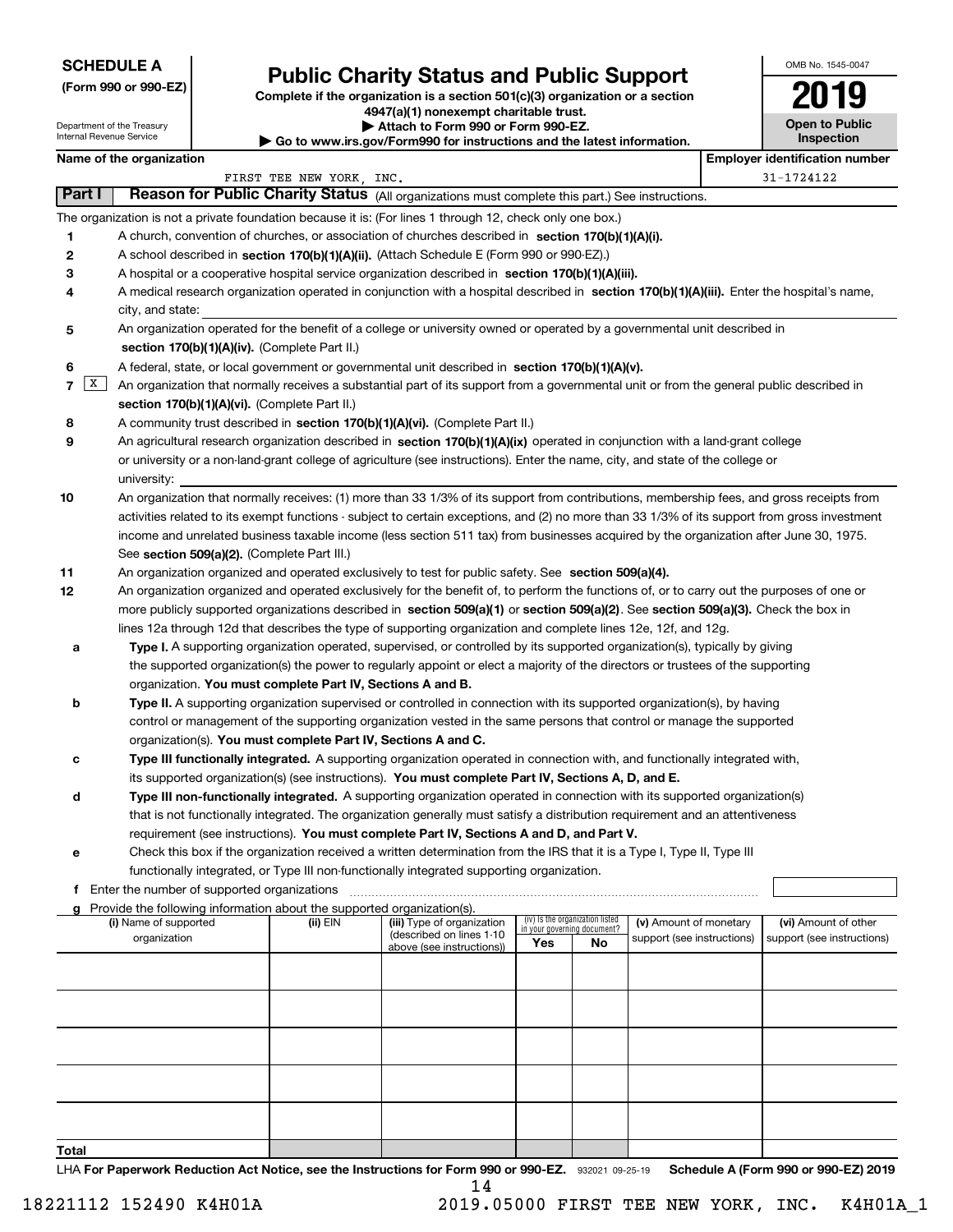**SCHEDULE A**
**(Form 990 or 990-EZ)**

Department of the Treasury
Internal Revenue Service

# Public Charity Status and Public Support

**Complete if the organization is a section 501(c)(3) organization or a section 4947(a)(1) nonexempt charitable trust.**
**▶ Attach to Form 990 or Form 990-EZ.**
**▶ Go to www.irs.gov/Form990 for instructions and the latest information.**

OMB No. 1545-0047
**2019**
**Open to Public Inspection**

**Name of the organization:** FIRST TEE NEW YORK, INC.
**Employer identification number:** 31-1724122

## Part I — Reason for Public Charity Status (All organizations must complete this part.) See instructions.

The organization is not a private foundation because it is: (For lines 1 through 12, check only one box.)

1. [ ] A church, convention of churches, or association of churches described in **section 170(b)(1)(A)(i).**
2. [ ] A school described in **section 170(b)(1)(A)(ii).** (Attach Schedule E (Form 990 or 990-EZ).)
3. [ ] A hospital or a cooperative hospital service organization described in **section 170(b)(1)(A)(iii).**
4. [ ] A medical research organization operated in conjunction with a hospital described in **section 170(b)(1)(A)(iii).** Enter the hospital's name, city, and state:
5. [ ] An organization operated for the benefit of a college or university owned or operated by a governmental unit described in **section 170(b)(1)(A)(iv).** (Complete Part II.)
6. [ ] A federal, state, or local government or governmental unit described in **section 170(b)(1)(A)(v).**
7. [X] An organization that normally receives a substantial part of its support from a governmental unit or from the general public described in **section 170(b)(1)(A)(vi).** (Complete Part II.)
8. [ ] A community trust described in **section 170(b)(1)(A)(vi).** (Complete Part II.)
9. [ ] An agricultural research organization described in **section 170(b)(1)(A)(ix)** operated in conjunction with a land-grant college or university or a non-land-grant college of agriculture (see instructions). Enter the name, city, and state of the college or university:
10. [ ] An organization that normally receives: (1) more than 33 1/3% of its support from contributions, membership fees, and gross receipts from activities related to its exempt functions - subject to certain exceptions, and (2) no more than 33 1/3% of its support from gross investment income and unrelated business taxable income (less section 511 tax) from businesses acquired by the organization after June 30, 1975. See **section 509(a)(2).** (Complete Part III.)
11. [ ] An organization organized and operated exclusively to test for public safety. See **section 509(a)(4).**
12. [ ] An organization organized and operated exclusively for the benefit of, to perform the functions of, or to carry out the purposes of one or more publicly supported organizations described in **section 509(a)(1)** or **section 509(a)(2)**. See **section 509(a)(3).** Check the box in lines 12a through 12d that describes the type of supporting organization and complete lines 12e, 12f, and 12g.
   - **a** [ ] **Type I.** A supporting organization operated, supervised, or controlled by its supported organization(s), typically by giving the supported organization(s) the power to regularly appoint or elect a majority of the directors or trustees of the supporting organization. **You must complete Part IV, Sections A and B.**
   - **b** [ ] **Type II.** A supporting organization supervised or controlled in connection with its supported organization(s), by having control or management of the supporting organization vested in the same persons that control or manage the supported organization(s). **You must complete Part IV, Sections A and C.**
   - **c** [ ] **Type III functionally integrated.** A supporting organization operated in connection with, and functionally integrated with, its supported organization(s) (see instructions). **You must complete Part IV, Sections A, D, and E.**
   - **d** [ ] **Type III non-functionally integrated.** A supporting organization operated in connection with its supported organization(s) that is not functionally integrated. The organization generally must satisfy a distribution requirement and an attentiveness requirement (see instructions). **You must complete Part IV, Sections A and D, and Part V.**
   - **e** [ ] Check this box if the organization received a written determination from the IRS that it is a Type I, Type II, Type III functionally integrated, or Type III non-functionally integrated supporting organization.
   - **f** Enter the number of supported organizations
   - **g** Provide the following information about the supported organization(s).

| (i) Name of supported organization | (ii) EIN | (iii) Type of organization (described on lines 1-10 above (see instructions)) | (iv) Is the organization listed in your governing document? Yes | No | (v) Amount of monetary support (see instructions) | (vi) Amount of other support (see instructions) |
|---|---|---|---|---|---|---|
| | | | | | | |
| | | | | | | |
| | | | | | | |
| | | | | | | |
| | | | | | | |
| **Total** | | | | | | |

LHA **For Paperwork Reduction Act Notice, see the Instructions for Form 990 or 990-EZ.** 932021 09-25-19 **Schedule A (Form 990 or 990-EZ) 2019**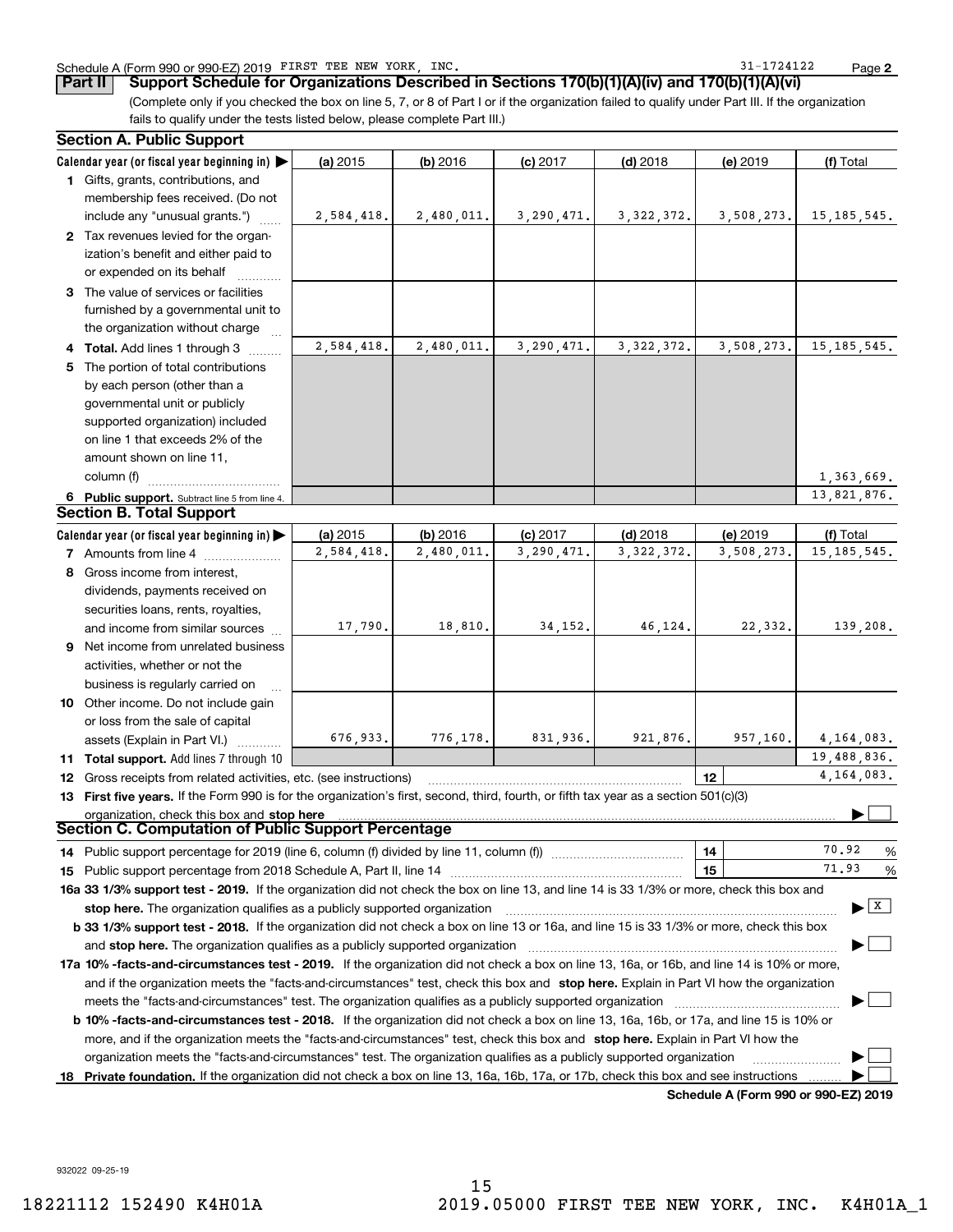Schedule A (Form 990 or 990-EZ) 2019 FIRST TEE NEW YORK, INC. 31-1724122

## Part II Support Schedule for Organizations Described in Sections 170(b)(1)(A)(iv) and 170(b)(1)(A)(vi)

(Complete only if you checked the box on line 5, 7, or 8 of Part I or if the organization failed to qualify under Part III. If the organization fails to qualify under the tests listed below, please complete Part III.)

### Section A. Public Support

| Calendar year (or fiscal year beginning in) ▶ | (a) 2015 | (b) 2016 | (c) 2017 | (d) 2018 | (e) 2019 | (f) Total |
|---|---|---|---|---|---|---|
| 1 Gifts, grants, contributions, and membership fees received. (Do not include any "unusual grants.") | 2,584,418. | 2,480,011. | 3,290,471. | 3,322,372. | 3,508,273. | 15,185,545. |
| 2 Tax revenues levied for the organization's benefit and either paid to or expended on its behalf | | | | | | |
| 3 The value of services or facilities furnished by a governmental unit to the organization without charge | | | | | | |
| 4 Total. Add lines 1 through 3 | 2,584,418. | 2,480,011. | 3,290,471. | 3,322,372. | 3,508,273. | 15,185,545. |
| 5 The portion of total contributions by each person (other than a governmental unit or publicly supported organization) included on line 1 that exceeds 2% of the amount shown on line 11, column (f) | | | | | | 1,363,669. |
| 6 Public support. Subtract line 5 from line 4. | | | | | | 13,821,876. |

### Section B. Total Support

| Calendar year (or fiscal year beginning in) ▶ | (a) 2015 | (b) 2016 | (c) 2017 | (d) 2018 | (e) 2019 | (f) Total |
|---|---|---|---|---|---|---|
| 7 Amounts from line 4 | 2,584,418. | 2,480,011. | 3,290,471. | 3,322,372. | 3,508,273. | 15,185,545. |
| 8 Gross income from interest, dividends, payments received on securities loans, rents, royalties, and income from similar sources | 17,790. | 18,810. | 34,152. | 46,124. | 22,332. | 139,208. |
| 9 Net income from unrelated business activities, whether or not the business is regularly carried on | | | | | | |
| 10 Other income. Do not include gain or loss from the sale of capital assets (Explain in Part VI.) | 676,933. | 776,178. | 831,936. | 921,876. | 957,160. | 4,164,083. |
| 11 Total support. Add lines 7 through 10 | | | | | | 19,488,836. |

12 Gross receipts from related activities, etc. (see instructions) | 12 | 4,164,083.

13 **First five years.** If the Form 990 is for the organization's first, second, third, fourth, or fifth tax year as a section 501(c)(3) organization, check this box and **stop here** ▶ ☐

### Section C. Computation of Public Support Percentage

14 Public support percentage for 2019 (line 6, column (f) divided by line 11, column (f)) | 14 | 70.92 %

15 Public support percentage from 2018 Schedule A, Part II, line 14 | 15 | 71.93 %

**16a 33 1/3% support test - 2019.** If the organization did not check the box on line 13, and line 14 is 33 1/3% or more, check this box and **stop here.** The organization qualifies as a publicly supported organization ▶ ☒

**b 33 1/3% support test - 2018.** If the organization did not check a box on line 13 or 16a, and line 15 is 33 1/3% or more, check this box and **stop here.** The organization qualifies as a publicly supported organization ▶ ☐

**17a 10% -facts-and-circumstances test - 2019.** If the organization did not check a box on line 13, 16a, or 16b, and line 14 is 10% or more, and if the organization meets the "facts-and-circumstances" test, check this box and **stop here.** Explain in Part VI how the organization meets the "facts-and-circumstances" test. The organization qualifies as a publicly supported organization ▶ ☐

**b 10% -facts-and-circumstances test - 2018.** If the organization did not check a box on line 13, 16a, 16b, or 17a, and line 15 is 10% or more, and if the organization meets the "facts-and-circumstances" test, check this box and **stop here.** Explain in Part VI how the organization meets the "facts-and-circumstances" test. The organization qualifies as a publicly supported organization ▶ ☐

**18 Private foundation.** If the organization did not check a box on line 13, 16a, 16b, 17a, or 17b, check this box and see instructions ▶ ☐

**Schedule A (Form 990 or 990-EZ) 2019**

932022 09-25-19

18221112 152490 K4H01A 2019.05000 FIRST TEE NEW YORK, INC. K4H01A_1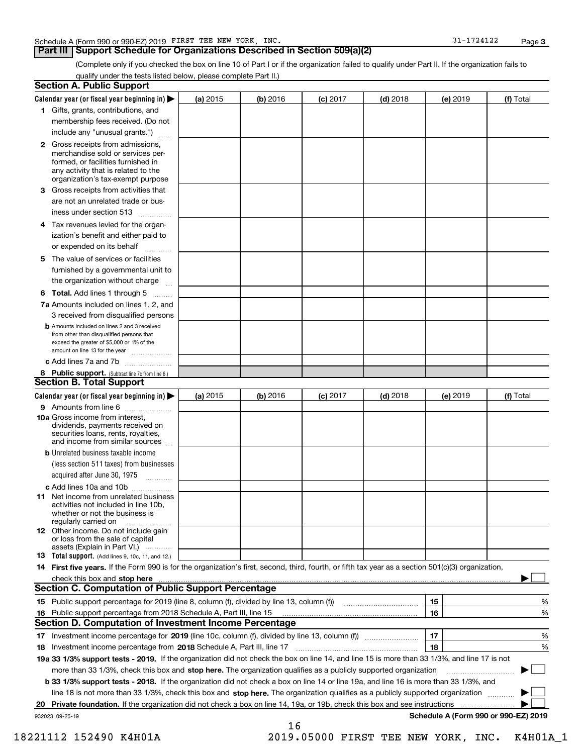Schedule A (Form 990 or 990-EZ) 2019 FIRST TEE NEW YORK, INC. 31-1724122 Page 3

## Part III Support Schedule for Organizations Described in Section 509(a)(2)

(Complete only if you checked the box on line 10 of Part I or if the organization failed to qualify under Part II. If the organization fails to qualify under the tests listed below, please complete Part II.)

### Section A. Public Support

| Calendar year (or fiscal year beginning in) ▶ | (a) 2015 | (b) 2016 | (c) 2017 | (d) 2018 | (e) 2019 | (f) Total |
|---|---|---|---|---|---|---|
| **1** Gifts, grants, contributions, and membership fees received. (Do not include any "unusual grants.") | | | | | | |
| **2** Gross receipts from admissions, merchandise sold or services performed, or facilities furnished in any activity that is related to the organization's tax-exempt purpose | | | | | | |
| **3** Gross receipts from activities that are not an unrelated trade or business under section 513 | | | | | | |
| **4** Tax revenues levied for the organization's benefit and either paid to or expended on its behalf | | | | | | |
| **5** The value of services or facilities furnished by a governmental unit to the organization without charge | | | | | | |
| **6 Total.** Add lines 1 through 5 | | | | | | |
| **7a** Amounts included on lines 1, 2, and 3 received from disqualified persons | | | | | | |
| **b** Amounts included on lines 2 and 3 received from other than disqualified persons that exceed the greater of $5,000 or 1% of the amount on line 13 for the year | | | | | | |
| **c** Add lines 7a and 7b | | | | | | |
| **8 Public support.** (Subtract line 7c from line 6.) | | | | | | |

### Section B. Total Support

| Calendar year (or fiscal year beginning in) ▶ | (a) 2015 | (b) 2016 | (c) 2017 | (d) 2018 | (e) 2019 | (f) Total |
|---|---|---|---|---|---|---|
| **9** Amounts from line 6 | | | | | | |
| **10a** Gross income from interest, dividends, payments received on securities loans, rents, royalties, and income from similar sources | | | | | | |
| **b** Unrelated business taxable income (less section 511 taxes) from businesses acquired after June 30, 1975 | | | | | | |
| **c** Add lines 10a and 10b | | | | | | |
| **11** Net income from unrelated business activities not included in line 10b, whether or not the business is regularly carried on | | | | | | |
| **12** Other income. Do not include gain or loss from the sale of capital assets (Explain in Part VI.) | | | | | | |
| **13 Total support.** (Add lines 9, 10c, 11, and 12.) | | | | | | |

**14 First five years.** If the Form 990 is for the organization's first, second, third, fourth, or fifth tax year as a section 501(c)(3) organization, check this box and **stop here** ▶ ☐

### Section C. Computation of Public Support Percentage

**15** Public support percentage for 2019 (line 8, column (f), divided by line 13, column (f)) **15** %

**16** Public support percentage from 2018 Schedule A, Part III, line 15 **16** %

### Section D. Computation of Investment Income Percentage

**17** Investment income percentage for **2019** (line 10c, column (f), divided by line 13, column (f)) **17** %

**18** Investment income percentage from **2018** Schedule A, Part III, line 17 **18** %

**19a 33 1/3% support tests - 2019.** If the organization did not check the box on line 14, and line 15 is more than 33 1/3%, and line 17 is not more than 33 1/3%, check this box and **stop here.** The organization qualifies as a publicly supported organization ▶ ☐

**b 33 1/3% support tests - 2018.** If the organization did not check a box on line 14 or line 19a, and line 16 is more than 33 1/3%, and line 18 is not more than 33 1/3%, check this box and **stop here.** The organization qualifies as a publicly supported organization ▶ ☐

**20 Private foundation.** If the organization did not check a box on line 14, 19a, or 19b, check this box and see instructions ▶ ☐

932023 09-25-19 **Schedule A (Form 990 or 990-EZ) 2019**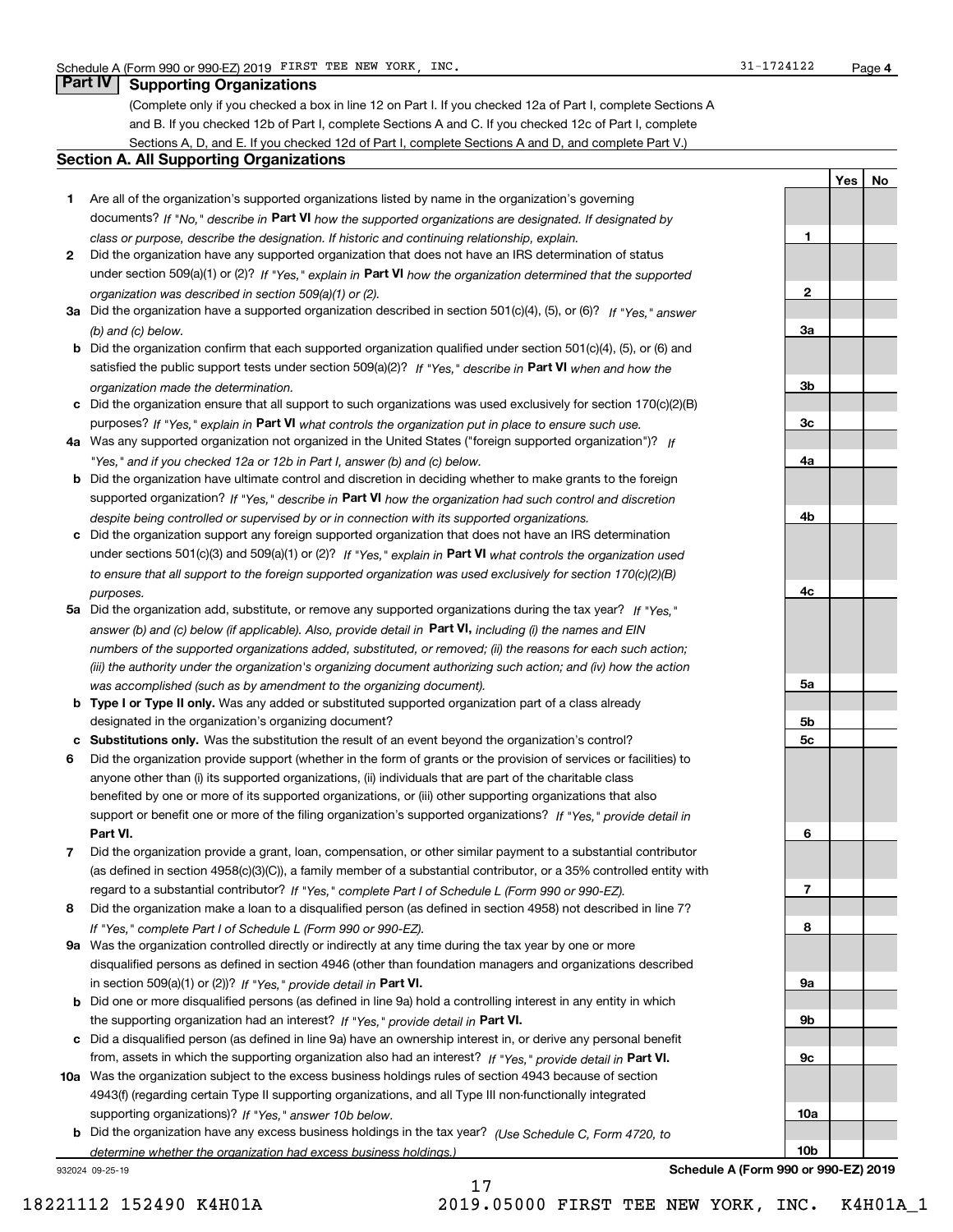Schedule A (Form 990 or 990-EZ) 2019 FIRST TEE NEW YORK, INC. 31-1724122 Page 4

## Part IV Supporting Organizations

(Complete only if you checked a box in line 12 on Part I. If you checked 12a of Part I, complete Sections A and B. If you checked 12b of Part I, complete Sections A and C. If you checked 12c of Part I, complete Sections A, D, and E. If you checked 12d of Part I, complete Sections A and D, and complete Part V.)

### Section A. All Supporting Organizations

| | | | Yes | No |
|---|---|---|---|---|
| **1** | Are all of the organization's supported organizations listed by name in the organization's governing documents? *If "No," describe in* **Part VI** *how the supported organizations are designated. If designated by class or purpose, describe the designation. If historic and continuing relationship, explain.* | **1** | | |
| **2** | Did the organization have any supported organization that does not have an IRS determination of status under section 509(a)(1) or (2)? *If "Yes," explain in* **Part VI** *how the organization determined that the supported organization was described in section 509(a)(1) or (2).* | **2** | | |
| **3a** | Did the organization have a supported organization described in section 501(c)(4), (5), or (6)? *If "Yes," answer (b) and (c) below.* | **3a** | | |
| **b** | Did the organization confirm that each supported organization qualified under section 501(c)(4), (5), or (6) and satisfied the public support tests under section 509(a)(2)? *If "Yes," describe in* **Part VI** *when and how the organization made the determination.* | **3b** | | |
| **c** | Did the organization ensure that all support to such organizations was used exclusively for section 170(c)(2)(B) purposes? *If "Yes," explain in* **Part VI** *what controls the organization put in place to ensure such use.* | **3c** | | |
| **4a** | Was any supported organization not organized in the United States ("foreign supported organization")? *If "Yes," and if you checked 12a or 12b in Part I, answer (b) and (c) below.* | **4a** | | |
| **b** | Did the organization have ultimate control and discretion in deciding whether to make grants to the foreign supported organization? *If "Yes," describe in* **Part VI** *how the organization had such control and discretion despite being controlled or supervised by or in connection with its supported organizations.* | **4b** | | |
| **c** | Did the organization support any foreign supported organization that does not have an IRS determination under sections 501(c)(3) and 509(a)(1) or (2)? *If "Yes," explain in* **Part VI** *what controls the organization used to ensure that all support to the foreign supported organization was used exclusively for section 170(c)(2)(B) purposes.* | **4c** | | |
| **5a** | Did the organization add, substitute, or remove any supported organizations during the tax year? *If "Yes," answer (b) and (c) below (if applicable). Also, provide detail in* **Part VI,** *including (i) the names and EIN numbers of the supported organizations added, substituted, or removed; (ii) the reasons for each such action; (iii) the authority under the organization's organizing document authorizing such action; and (iv) how the action was accomplished (such as by amendment to the organizing document).* | **5a** | | |
| **b** | **Type I or Type II only.** Was any added or substituted supported organization part of a class already designated in the organization's organizing document? | **5b** | | |
| **c** | **Substitutions only.** Was the substitution the result of an event beyond the organization's control? | **5c** | | |
| **6** | Did the organization provide support (whether in the form of grants or the provision of services or facilities) to anyone other than (i) its supported organizations, (ii) individuals that are part of the charitable class benefited by one or more of its supported organizations, or (iii) other supporting organizations that also support or benefit one or more of the filing organization's supported organizations? *If "Yes," provide detail in* **Part VI.** | **6** | | |
| **7** | Did the organization provide a grant, loan, compensation, or other similar payment to a substantial contributor (as defined in section 4958(c)(3)(C)), a family member of a substantial contributor, or a 35% controlled entity with regard to a substantial contributor? *If "Yes," complete Part I of Schedule L (Form 990 or 990-EZ).* | **7** | | |
| **8** | Did the organization make a loan to a disqualified person (as defined in section 4958) not described in line 7? *If "Yes," complete Part I of Schedule L (Form 990 or 990-EZ).* | **8** | | |
| **9a** | Was the organization controlled directly or indirectly at any time during the tax year by one or more disqualified persons as defined in section 4946 (other than foundation managers and organizations described in section 509(a)(1) or (2))? *If "Yes," provide detail in* **Part VI.** | **9a** | | |
| **b** | Did one or more disqualified persons (as defined in line 9a) hold a controlling interest in any entity in which the supporting organization had an interest? *If "Yes," provide detail in* **Part VI.** | **9b** | | |
| **c** | Did a disqualified person (as defined in line 9a) have an ownership interest in, or derive any personal benefit from, assets in which the supporting organization also had an interest? *If "Yes," provide detail in* **Part VI.** | **9c** | | |
| **10a** | Was the organization subject to the excess business holdings rules of section 4943 because of section 4943(f) (regarding certain Type II supporting organizations, and all Type III non-functionally integrated supporting organizations)? *If "Yes," answer 10b below.* | **10a** | | |
| **b** | Did the organization have any excess business holdings in the tax year? *(Use Schedule C, Form 4720, to determine whether the organization had excess business holdings.)* | **10b** | | |

932024 09-25-19 **Schedule A (Form 990 or 990-EZ) 2019**

18221112 152490 K4H01A 2019.05000 FIRST TEE NEW YORK, INC. K4H01A_1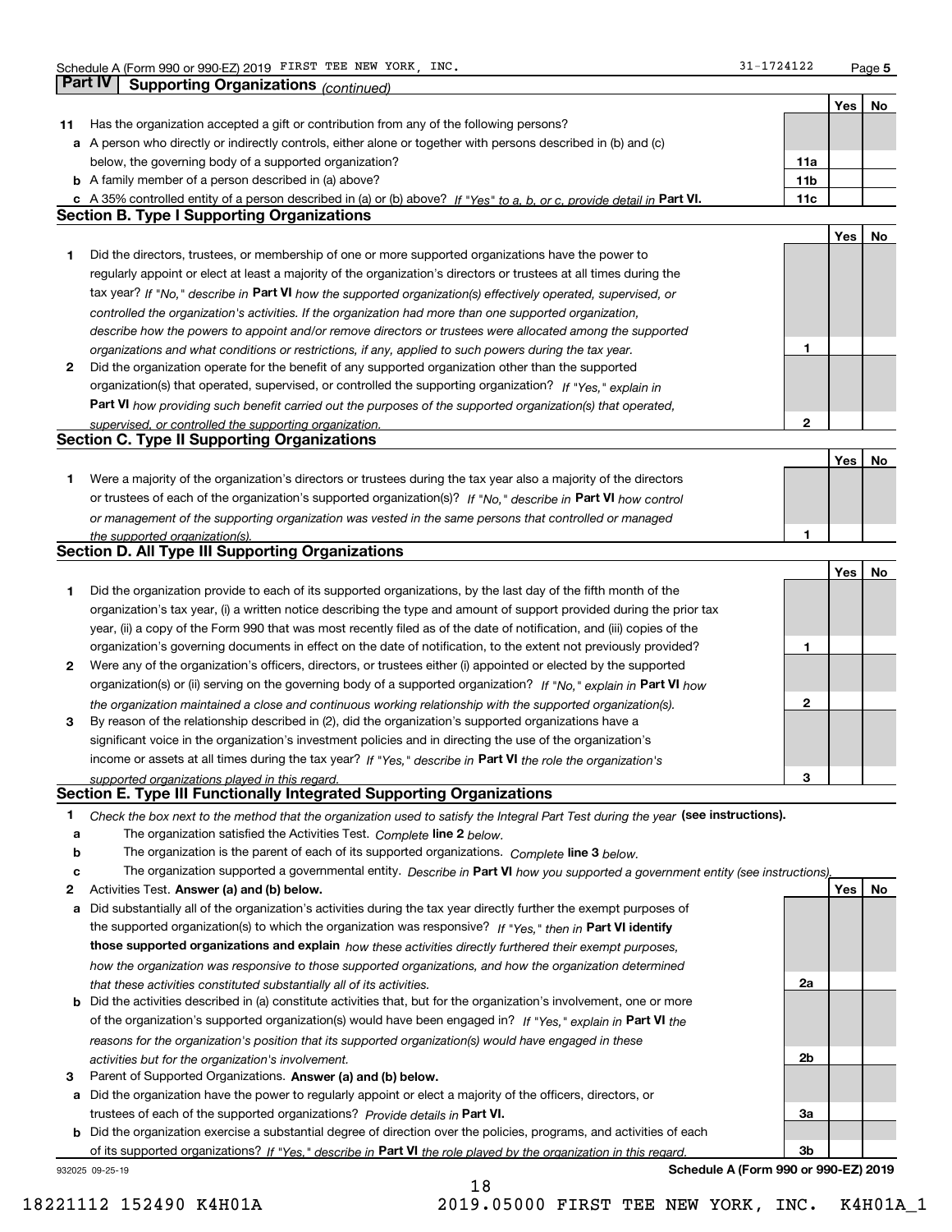## Part IV Supporting Organizations *(continued)*

| | | | Yes | No |
|---|---|---|---|---|
| **11** | Has the organization accepted a gift or contribution from any of the following persons? | | | |
| **a** | A person who directly or indirectly controls, either alone or together with persons described in (b) and (c) below, the governing body of a supported organization? | 11a | | |
| **b** | A family member of a person described in (a) above? | 11b | | |
| **c** | A 35% controlled entity of a person described in (a) or (b) above? *If "Yes" to a, b, or c, provide detail in* **Part VI.** | 11c | | |

### Section B. Type I Supporting Organizations

| | | | Yes | No |
|---|---|---|---|---|
| **1** | Did the directors, trustees, or membership of one or more supported organizations have the power to regularly appoint or elect at least a majority of the organization's directors or trustees at all times during the tax year? *If "No," describe in* **Part VI** *how the supported organization(s) effectively operated, supervised, or controlled the organization's activities. If the organization had more than one supported organization, describe how the powers to appoint and/or remove directors or trustees were allocated among the supported organizations and what conditions or restrictions, if any, applied to such powers during the tax year.* | 1 | | |
| **2** | Did the organization operate for the benefit of any supported organization other than the supported organization(s) that operated, supervised, or controlled the supporting organization? *If "Yes," explain in* **Part VI** *how providing such benefit carried out the purposes of the supported organization(s) that operated, supervised, or controlled the supporting organization.* | 2 | | |

### Section C. Type II Supporting Organizations

| | | | Yes | No |
|---|---|---|---|---|
| **1** | Were a majority of the organization's directors or trustees during the tax year also a majority of the directors or trustees of each of the organization's supported organization(s)? *If "No," describe in* **Part VI** *how control or management of the supporting organization was vested in the same persons that controlled or managed the supported organization(s).* | 1 | | |

### Section D. All Type III Supporting Organizations

| | | | Yes | No |
|---|---|---|---|---|
| **1** | Did the organization provide to each of its supported organizations, by the last day of the fifth month of the organization's tax year, (i) a written notice describing the type and amount of support provided during the prior tax year, (ii) a copy of the Form 990 that was most recently filed as of the date of notification, and (iii) copies of the organization's governing documents in effect on the date of notification, to the extent not previously provided? | 1 | | |
| **2** | Were any of the organization's officers, directors, or trustees either (i) appointed or elected by the supported organization(s) or (ii) serving on the governing body of a supported organization? *If "No," explain in* **Part VI** *how the organization maintained a close and continuous working relationship with the supported organization(s).* | 2 | | |
| **3** | By reason of the relationship described in (2), did the organization's supported organizations have a significant voice in the organization's investment policies and in directing the use of the organization's income or assets at all times during the tax year? *If "Yes," describe in* **Part VI** *the role the organization's supported organizations played in this regard.* | 3 | | |

### Section E. Type III Functionally Integrated Supporting Organizations

**1** *Check the box next to the method that the organization used to satisfy the Integral Part Test during the year* **(see instructions).**

- **a** The organization satisfied the Activities Test. *Complete* **line 2** *below.*
- **b** The organization is the parent of each of its supported organizations. *Complete* **line 3** *below.*
- **c** The organization supported a governmental entity. *Describe in* **Part VI** *how you supported a government entity (see instructions).*

| | | | Yes | No |
|---|---|---|---|---|
| **2** | Activities Test. **Answer (a) and (b) below.** | | | |
| **a** | Did substantially all of the organization's activities during the tax year directly further the exempt purposes of the supported organization(s) to which the organization was responsive? *If "Yes," then in* **Part VI identify those supported organizations and explain** *how these activities directly furthered their exempt purposes, how the organization was responsive to those supported organizations, and how the organization determined that these activities constituted substantially all of its activities.* | 2a | | |
| **b** | Did the activities described in (a) constitute activities that, but for the organization's involvement, one or more of the organization's supported organization(s) would have been engaged in? *If "Yes," explain in* **Part VI** *the reasons for the organization's position that its supported organization(s) would have engaged in these activities but for the organization's involvement.* | 2b | | |
| **3** | Parent of Supported Organizations. **Answer (a) and (b) below.** | | | |
| **a** | Did the organization have the power to regularly appoint or elect a majority of the officers, directors, or trustees of each of the supported organizations? *Provide details in* **Part VI.** | 3a | | |
| **b** | Did the organization exercise a substantial degree of direction over the policies, programs, and activities of each of its supported organizations? *If "Yes," describe in* **Part VI** *the role played by the organization in this regard.* | 3b | | |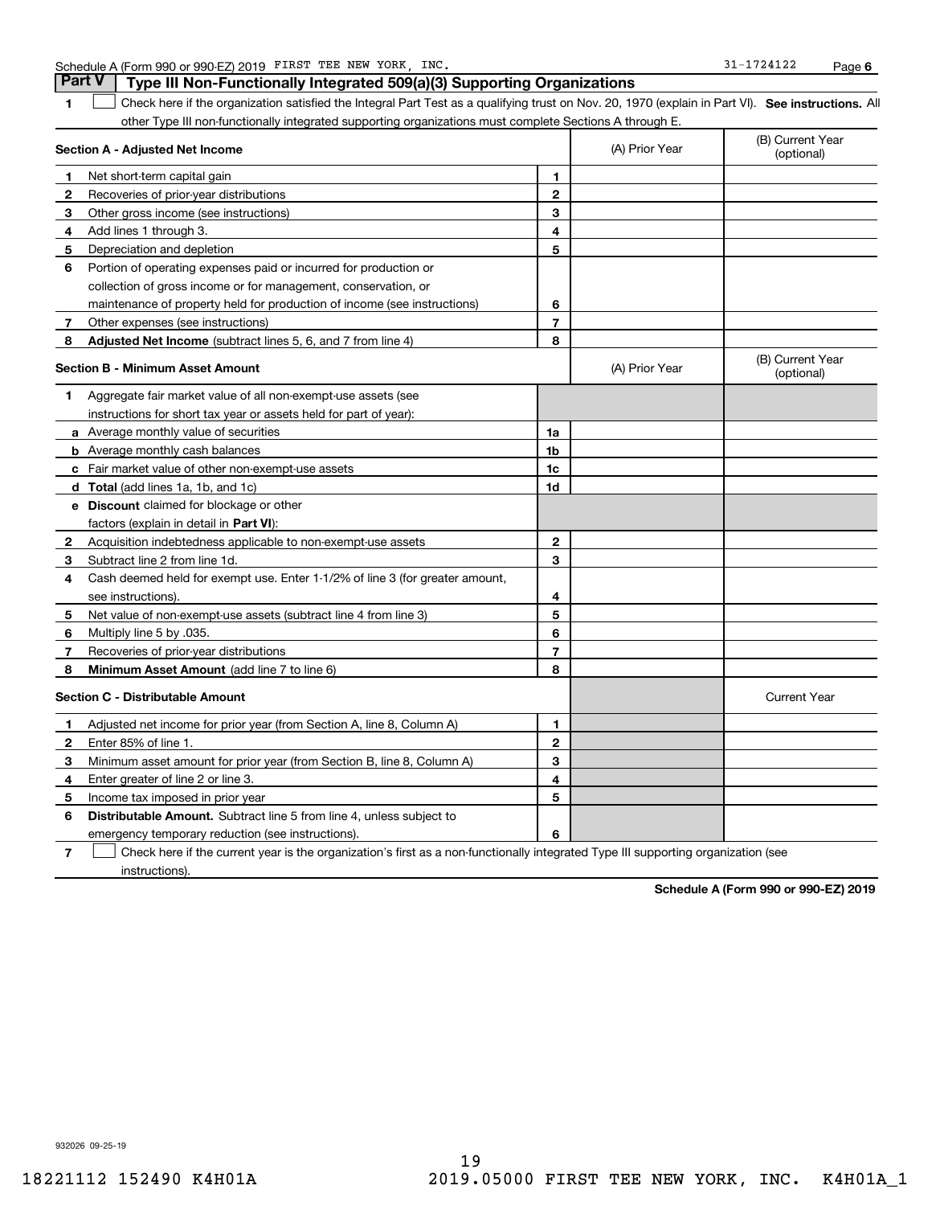## Part V Type III Non-Functionally Integrated 509(a)(3) Supporting Organizations

**1** ☐ Check here if the organization satisfied the Integral Part Test as a qualifying trust on Nov. 20, 1970 (explain in Part VI). **See instructions.** All other Type III non-functionally integrated supporting organizations must complete Sections A through E.

| | **Section A - Adjusted Net Income** | | (A) Prior Year | (B) Current Year (optional) |
|---|---|---|---|---|
| **1** | Net short-term capital gain | **1** | | |
| **2** | Recoveries of prior-year distributions | **2** | | |
| **3** | Other gross income (see instructions) | **3** | | |
| **4** | Add lines 1 through 3. | **4** | | |
| **5** | Depreciation and depletion | **5** | | |
| **6** | Portion of operating expenses paid or incurred for production or collection of gross income or for management, conservation, or maintenance of property held for production of income (see instructions) | **6** | | |
| **7** | Other expenses (see instructions) | **7** | | |
| **8** | **Adjusted Net Income** (subtract lines 5, 6, and 7 from line 4) | **8** | | |

| | **Section B - Minimum Asset Amount** | | (A) Prior Year | (B) Current Year (optional) |
|---|---|---|---|---|
| **1** | Aggregate fair market value of all non-exempt-use assets (see instructions for short tax year or assets held for part of year): | | | |
| **a** | Average monthly value of securities | **1a** | | |
| **b** | Average monthly cash balances | **1b** | | |
| **c** | Fair market value of other non-exempt-use assets | **1c** | | |
| **d** | **Total** (add lines 1a, 1b, and 1c) | **1d** | | |
| **e** | **Discount** claimed for blockage or other factors (explain in detail in **Part VI**): | | | |
| **2** | Acquisition indebtedness applicable to non-exempt-use assets | **2** | | |
| **3** | Subtract line 2 from line 1d. | **3** | | |
| **4** | Cash deemed held for exempt use. Enter 1-1/2% of line 3 (for greater amount, see instructions). | **4** | | |
| **5** | Net value of non-exempt-use assets (subtract line 4 from line 3) | **5** | | |
| **6** | Multiply line 5 by .035. | **6** | | |
| **7** | Recoveries of prior-year distributions | **7** | | |
| **8** | **Minimum Asset Amount** (add line 7 to line 6) | **8** | | |

| | **Section C - Distributable Amount** | | | Current Year |
|---|---|---|---|---|
| **1** | Adjusted net income for prior year (from Section A, line 8, Column A) | **1** | | |
| **2** | Enter 85% of line 1. | **2** | | |
| **3** | Minimum asset amount for prior year (from Section B, line 8, Column A) | **3** | | |
| **4** | Enter greater of line 2 or line 3. | **4** | | |
| **5** | Income tax imposed in prior year | **5** | | |
| **6** | **Distributable Amount.** Subtract line 5 from line 4, unless subject to emergency temporary reduction (see instructions). | **6** | | |

**7** ☐ Check here if the current year is the organization's first as a non-functionally integrated Type III supporting organization (see instructions).

**Schedule A (Form 990 or 990-EZ) 2019**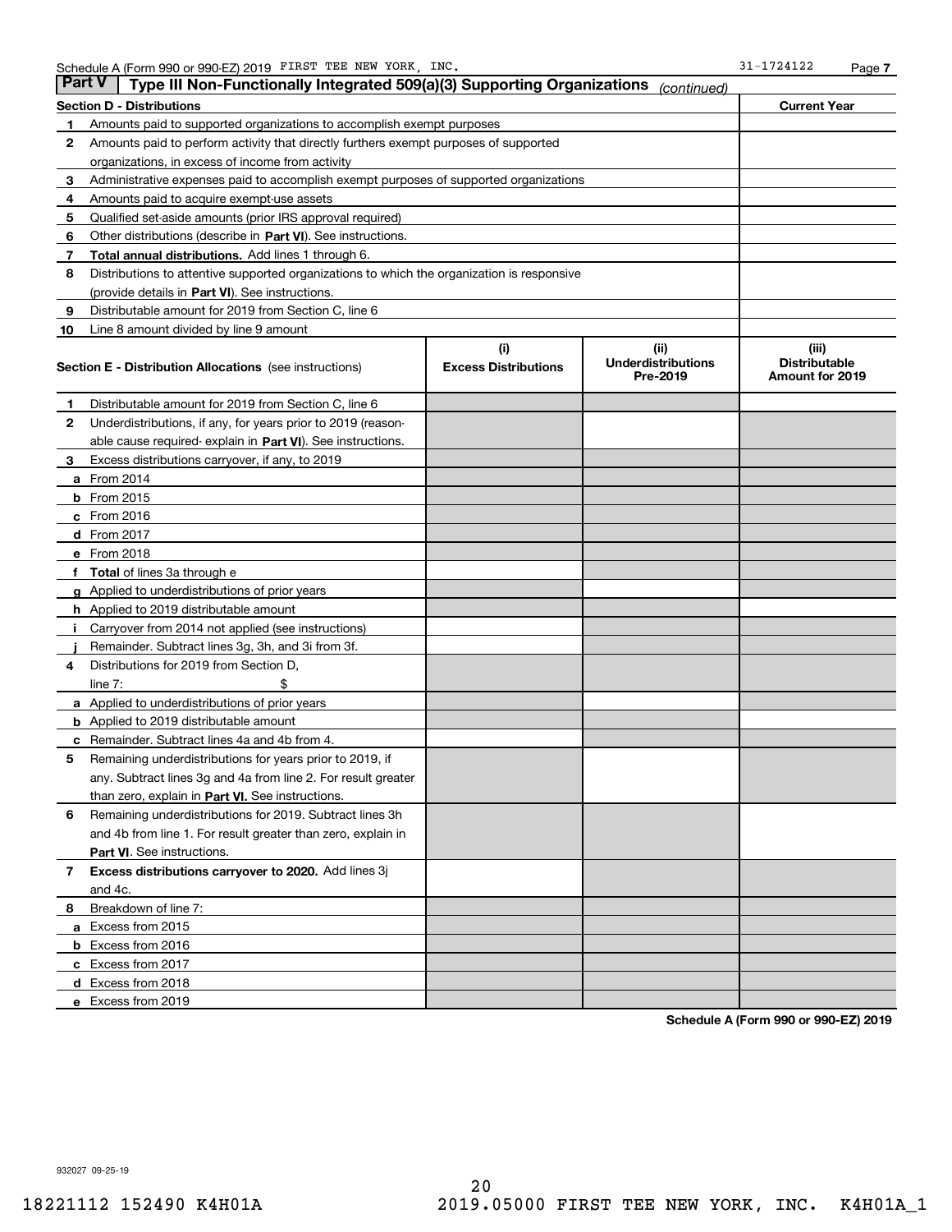Schedule A (Form 990 or 990-EZ) 2019 FIRST TEE NEW YORK, INC. 31-1724122 Page 7

## Part V — Type III Non-Functionally Integrated 509(a)(3) Supporting Organizations *(continued)*

| Section D - Distributions | | Current Year |
|---|---|---|
| 1 | Amounts paid to supported organizations to accomplish exempt purposes | |
| 2 | Amounts paid to perform activity that directly furthers exempt purposes of supported organizations, in excess of income from activity | |
| 3 | Administrative expenses paid to accomplish exempt purposes of supported organizations | |
| 4 | Amounts paid to acquire exempt-use assets | |
| 5 | Qualified set-aside amounts (prior IRS approval required) | |
| 6 | Other distributions (describe in **Part VI**). See instructions. | |
| 7 | **Total annual distributions.** Add lines 1 through 6. | |
| 8 | Distributions to attentive supported organizations to which the organization is responsive (provide details in **Part VI**). See instructions. | |
| 9 | Distributable amount for 2019 from Section C, line 6 | |
| 10 | Line 8 amount divided by line 9 amount | |

| **Section E - Distribution Allocations** (see instructions) | (i) Excess Distributions | (ii) Underdistributions Pre-2019 | (iii) Distributable Amount for 2019 |
|---|---|---|---|
| 1 Distributable amount for 2019 from Section C, line 6 | | | |
| 2 Underdistributions, if any, for years prior to 2019 (reasonable cause required- explain in **Part VI**). See instructions. | | | |
| 3 Excess distributions carryover, if any, to 2019 | | | |
| a From 2014 | | | |
| b From 2015 | | | |
| c From 2016 | | | |
| d From 2017 | | | |
| e From 2018 | | | |
| f **Total** of lines 3a through e | | | |
| g Applied to underdistributions of prior years | | | |
| h Applied to 2019 distributable amount | | | |
| i Carryover from 2014 not applied (see instructions) | | | |
| j Remainder. Subtract lines 3g, 3h, and 3i from 3f. | | | |
| 4 Distributions for 2019 from Section D, line 7: $ | | | |
| a Applied to underdistributions of prior years | | | |
| b Applied to 2019 distributable amount | | | |
| c Remainder. Subtract lines 4a and 4b from 4. | | | |
| 5 Remaining underdistributions for years prior to 2019, if any. Subtract lines 3g and 4a from line 2. For result greater than zero, explain in **Part VI.** See instructions. | | | |
| 6 Remaining underdistributions for 2019. Subtract lines 3h and 4b from line 1. For result greater than zero, explain in **Part VI**. See instructions. | | | |
| 7 **Excess distributions carryover to 2020.** Add lines 3j and 4c. | | | |
| 8 Breakdown of line 7: | | | |
| a Excess from 2015 | | | |
| b Excess from 2016 | | | |
| c Excess from 2017 | | | |
| d Excess from 2018 | | | |
| e Excess from 2019 | | | |

**Schedule A (Form 990 or 990-EZ) 2019**

932027 09-25-19

18221112 152490 K4H01A 2019.05000 FIRST TEE NEW YORK, INC. K4H01A_1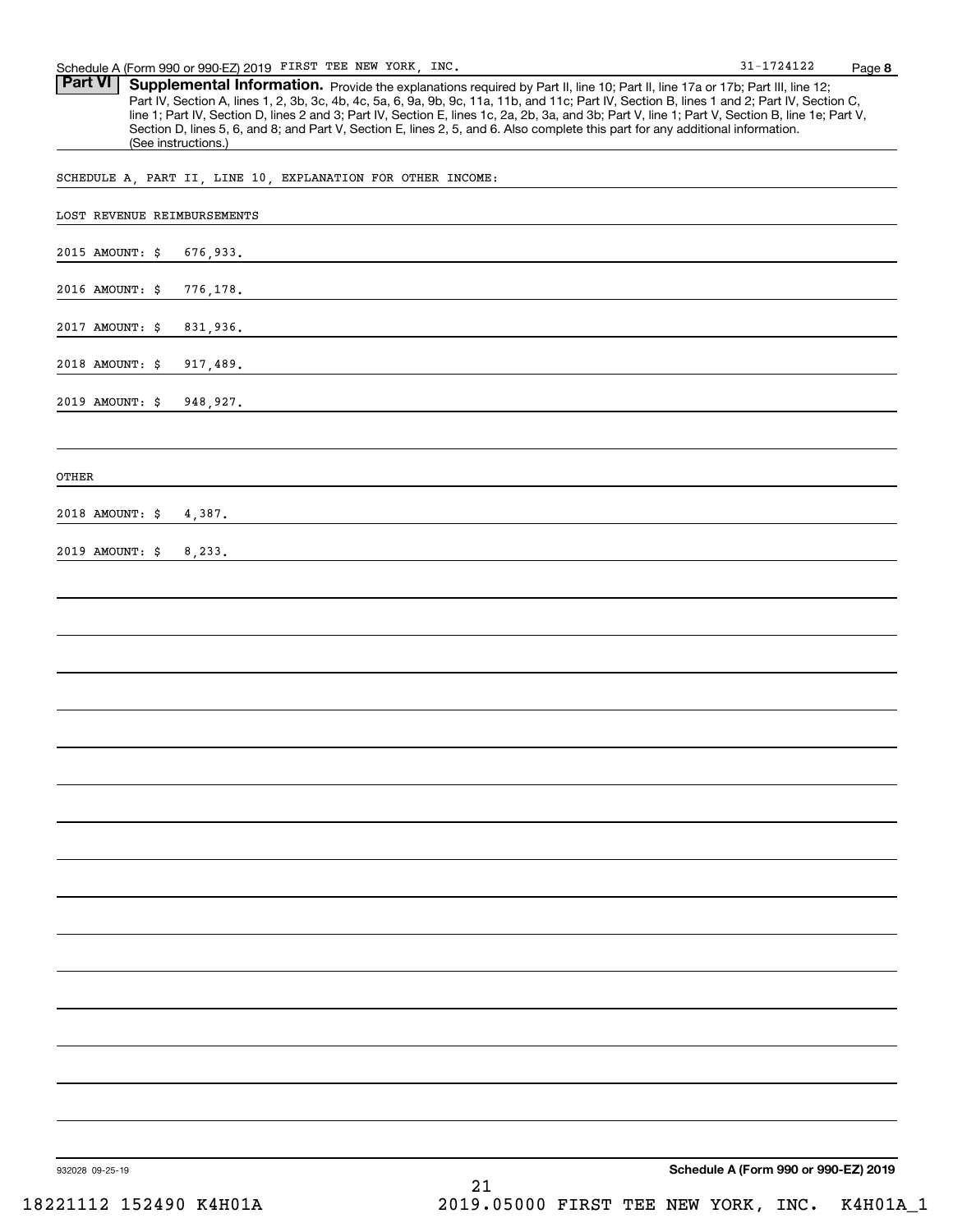Schedule A (Form 990 or 990-EZ) 2019 FIRST TEE NEW YORK, INC. 31-1724122

**Part VI** **Supplemental Information.** Provide the explanations required by Part II, line 10; Part II, line 17a or 17b; Part III, line 12; Part IV, Section A, lines 1, 2, 3b, 3c, 4b, 4c, 5a, 6, 9a, 9b, 9c, 11a, 11b, and 11c; Part IV, Section B, lines 1 and 2; Part IV, Section C, line 1; Part IV, Section D, lines 2 and 3; Part IV, Section E, lines 1c, 2a, 2b, 3a, and 3b; Part V, line 1; Part V, Section B, line 1e; Part V, Section D, lines 5, 6, and 8; and Part V, Section E, lines 2, 5, and 6. Also complete this part for any additional information. (See instructions.)

SCHEDULE A, PART II, LINE 10, EXPLANATION FOR OTHER INCOME:

LOST REVENUE REIMBURSEMENTS

2015 AMOUNT: $ 676,933.

2016 AMOUNT: $ 776,178.

2017 AMOUNT: $ 831,936.

2018 AMOUNT: $ 917,489.

2019 AMOUNT: $ 948,927.

OTHER

2018 AMOUNT: $ 4,387.

2019 AMOUNT: $ 8,233.

932028 09-25-19 **Schedule A (Form 990 or 990-EZ) 2019**

18221112 152490 K4H01A 2019.05000 FIRST TEE NEW YORK, INC. K4H01A_1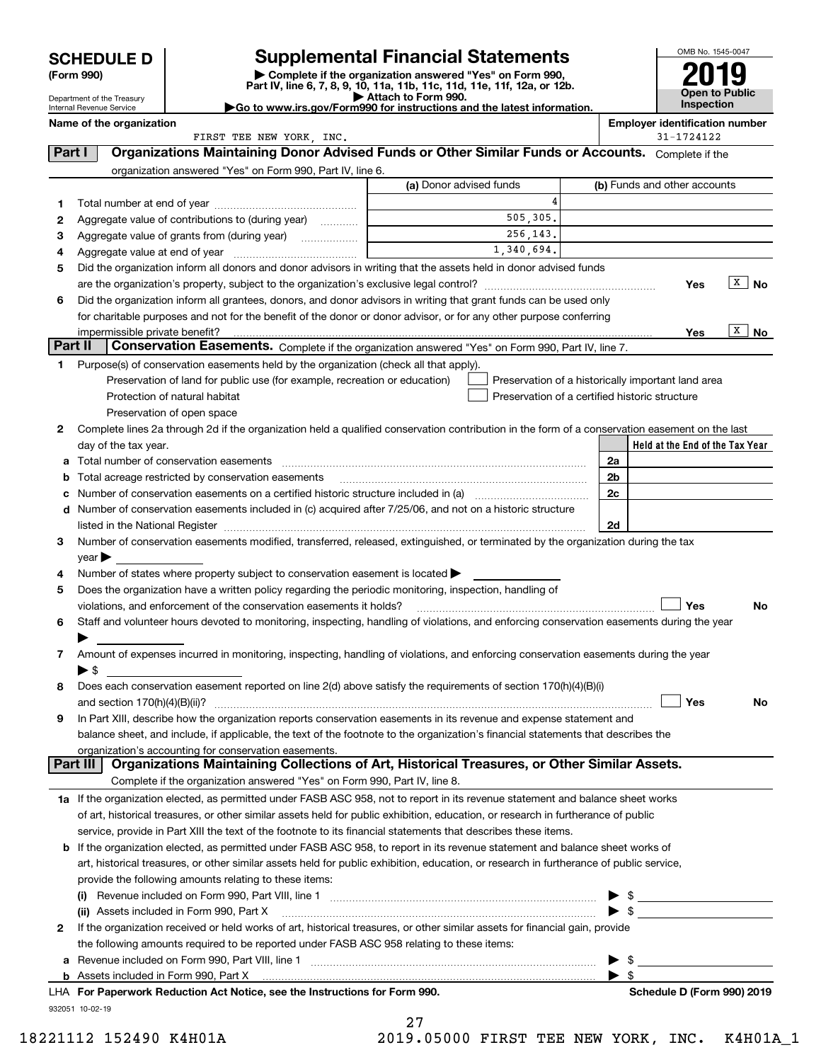# SCHEDULE D (Form 990)

Department of the Treasury
Internal Revenue Service

## Supplemental Financial Statements

▶ Complete if the organization answered "Yes" on Form 990, Part IV, line 6, 7, 8, 9, 10, 11a, 11b, 11c, 11d, 11e, 11f, 12a, or 12b.
▶ Attach to Form 990.
▶Go to www.irs.gov/Form990 for instructions and the latest information.

OMB No. 1545-0047

**2019**

**Open to Public Inspection**

**Name of the organization**
FIRST TEE NEW YORK, INC.

**Employer identification number**
31-1724122

### Part I — Organizations Maintaining Donor Advised Funds or Other Similar Funds or Accounts.
Complete if the organization answered "Yes" on Form 990, Part IV, line 6.

| | | (a) Donor advised funds | (b) Funds and other accounts |
|---|---|---|---|
| 1 | Total number at end of year | 4 | |
| 2 | Aggregate value of contributions to (during year) | 505,305. | |
| 3 | Aggregate value of grants from (during year) | 256,143. | |
| 4 | Aggregate value at end of year | 1,340,694. | |

5 Did the organization inform all donors and donor advisors in writing that the assets held in donor advised funds are the organization's property, subject to the organization's exclusive legal control? Yes [ ] No [X]

6 Did the organization inform all grantees, donors, and donor advisors in writing that grant funds can be used only for charitable purposes and not for the benefit of the donor or donor advisor, or for any other purpose conferring impermissible private benefit? Yes [ ] No [X]

### Part II — Conservation Easements.
Complete if the organization answered "Yes" on Form 990, Part IV, line 7.

1 Purpose(s) of conservation easements held by the organization (check all that apply).

- [ ] Preservation of land for public use (for example, recreation or education)
- [ ] Protection of natural habitat
- [ ] Preservation of open space
- [ ] Preservation of a historically important land area
- [ ] Preservation of a certified historic structure

2 Complete lines 2a through 2d if the organization held a qualified conservation contribution in the form of a conservation easement on the last day of the tax year.

| | | | Held at the End of the Tax Year |
|---|---|---|---|
| a | Total number of conservation easements | 2a | |
| b | Total acreage restricted by conservation easements | 2b | |
| c | Number of conservation easements on a certified historic structure included in (a) | 2c | |
| d | Number of conservation easements included in (c) acquired after 7/25/06, and not on a historic structure listed in the National Register | 2d | |

3 Number of conservation easements modified, transferred, released, extinguished, or terminated by the organization during the tax year ▶

4 Number of states where property subject to conservation easement is located ▶

5 Does the organization have a written policy regarding the periodic monitoring, inspection, handling of violations, and enforcement of the conservation easements it holds? Yes [ ] No [ ]

6 Staff and volunteer hours devoted to monitoring, inspecting, handling of violations, and enforcing conservation easements during the year ▶

7 Amount of expenses incurred in monitoring, inspecting, handling of violations, and enforcing conservation easements during the year ▶ $

8 Does each conservation easement reported on line 2(d) above satisfy the requirements of section 170(h)(4)(B)(i) and section 170(h)(4)(B)(ii)? Yes [ ] No [ ]

9 In Part XIII, describe how the organization reports conservation easements in its revenue and expense statement and balance sheet, and include, if applicable, the text of the footnote to the organization's financial statements that describes the organization's accounting for conservation easements.

### Part III — Organizations Maintaining Collections of Art, Historical Treasures, or Other Similar Assets.
Complete if the organization answered "Yes" on Form 990, Part IV, line 8.

1a If the organization elected, as permitted under FASB ASC 958, not to report in its revenue statement and balance sheet works of art, historical treasures, or other similar assets held for public exhibition, education, or research in furtherance of public service, provide in Part XIII the text of the footnote to its financial statements that describes these items.

b If the organization elected, as permitted under FASB ASC 958, to report in its revenue statement and balance sheet works of art, historical treasures, or other similar assets held for public exhibition, education, or research in furtherance of public service, provide the following amounts relating to these items:

(i) Revenue included on Form 990, Part VIII, line 1 ▶ $

(ii) Assets included in Form 990, Part X ▶ $

2 If the organization received or held works of art, historical treasures, or other similar assets for financial gain, provide the following amounts required to be reported under FASB ASC 958 relating to these items:

a Revenue included on Form 990, Part VIII, line 1 ▶ $

b Assets included in Form 990, Part X ▶ $

LHA For Paperwork Reduction Act Notice, see the Instructions for Form 990. Schedule D (Form 990) 2019

932051 10-02-19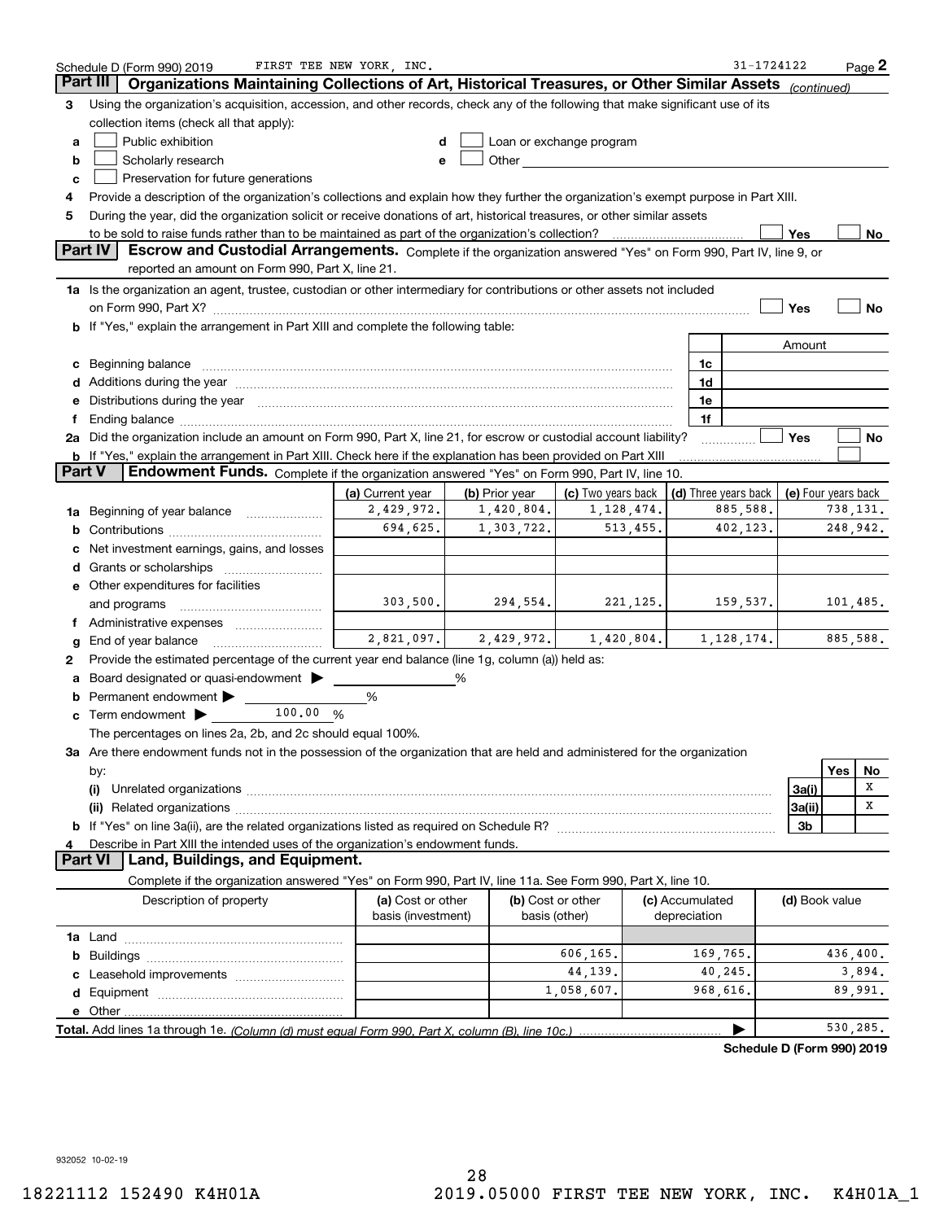Schedule D (Form 990) 2019 FIRST TEE NEW YORK, INC. 31-1724122 Page 2

## Part III Organizations Maintaining Collections of Art, Historical Treasures, or Other Similar Assets *(continued)*

**3** Using the organization's acquisition, accession, and other records, check any of the following that make significant use of its collection items (check all that apply):

- **a** ☐ Public exhibition
- **b** ☐ Scholarly research
- **c** ☐ Preservation for future generations
- **d** ☐ Loan or exchange program
- **e** ☐ Other

**4** Provide a description of the organization's collections and explain how they further the organization's exempt purpose in Part XIII.

**5** During the year, did the organization solicit or receive donations of art, historical treasures, or other similar assets to be sold to raise funds rather than to be maintained as part of the organization's collection? ☐ Yes ☐ No

## Part IV Escrow and Custodial Arrangements.

Complete if the organization answered "Yes" on Form 990, Part IV, line 9, or reported an amount on Form 990, Part X, line 21.

**1a** Is the organization an agent, trustee, custodian or other intermediary for contributions or other assets not included on Form 990, Part X? ☐ Yes ☐ No

**b** If "Yes," explain the arrangement in Part XIII and complete the following table:

| | | Amount |
|---|---|---|
| **c** Beginning balance | 1c | |
| **d** Additions during the year | 1d | |
| **e** Distributions during the year | 1e | |
| **f** Ending balance | 1f | |

**2a** Did the organization include an amount on Form 990, Part X, line 21, for escrow or custodial account liability? ☐ Yes ☐ No

**b** If "Yes," explain the arrangement in Part XIII. Check here if the explanation has been provided on Part XIII ☐

## Part V Endowment Funds.

Complete if the organization answered "Yes" on Form 990, Part IV, line 10.

| | (a) Current year | (b) Prior year | (c) Two years back | (d) Three years back | (e) Four years back |
|---|---|---|---|---|---|
| **1a** Beginning of year balance | 2,429,972. | 1,420,804. | 1,128,474. | 885,588. | 738,131. |
| **b** Contributions | 694,625. | 1,303,722. | 513,455. | 402,123. | 248,942. |
| **c** Net investment earnings, gains, and losses | | | | | |
| **d** Grants or scholarships | | | | | |
| **e** Other expenditures for facilities and programs | 303,500. | 294,554. | 221,125. | 159,537. | 101,485. |
| **f** Administrative expenses | | | | | |
| **g** End of year balance | 2,821,097. | 2,429,972. | 1,420,804. | 1,128,174. | 885,588. |

**2** Provide the estimated percentage of the current year end balance (line 1g, column (a)) held as:

- **a** Board designated or quasi-endowment ▶ ______ %
- **b** Permanent endowment ▶ ______ %
- **c** Term endowment ▶ 100.00 %

The percentages on lines 2a, 2b, and 2c should equal 100%.

**3a** Are there endowment funds not in the possession of the organization that are held and administered for the organization by:

| | | Yes | No |
|---|---|---|---|
| **(i)** Unrelated organizations | 3a(i) | | X |
| **(ii)** Related organizations | 3a(ii) | | X |
| **b** If "Yes" on line 3a(ii), are the related organizations listed as required on Schedule R? | 3b | | |

**4** Describe in Part XIII the intended uses of the organization's endowment funds.

## Part VI Land, Buildings, and Equipment.

Complete if the organization answered "Yes" on Form 990, Part IV, line 11a. See Form 990, Part X, line 10.

| Description of property | (a) Cost or other basis (investment) | (b) Cost or other basis (other) | (c) Accumulated depreciation | (d) Book value |
|---|---|---|---|---|
| **1a** Land | | | | |
| **b** Buildings | | 606,165. | 169,765. | 436,400. |
| **c** Leasehold improvements | | 44,139. | 40,245. | 3,894. |
| **d** Equipment | | 1,058,607. | 968,616. | 89,991. |
| **e** Other | | | | |
| **Total.** Add lines 1a through 1e. *(Column (d) must equal Form 990, Part X, column (B), line 10c.)* | | | ▶ | 530,285. |

**Schedule D (Form 990) 2019**

932052 10-02-19

18221112 152490 K4H01A 2019.05000 FIRST TEE NEW YORK, INC. K4H01A_1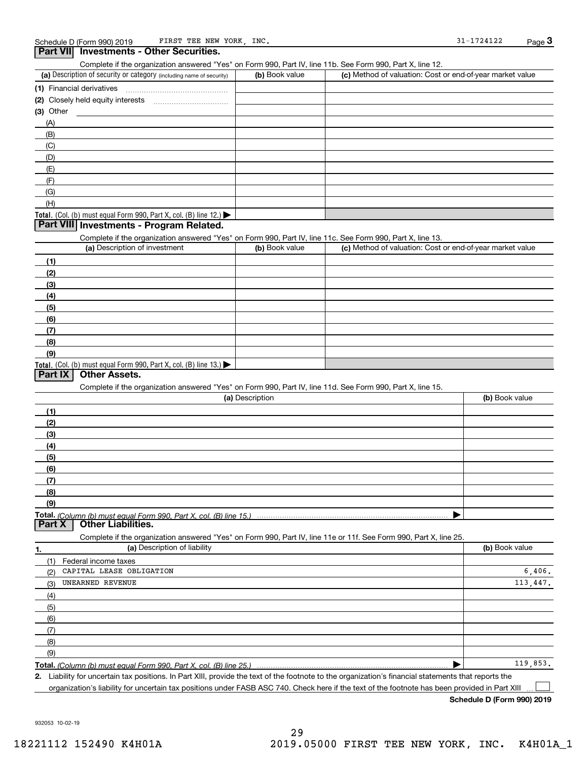Schedule D (Form 990) 2019 FIRST TEE NEW YORK, INC. 31-1724122

## Part VII Investments - Other Securities.

Complete if the organization answered "Yes" on Form 990, Part IV, line 11b. See Form 990, Part X, line 12.

| (a) Description of security or category (including name of security) | (b) Book value | (c) Method of valuation: Cost or end-of-year market value |
|---|---|---|
| (1) Financial derivatives | | |
| (2) Closely held equity interests | | |
| (3) Other | | |
| (A) | | |
| (B) | | |
| (C) | | |
| (D) | | |
| (E) | | |
| (F) | | |
| (G) | | |
| (H) | | |
| **Total.** (Col. (b) must equal Form 990, Part X, col. (B) line 12.) ▶ | | |

## Part VIII Investments - Program Related.

Complete if the organization answered "Yes" on Form 990, Part IV, line 11c. See Form 990, Part X, line 13.

| (a) Description of investment | (b) Book value | (c) Method of valuation: Cost or end-of-year market value |
|---|---|---|
| (1) | | |
| (2) | | |
| (3) | | |
| (4) | | |
| (5) | | |
| (6) | | |
| (7) | | |
| (8) | | |
| (9) | | |
| **Total.** (Col. (b) must equal Form 990, Part X, col. (B) line 13.) ▶ | | |

## Part IX Other Assets.

Complete if the organization answered "Yes" on Form 990, Part IV, line 11d. See Form 990, Part X, line 15.

| (a) Description | (b) Book value |
|---|---|
| (1) | |
| (2) | |
| (3) | |
| (4) | |
| (5) | |
| (6) | |
| (7) | |
| (8) | |
| (9) | |
| **Total.** *(Column (b) must equal Form 990, Part X, col. (B) line 15.)* ▶ | |

## Part X Other Liabilities.

Complete if the organization answered "Yes" on Form 990, Part IV, line 11e or 11f. See Form 990, Part X, line 25.

| 1. (a) Description of liability | (b) Book value |
|---|---|
| (1) Federal income taxes | |
| (2) CAPITAL LEASE OBLIGATION | 6,406. |
| (3) UNEARNED REVENUE | 113,447. |
| (4) | |
| (5) | |
| (6) | |
| (7) | |
| (8) | |
| (9) | |
| **Total.** *(Column (b) must equal Form 990, Part X, col. (B) line 25.)* ▶ | 119,853. |

**2.** Liability for uncertain tax positions. In Part XIII, provide the text of the footnote to the organization's financial statements that reports the organization's liability for uncertain tax positions under FASB ASC 740. Check here if the text of the footnote has been provided in Part XIII ☐

**Schedule D (Form 990) 2019**

932053 10-02-19

18221112 152490 K4H01A 2019.05000 FIRST TEE NEW YORK, INC. K4H01A_1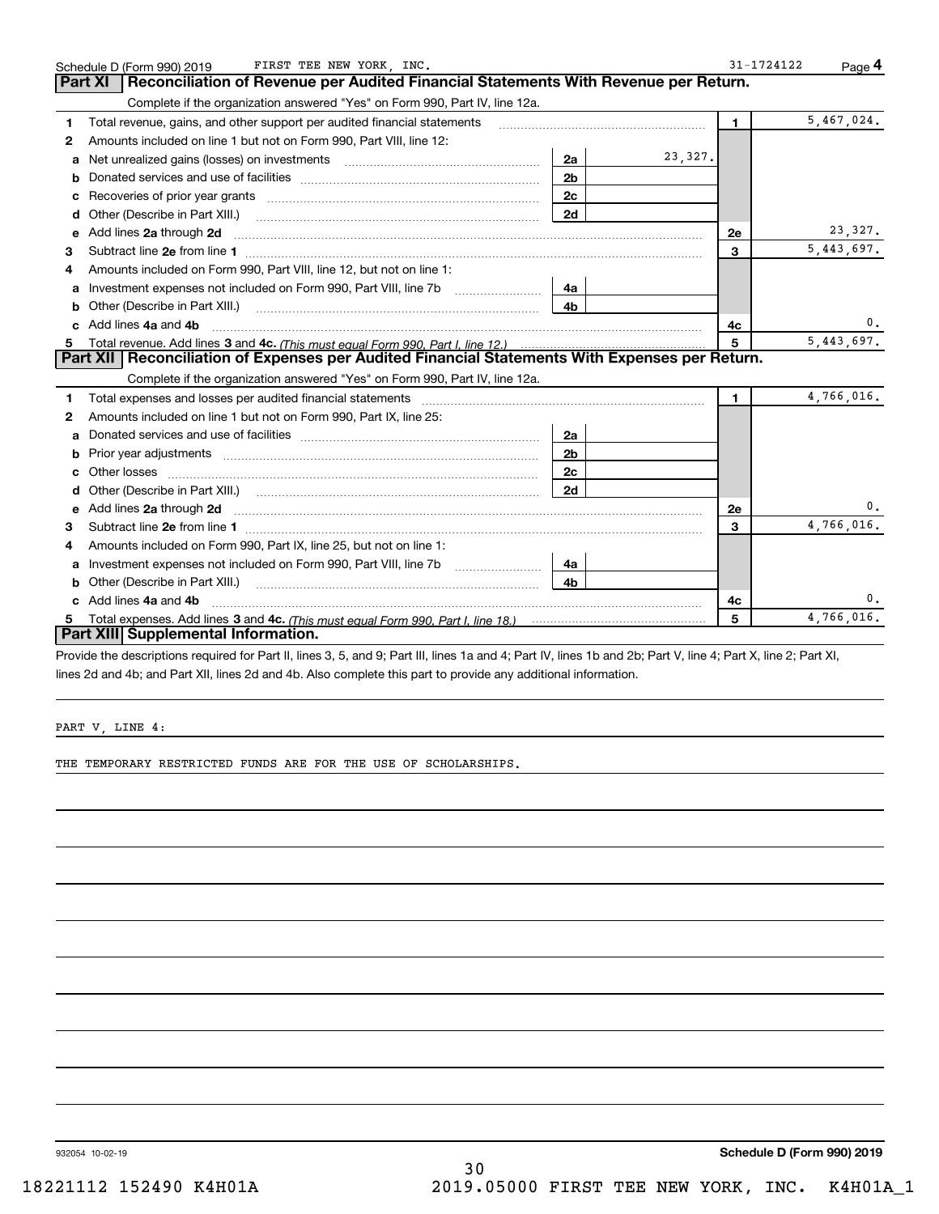Schedule D (Form 990) 2019 FIRST TEE NEW YORK, INC. 31-1724122 Page 4

## Part XI Reconciliation of Revenue per Audited Financial Statements With Revenue per Return.

Complete if the organization answered "Yes" on Form 990, Part IV, line 12a.

| | | | | | |
|---|---|---|---|---|---|
| 1 | Total revenue, gains, and other support per audited financial statements | | | 1 | 5,467,024. |
| 2 | Amounts included on line 1 but not on Form 990, Part VIII, line 12: | | | | |
| a | Net unrealized gains (losses) on investments | 2a | 23,327. | | |
| b | Donated services and use of facilities | 2b | | | |
| c | Recoveries of prior year grants | 2c | | | |
| d | Other (Describe in Part XIII.) | 2d | | | |
| e | Add lines 2a through 2d | | | 2e | 23,327. |
| 3 | Subtract line 2e from line 1 | | | 3 | 5,443,697. |
| 4 | Amounts included on Form 990, Part VIII, line 12, but not on line 1: | | | | |
| a | Investment expenses not included on Form 990, Part VIII, line 7b | 4a | | | |
| b | Other (Describe in Part XIII.) | 4b | | | |
| c | Add lines 4a and 4b | | | 4c | 0. |
| 5 | Total revenue. Add lines 3 and 4c. *(This must equal Form 990, Part I, line 12.)* | | | 5 | 5,443,697. |

## Part XII Reconciliation of Expenses per Audited Financial Statements With Expenses per Return.

Complete if the organization answered "Yes" on Form 990, Part IV, line 12a.

| | | | | | |
|---|---|---|---|---|---|
| 1 | Total expenses and losses per audited financial statements | | | 1 | 4,766,016. |
| 2 | Amounts included on line 1 but not on Form 990, Part IX, line 25: | | | | |
| a | Donated services and use of facilities | 2a | | | |
| b | Prior year adjustments | 2b | | | |
| c | Other losses | 2c | | | |
| d | Other (Describe in Part XIII.) | 2d | | | |
| e | Add lines 2a through 2d | | | 2e | 0. |
| 3 | Subtract line 2e from line 1 | | | 3 | 4,766,016. |
| 4 | Amounts included on Form 990, Part IX, line 25, but not on line 1: | | | | |
| a | Investment expenses not included on Form 990, Part VIII, line 7b | 4a | | | |
| b | Other (Describe in Part XIII.) | 4b | | | |
| c | Add lines 4a and 4b | | | 4c | 0. |
| 5 | Total expenses. Add lines 3 and 4c. *(This must equal Form 990, Part I, line 18.)* | | | 5 | 4,766,016. |

## Part XIII Supplemental Information.

Provide the descriptions required for Part II, lines 3, 5, and 9; Part III, lines 1a and 4; Part IV, lines 1b and 2b; Part V, line 4; Part X, line 2; Part XI, lines 2d and 4b; and Part XII, lines 2d and 4b. Also complete this part to provide any additional information.

PART V, LINE 4:

THE TEMPORARY RESTRICTED FUNDS ARE FOR THE USE OF SCHOLARSHIPS.

932054 10-02-19 **Schedule D (Form 990) 2019**

18221112 152490 K4H01A 2019.05000 FIRST TEE NEW YORK, INC. K4H01A_1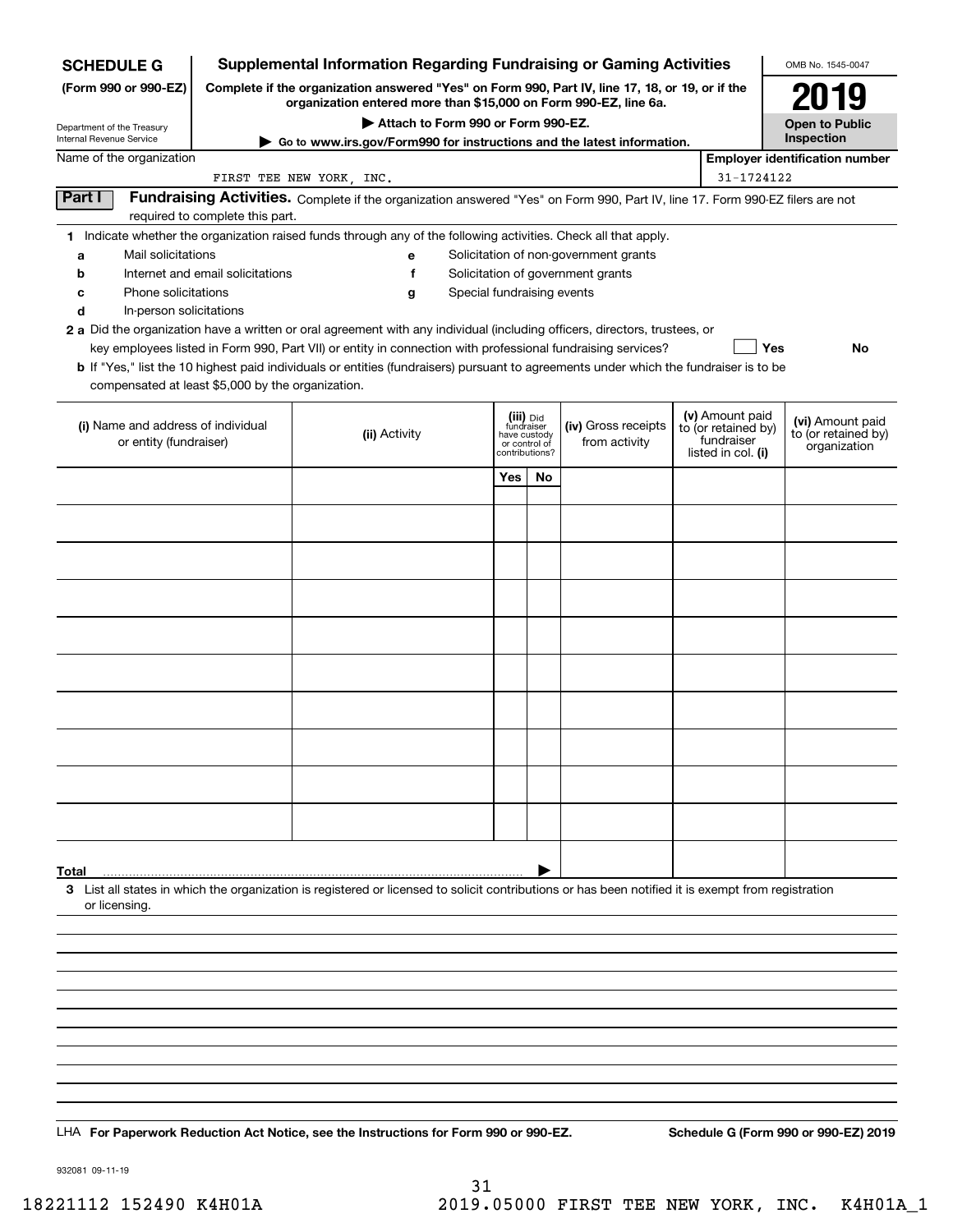**SCHEDULE G**
**(Form 990 or 990-EZ)**

Department of the Treasury
Internal Revenue Service

# Supplemental Information Regarding Fundraising or Gaming Activities

**Complete if the organization answered "Yes" on Form 990, Part IV, line 17, 18, or 19, or if the organization entered more than $15,000 on Form 990-EZ, line 6a.**

**▶ Attach to Form 990 or Form 990-EZ.**

**▶ Go to www.irs.gov/Form990 for instructions and the latest information.**

OMB No. 1545-0047

**2019**

**Open to Public Inspection**

Name of the organization: FIRST TEE NEW YORK, INC.

**Employer identification number** 31-1724122

**Part I** **Fundraising Activities.** Complete if the organization answered "Yes" on Form 990, Part IV, line 17. Form 990-EZ filers are not required to complete this part.

**1** Indicate whether the organization raised funds through any of the following activities. Check all that apply.

- **a** Mail solicitations
- **b** Internet and email solicitations
- **c** Phone solicitations
- **d** In-person solicitations
- **e** Solicitation of non-government grants
- **f** Solicitation of government grants
- **g** Special fundraising events

**2 a** Did the organization have a written or oral agreement with any individual (including officers, directors, trustees, or key employees listed in Form 990, Part VII) or entity in connection with professional fundraising services? Yes No

**b** If "Yes," list the 10 highest paid individuals or entities (fundraisers) pursuant to agreements under which the fundraiser is to be compensated at least $5,000 by the organization.

| (i) Name and address of individual or entity (fundraiser) | (ii) Activity | (iii) Did fundraiser have custody or control of contributions? Yes | No | (iv) Gross receipts from activity | (v) Amount paid to (or retained by) fundraiser listed in col. (i) | (vi) Amount paid to (or retained by) organization |
|---|---|---|---|---|---|---|
| | | | | | | |
| | | | | | | |
| | | | | | | |
| | | | | | | |
| | | | | | | |
| | | | | | | |
| | | | | | | |
| | | | | | | |
| | | | | | | |
| | | | | | | |
| **Total** ▶ | | | | | | |

**3** List all states in which the organization is registered or licensed to solicit contributions or has been notified it is exempt from registration or licensing.

LHA **For Paperwork Reduction Act Notice, see the Instructions for Form 990 or 990-EZ.** **Schedule G (Form 990 or 990-EZ) 2019**

932081 09-11-19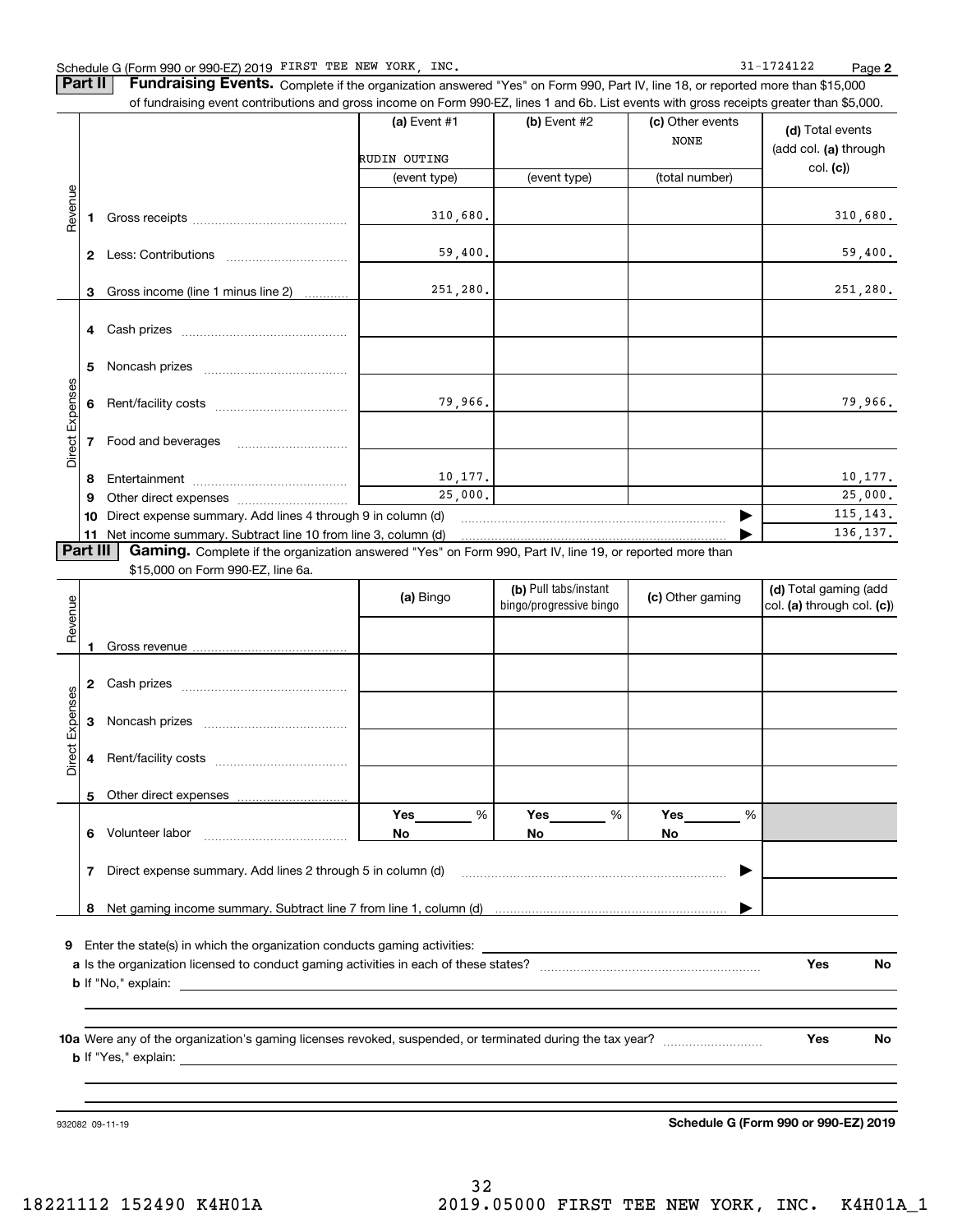Schedule G (Form 990 or 990-EZ) 2019 FIRST TEE NEW YORK, INC. 31-1724122 Page 2

**Part II** **Fundraising Events.** Complete if the organization answered "Yes" on Form 990, Part IV, line 18, or reported more than $15,000 of fundraising event contributions and gross income on Form 990-EZ, lines 1 and 6b. List events with gross receipts greater than $5,000.

| | | (a) Event #1 | (b) Event #2 | (c) Other events | (d) Total events (add col. (a) through col. (c)) |
|---|---|---|---|---|---|
| | | RUDIN OUTING | | NONE | |
| | | (event type) | (event type) | (total number) | |
| Revenue | 1 Gross receipts | 310,680. | | | 310,680. |
| | 2 Less: Contributions | 59,400. | | | 59,400. |
| | 3 Gross income (line 1 minus line 2) | 251,280. | | | 251,280. |
| Direct Expenses | 4 Cash prizes | | | | |
| | 5 Noncash prizes | | | | |
| | 6 Rent/facility costs | 79,966. | | | 79,966. |
| | 7 Food and beverages | | | | |
| | 8 Entertainment | 10,177. | | | 10,177. |
| | 9 Other direct expenses | 25,000. | | | 25,000. |
| | 10 Direct expense summary. Add lines 4 through 9 in column (d) | | | ▶ | 115,143. |
| | 11 Net income summary. Subtract line 10 from line 3, column (d) | | | ▶ | 136,137. |

**Part III** **Gaming.** Complete if the organization answered "Yes" on Form 990, Part IV, line 19, or reported more than $15,000 on Form 990-EZ, line 6a.

| | | (a) Bingo | (b) Pull tabs/instant bingo/progressive bingo | (c) Other gaming | (d) Total gaming (add col. (a) through col. (c)) |
|---|---|---|---|---|---|
| Revenue | 1 Gross revenue | | | | |
| Direct Expenses | 2 Cash prizes | | | | |
| | 3 Noncash prizes | | | | |
| | 4 Rent/facility costs | | | | |
| | 5 Other direct expenses | | | | |
| | 6 Volunteer labor | Yes ____ % No | Yes ____ % No | Yes ____ % No | |
| | 7 Direct expense summary. Add lines 2 through 5 in column (d) | | | ▶ | |
| | 8 Net gaming income summary. Subtract line 7 from line 1, column (d) | | | ▶ | |

**9** Enter the state(s) in which the organization conducts gaming activities: ____________

**a** Is the organization licensed to conduct gaming activities in each of these states? Yes No

**b** If "No," explain: ____________

**10a** Were any of the organization's gaming licenses revoked, suspended, or terminated during the tax year? Yes No

**b** If "Yes," explain: ____________

932082 09-11-19 **Schedule G (Form 990 or 990-EZ) 2019**

18221112 152490 K4H01A 2019.05000 FIRST TEE NEW YORK, INC. K4H01A_1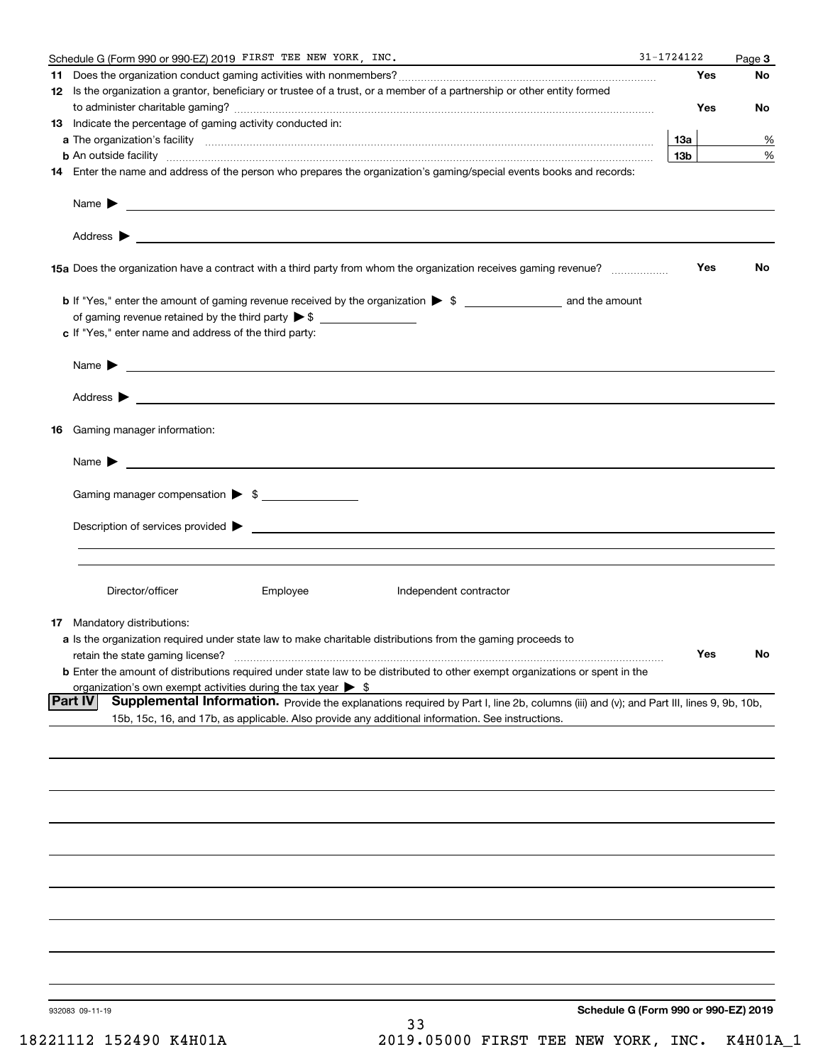Schedule G (Form 990 or 990-EZ) 2019 FIRST TEE NEW YORK, INC. 31-1724122 Page 3

**11** Does the organization conduct gaming activities with nonmembers? Yes No

**12** Is the organization a grantor, beneficiary or trustee of a trust, or a member of a partnership or other entity formed to administer charitable gaming? Yes No

**13** Indicate the percentage of gaming activity conducted in:

**a** The organization's facility **13a** %

**b** An outside facility **13b** %

**14** Enter the name and address of the person who prepares the organization's gaming/special events books and records:

Name ▶

Address ▶

**15a** Does the organization have a contract with a third party from whom the organization receives gaming revenue? Yes No

**b** If "Yes," enter the amount of gaming revenue received by the organization ▶ $ ______ and the amount of gaming revenue retained by the third party ▶ $ ______

**c** If "Yes," enter name and address of the third party:

Name ▶

Address ▶

**16** Gaming manager information:

Name ▶

Gaming manager compensation ▶ $ ______

Description of services provided ▶

Director/officer Employee Independent contractor

**17** Mandatory distributions:

**a** Is the organization required under state law to make charitable distributions from the gaming proceeds to retain the state gaming license? Yes No

**b** Enter the amount of distributions required under state law to be distributed to other exempt organizations or spent in the organization's own exempt activities during the tax year ▶ $

**Part IV** **Supplemental Information.** Provide the explanations required by Part I, line 2b, columns (iii) and (v); and Part III, lines 9, 9b, 10b, 15b, 15c, 16, and 17b, as applicable. Also provide any additional information. See instructions.

932083 09-11-19

**Schedule G (Form 990 or 990-EZ) 2019**

18221112 152490 K4H01A 2019.05000 FIRST TEE NEW YORK, INC. K4H01A_1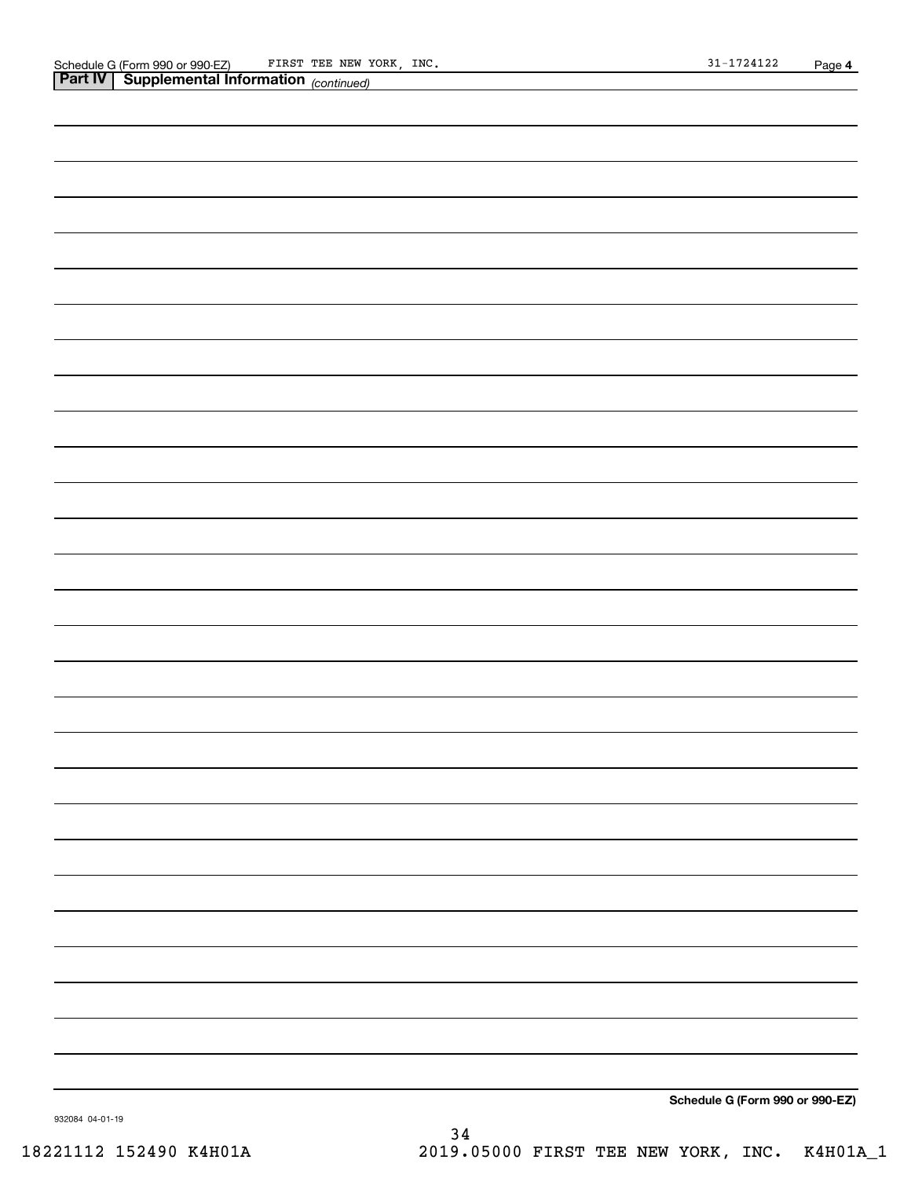Schedule G (Form 990 or 990-EZ) FIRST TEE NEW YORK, INC. 31-1724122 Page 4

**Part IV | Supplemental Information** *(continued)*

**Schedule G (Form 990 or 990-EZ)**

932084 04-01-19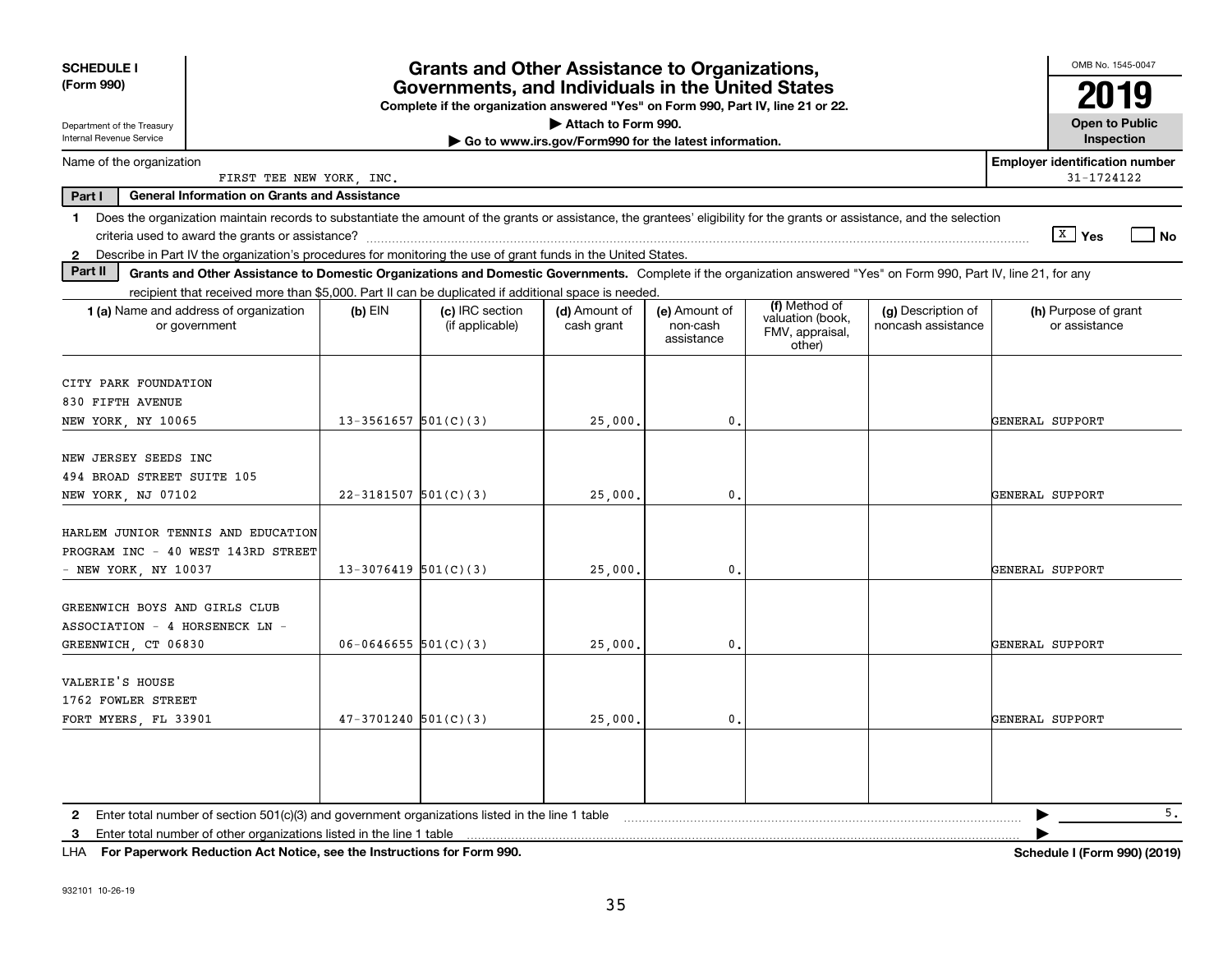**SCHEDULE I**
**(Form 990)**

Department of the Treasury
Internal Revenue Service

# Grants and Other Assistance to Organizations, Governments, and Individuals in the United States

**Complete if the organization answered "Yes" on Form 990, Part IV, line 21 or 22.**
**▶ Attach to Form 990.**
**▶ Go to www.irs.gov/Form990 for the latest information.**

OMB No. 1545-0047
**2019**
**Open to Public Inspection**

Name of the organization: FIRST TEE NEW YORK, INC.
**Employer identification number:** 31-1724122

**Part I — General Information on Grants and Assistance**

1 Does the organization maintain records to substantiate the amount of the grants or assistance, the grantees' eligibility for the grants or assistance, and the selection criteria used to award the grants or assistance? [X] Yes [ ] No

2 Describe in Part IV the organization's procedures for monitoring the use of grant funds in the United States.

**Part II — Grants and Other Assistance to Domestic Organizations and Domestic Governments.** Complete if the organization answered "Yes" on Form 990, Part IV, line 21, for any recipient that received more than $5,000. Part II can be duplicated if additional space is needed.

| 1 (a) Name and address of organization or government | (b) EIN | (c) IRC section (if applicable) | (d) Amount of cash grant | (e) Amount of non-cash assistance | (f) Method of valuation (book, FMV, appraisal, other) | (g) Description of noncash assistance | (h) Purpose of grant or assistance |
|---|---|---|---|---|---|---|---|
| CITY PARK FOUNDATION 830 FIFTH AVENUE NEW YORK, NY 10065 | 13-3561657 | 501(C)(3) | 25,000. | 0. | | | GENERAL SUPPORT |
| NEW JERSEY SEEDS INC 494 BROAD STREET SUITE 105 NEW YORK, NJ 07102 | 22-3181507 | 501(C)(3) | 25,000. | 0. | | | GENERAL SUPPORT |
| HARLEM JUNIOR TENNIS AND EDUCATION PROGRAM INC - 40 WEST 143RD STREET - NEW YORK, NY 10037 | 13-3076419 | 501(C)(3) | 25,000. | 0. | | | GENERAL SUPPORT |
| GREENWICH BOYS AND GIRLS CLUB ASSOCIATION - 4 HORSENECK LN - GREENWICH, CT 06830 | 06-0646655 | 501(C)(3) | 25,000. | 0. | | | GENERAL SUPPORT |
| VALERIE'S HOUSE 1762 FOWLER STREET FORT MYERS, FL 33901 | 47-3701240 | 501(C)(3) | 25,000. | 0. | | | GENERAL SUPPORT |
| | | | | | | | |

2 Enter total number of section 501(c)(3) and government organizations listed in the line 1 table ▶ 5.

3 Enter total number of other organizations listed in the line 1 table ▶

LHA **For Paperwork Reduction Act Notice, see the Instructions for Form 990.** **Schedule I (Form 990) (2019)**

932101 10-26-19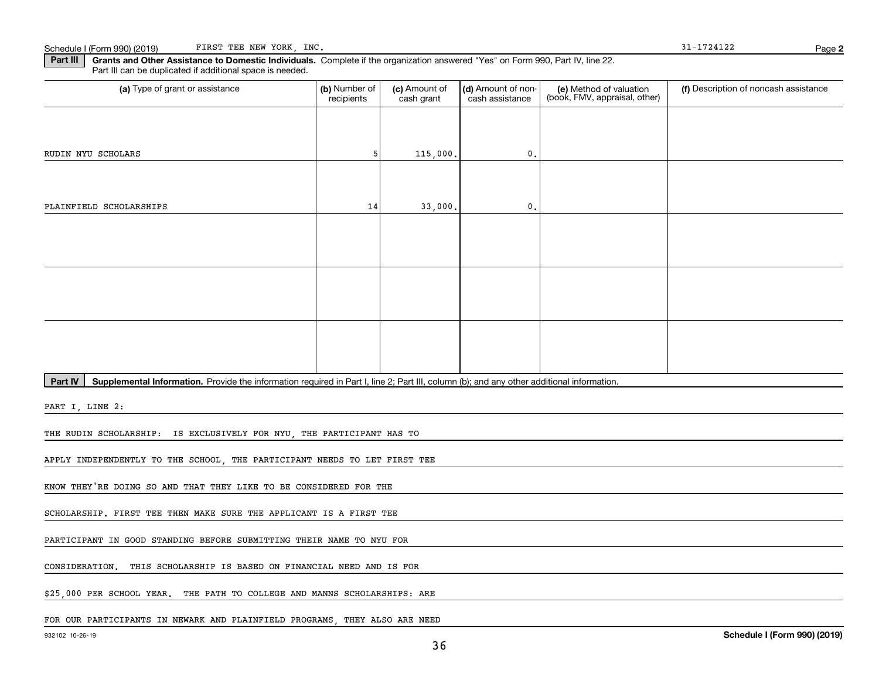Schedule I (Form 990) (2019) FIRST TEE NEW YORK, INC. 31-1724122

**Part III** **Grants and Other Assistance to Domestic Individuals.** Complete if the organization answered "Yes" on Form 990, Part IV, line 22. Part III can be duplicated if additional space is needed.

| (a) Type of grant or assistance | (b) Number of recipients | (c) Amount of cash grant | (d) Amount of non-cash assistance | (e) Method of valuation (book, FMV, appraisal, other) | (f) Description of noncash assistance |
|---|---|---|---|---|---|
| RUDIN NYU SCHOLARS | 5 | 115,000. | 0. | | |
| PLAINFIELD SCHOLARSHIPS | 14 | 33,000. | 0. | | |
| | | | | | |
| | | | | | |
| | | | | | |

**Part IV** **Supplemental Information.** Provide the information required in Part I, line 2; Part III, column (b); and any other additional information.

PART I, LINE 2:

THE RUDIN SCHOLARSHIP: IS EXCLUSIVELY FOR NYU, THE PARTICIPANT HAS TO APPLY INDEPENDENTLY TO THE SCHOOL, THE PARTICIPANT NEEDS TO LET FIRST TEE KNOW THEY'RE DOING SO AND THAT THEY LIKE TO BE CONSIDERED FOR THE SCHOLARSHIP. FIRST TEE THEN MAKE SURE THE APPLICANT IS A FIRST TEE PARTICIPANT IN GOOD STANDING BEFORE SUBMITTING THEIR NAME TO NYU FOR CONSIDERATION. THIS SCHOLARSHIP IS BASED ON FINANCIAL NEED AND IS FOR $25,000 PER SCHOOL YEAR. THE PATH TO COLLEGE AND MANNS SCHOLARSHIPS: ARE FOR OUR PARTICIPANTS IN NEWARK AND PLAINFIELD PROGRAMS, THEY ALSO ARE NEED

932102 10-26-19 **Schedule I (Form 990) (2019)**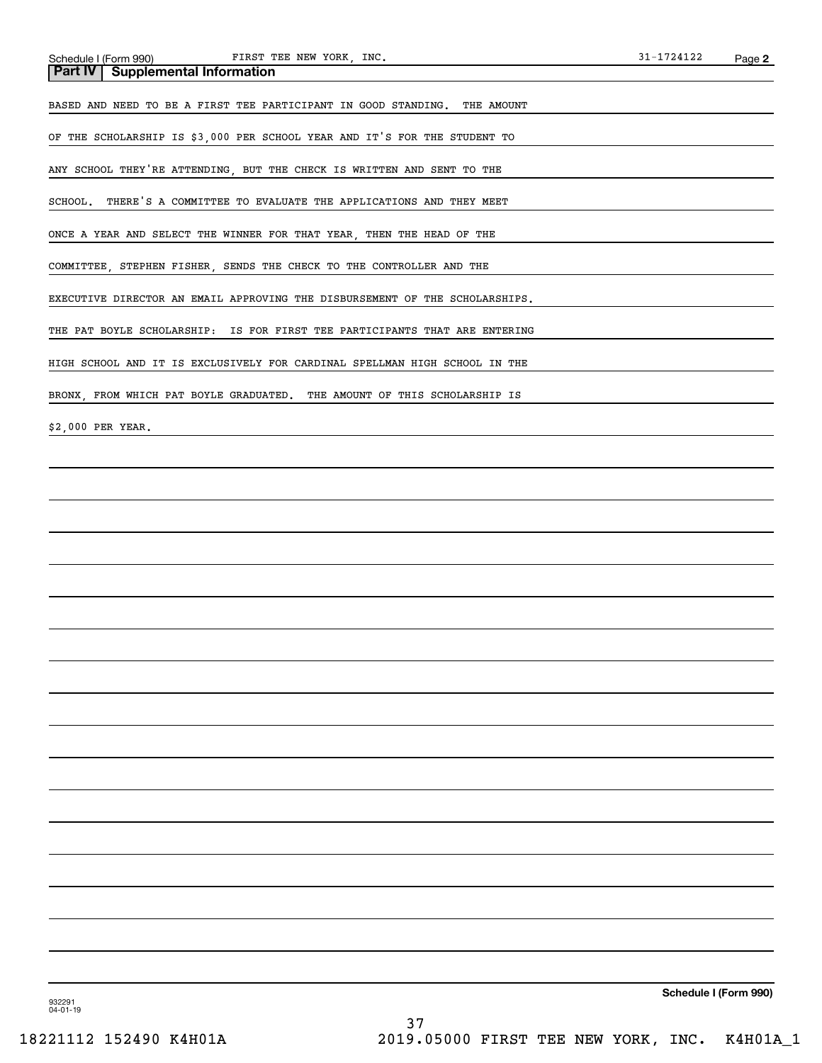## Part IV Supplemental Information

BASED AND NEED TO BE A FIRST TEE PARTICIPANT IN GOOD STANDING. THE AMOUNT OF THE SCHOLARSHIP IS $3,000 PER SCHOOL YEAR AND IT'S FOR THE STUDENT TO ANY SCHOOL THEY'RE ATTENDING, BUT THE CHECK IS WRITTEN AND SENT TO THE SCHOOL. THERE'S A COMMITTEE TO EVALUATE THE APPLICATIONS AND THEY MEET ONCE A YEAR AND SELECT THE WINNER FOR THAT YEAR, THEN THE HEAD OF THE COMMITTEE, STEPHEN FISHER, SENDS THE CHECK TO THE CONTROLLER AND THE EXECUTIVE DIRECTOR AN EMAIL APPROVING THE DISBURSEMENT OF THE SCHOLARSHIPS.

THE PAT BOYLE SCHOLARSHIP: IS FOR FIRST TEE PARTICIPANTS THAT ARE ENTERING HIGH SCHOOL AND IT IS EXCLUSIVELY FOR CARDINAL SPELLMAN HIGH SCHOOL IN THE BRONX, FROM WHICH PAT BOYLE GRADUATED. THE AMOUNT OF THIS SCHOLARSHIP IS $2,000 PER YEAR.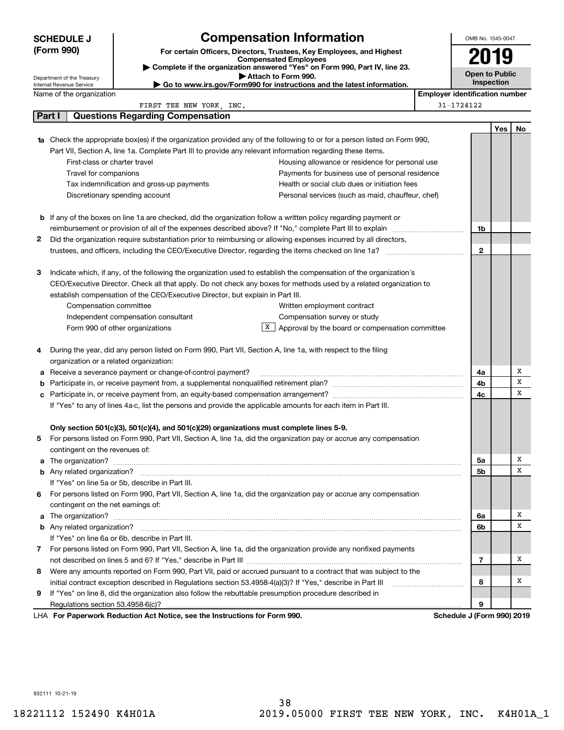# SCHEDULE J (Form 990)

## Compensation Information

**For certain Officers, Directors, Trustees, Key Employees, and Highest Compensated Employees**

▶ Complete if the organization answered "Yes" on Form 990, Part IV, line 23.

▶ Attach to Form 990.

▶ Go to www.irs.gov/Form990 for instructions and the latest information.

OMB No. 1545-0047

**2019**

**Open to Public Inspection**

Department of the Treasury
Internal Revenue Service

| Name of the organization | Employer identification number |
|---|---|
| FIRST TEE NEW YORK, INC. | 31-1724122 |

## Part I — Questions Regarding Compensation

| | | | Yes | No |
|---|---|---|---|---|
| **1a** | Check the appropriate box(es) if the organization provided any of the following to or for a person listed on Form 990, Part VII, Section A, line 1a. Complete Part III to provide any relevant information regarding these items. | | | |
| | ☐ First-class or charter travel ☐ Housing allowance or residence for personal use | | | |
| | ☐ Travel for companions ☐ Payments for business use of personal residence | | | |
| | ☐ Tax indemnification and gross-up payments ☐ Health or social club dues or initiation fees | | | |
| | ☐ Discretionary spending account ☐ Personal services (such as maid, chauffeur, chef) | | | |
| **b** | If any of the boxes on line 1a are checked, did the organization follow a written policy regarding payment or reimbursement or provision of all of the expenses described above? If "No," complete Part III to explain | 1b | | |
| **2** | Did the organization require substantiation prior to reimbursing or allowing expenses incurred by all directors, trustees, and officers, including the CEO/Executive Director, regarding the items checked on line 1a? | 2 | | |
| **3** | Indicate which, if any, of the following the organization used to establish the compensation of the organization's CEO/Executive Director. Check all that apply. Do not check any boxes for methods used by a related organization to establish compensation of the CEO/Executive Director, but explain in Part III. | | | |
| | ☐ Compensation committee ☐ Written employment contract | | | |
| | ☐ Independent compensation consultant ☐ Compensation survey or study | | | |
| | ☐ Form 990 of other organizations ☒ Approval by the board or compensation committee | | | |
| **4** | During the year, did any person listed on Form 990, Part VII, Section A, line 1a, with respect to the filing organization or a related organization: | | | |
| **a** | Receive a severance payment or change-of-control payment? | 4a | | X |
| **b** | Participate in, or receive payment from, a supplemental nonqualified retirement plan? | 4b | | X |
| **c** | Participate in, or receive payment from, an equity-based compensation arrangement? | 4c | | X |
| | If "Yes" to any of lines 4a-c, list the persons and provide the applicable amounts for each item in Part III. | | | |
| | **Only section 501(c)(3), 501(c)(4), and 501(c)(29) organizations must complete lines 5-9.** | | | |
| **5** | For persons listed on Form 990, Part VII, Section A, line 1a, did the organization pay or accrue any compensation contingent on the revenues of: | | | |
| **a** | The organization? | 5a | | X |
| **b** | Any related organization? | 5b | | X |
| | If "Yes" on line 5a or 5b, describe in Part III. | | | |
| **6** | For persons listed on Form 990, Part VII, Section A, line 1a, did the organization pay or accrue any compensation contingent on the net earnings of: | | | |
| **a** | The organization? | 6a | | X |
| **b** | Any related organization? | 6b | | X |
| | If "Yes" on line 6a or 6b, describe in Part III. | | | |
| **7** | For persons listed on Form 990, Part VII, Section A, line 1a, did the organization provide any nonfixed payments not described on lines 5 and 6? If "Yes," describe in Part III | 7 | | X |
| **8** | Were any amounts reported on Form 990, Part VII, paid or accrued pursuant to a contract that was subject to the initial contract exception described in Regulations section 53.4958-4(a)(3)? If "Yes," describe in Part III | 8 | | X |
| **9** | If "Yes" on line 8, did the organization also follow the rebuttable presumption procedure described in Regulations section 53.4958-6(c)? | 9 | | |

LHA **For Paperwork Reduction Act Notice, see the Instructions for Form 990.** **Schedule J (Form 990) 2019**

932111 10-21-19

18221112 152490 K4H01A 2019.05000 FIRST TEE NEW YORK, INC. K4H01A_1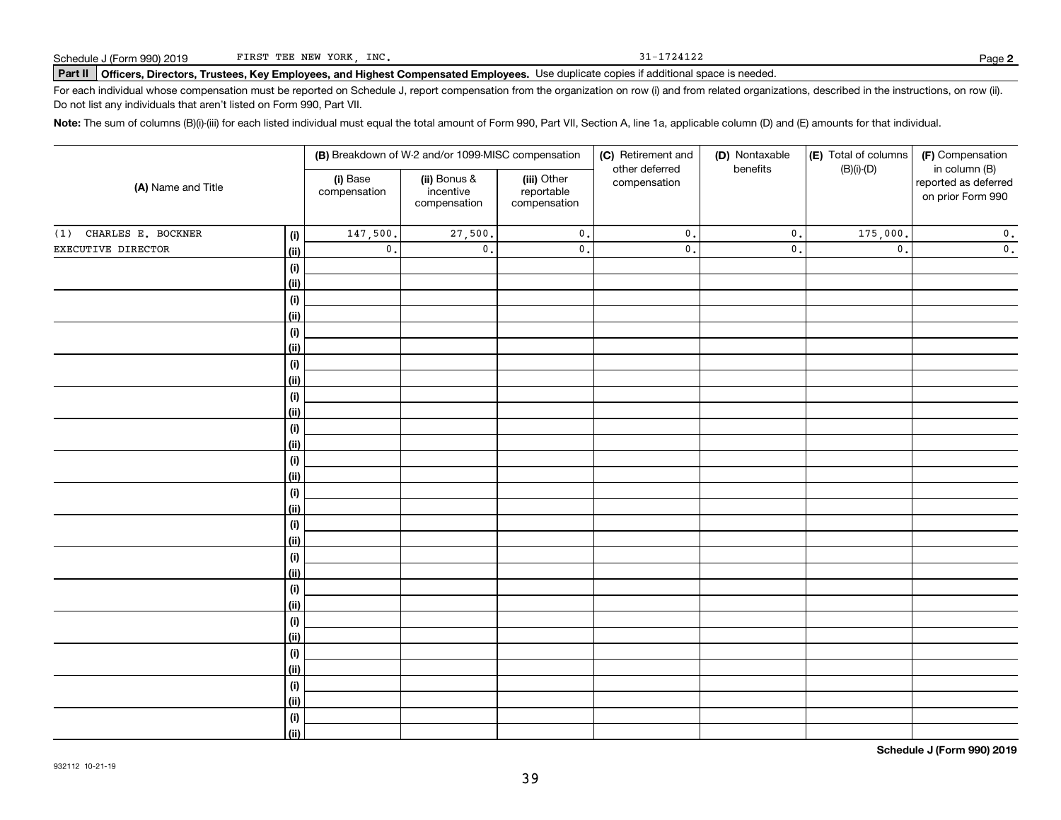Schedule J (Form 990) 2019 FIRST TEE NEW YORK, INC. 31-1724122 Page **2**

**Part II** **Officers, Directors, Trustees, Key Employees, and Highest Compensated Employees.** Use duplicate copies if additional space is needed.

For each individual whose compensation must be reported on Schedule J, report compensation from the organization on row (i) and from related organizations, described in the instructions, on row (ii). Do not list any individuals that aren't listed on Form 990, Part VII.

**Note:** The sum of columns (B)(i)-(iii) for each listed individual must equal the total amount of Form 990, Part VII, Section A, line 1a, applicable column (D) and (E) amounts for that individual.

| (A) Name and Title | | (B) Breakdown of W-2 and/or 1099-MISC compensation | | | (C) Retirement and other deferred compensation | (D) Nontaxable benefits | (E) Total of columns (B)(i)-(D) | (F) Compensation in column (B) reported as deferred on prior Form 990 |
|---|---|---|---|---|---|---|---|---|
| | | (i) Base compensation | (ii) Bonus & incentive compensation | (iii) Other reportable compensation | | | | |
| (1) CHARLES E. BOCKNER | (i) | 147,500. | 27,500. | 0. | 0. | 0. | 175,000. | 0. |
| EXECUTIVE DIRECTOR | (ii) | 0. | 0. | 0. | 0. | 0. | 0. | 0. |
| | (i) | | | | | | | |
| | (ii) | | | | | | | |
| | (i) | | | | | | | |
| | (ii) | | | | | | | |
| | (i) | | | | | | | |
| | (ii) | | | | | | | |
| | (i) | | | | | | | |
| | (ii) | | | | | | | |
| | (i) | | | | | | | |
| | (ii) | | | | | | | |
| | (i) | | | | | | | |
| | (ii) | | | | | | | |
| | (i) | | | | | | | |
| | (ii) | | | | | | | |
| | (i) | | | | | | | |
| | (ii) | | | | | | | |
| | (i) | | | | | | | |
| | (ii) | | | | | | | |
| | (i) | | | | | | | |
| | (ii) | | | | | | | |
| | (i) | | | | | | | |
| | (ii) | | | | | | | |
| | (i) | | | | | | | |
| | (ii) | | | | | | | |
| | (i) | | | | | | | |
| | (ii) | | | | | | | |
| | (i) | | | | | | | |
| | (ii) | | | | | | | |
| | (i) | | | | | | | |
| | (ii) | | | | | | | |

**Schedule J (Form 990) 2019**

932112 10-21-19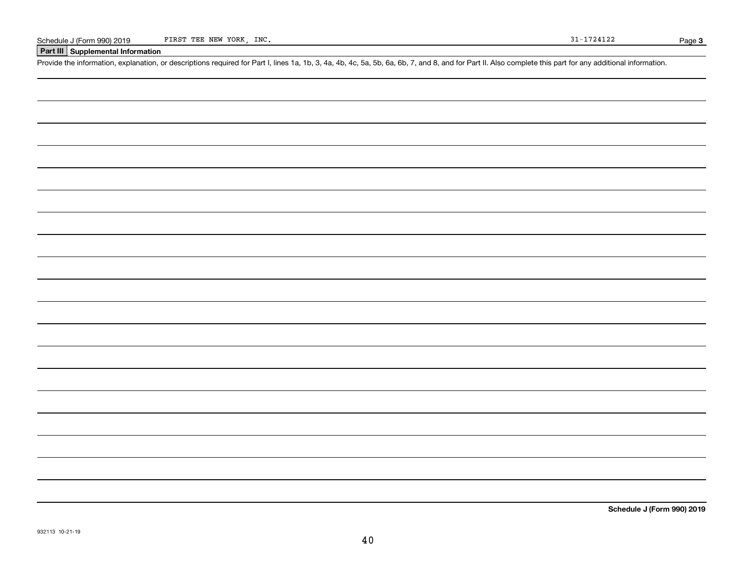## Part III Supplemental Information

Provide the information, explanation, or descriptions required for Part I, lines 1a, 1b, 3, 4a, 4b, 4c, 5a, 5b, 6a, 6b, 7, and 8, and for Part II. Also complete this part for any additional information.

932113 10-21-19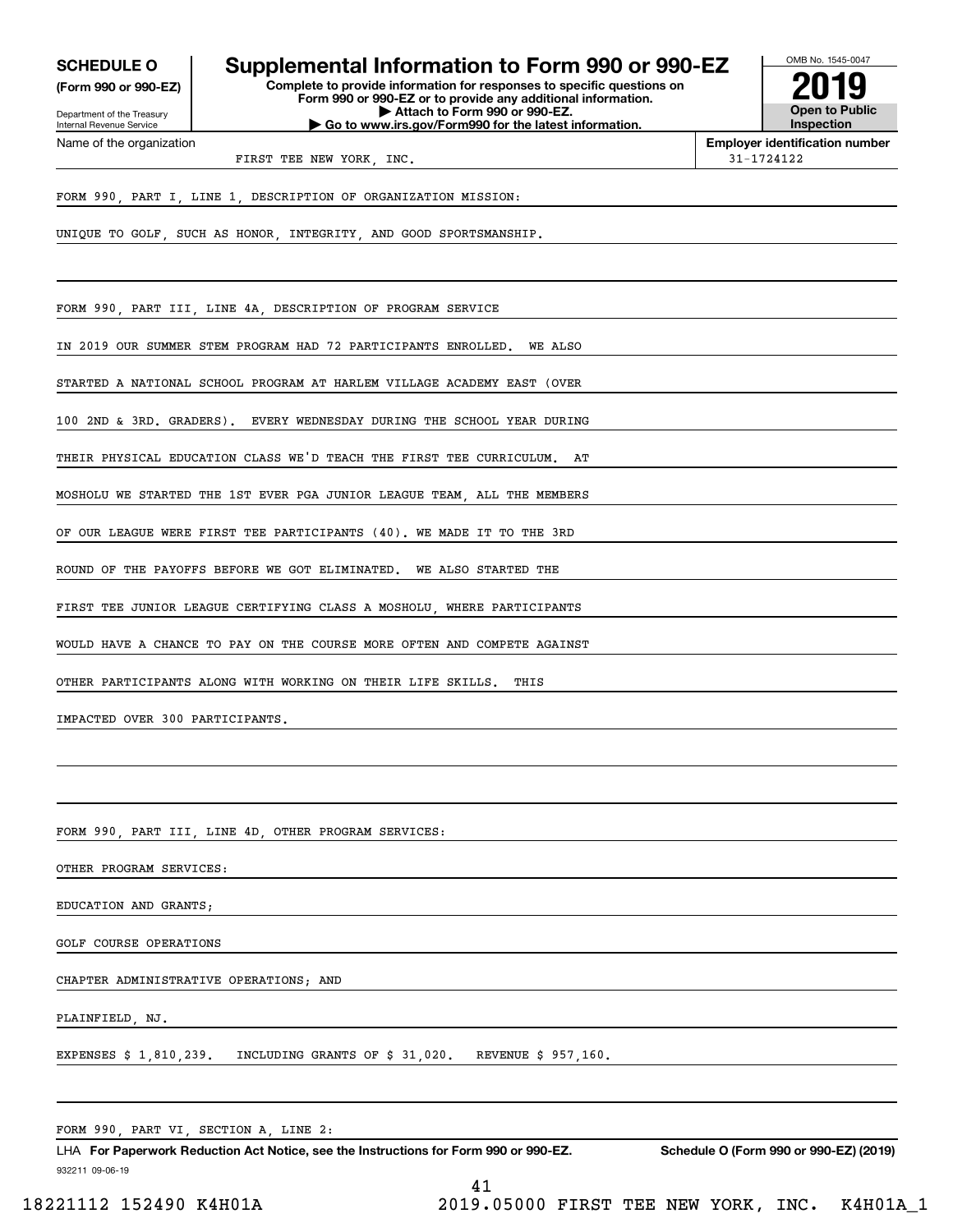**SCHEDULE O (Form 990 or 990-EZ)**

Department of the Treasury
Internal Revenue Service

# Supplemental Information to Form 990 or 990-EZ

**Complete to provide information for responses to specific questions on Form 990 or 990-EZ or to provide any additional information.**
**▶ Attach to Form 990 or 990-EZ.**
**▶ Go to www.irs.gov/Form990 for the latest information.**

OMB No. 1545-0047

**2019**

**Open to Public Inspection**

| Name of the organization | Employer identification number |
|---|---|
| FIRST TEE NEW YORK, INC. | 31-1724122 |

FORM 990, PART I, LINE 1, DESCRIPTION OF ORGANIZATION MISSION:

UNIQUE TO GOLF, SUCH AS HONOR, INTEGRITY, AND GOOD SPORTSMANSHIP.

FORM 990, PART III, LINE 4A, DESCRIPTION OF PROGRAM SERVICE

IN 2019 OUR SUMMER STEM PROGRAM HAD 72 PARTICIPANTS ENROLLED. WE ALSO STARTED A NATIONAL SCHOOL PROGRAM AT HARLEM VILLAGE ACADEMY EAST (OVER 100 2ND & 3RD. GRADERS). EVERY WEDNESDAY DURING THE SCHOOL YEAR DURING THEIR PHYSICAL EDUCATION CLASS WE'D TEACH THE FIRST TEE CURRICULUM. AT MOSHOLU WE STARTED THE 1ST EVER PGA JUNIOR LEAGUE TEAM, ALL THE MEMBERS OF OUR LEAGUE WERE FIRST TEE PARTICIPANTS (40). WE MADE IT TO THE 3RD ROUND OF THE PAYOFFS BEFORE WE GOT ELIMINATED. WE ALSO STARTED THE FIRST TEE JUNIOR LEAGUE CERTIFYING CLASS A MOSHOLU, WHERE PARTICIPANTS WOULD HAVE A CHANCE TO PAY ON THE COURSE MORE OFTEN AND COMPETE AGAINST OTHER PARTICIPANTS ALONG WITH WORKING ON THEIR LIFE SKILLS. THIS IMPACTED OVER 300 PARTICIPANTS.

FORM 990, PART III, LINE 4D, OTHER PROGRAM SERVICES:

OTHER PROGRAM SERVICES:

EDUCATION AND GRANTS;

GOLF COURSE OPERATIONS

CHAPTER ADMINISTRATIVE OPERATIONS; AND

PLAINFIELD, NJ.

EXPENSES $ 1,810,239. INCLUDING GRANTS OF $ 31,020. REVENUE $ 957,160.

FORM 990, PART VI, SECTION A, LINE 2:

LHA **For Paperwork Reduction Act Notice, see the Instructions for Form 990 or 990-EZ.** **Schedule O (Form 990 or 990-EZ) (2019)**

932211 09-06-19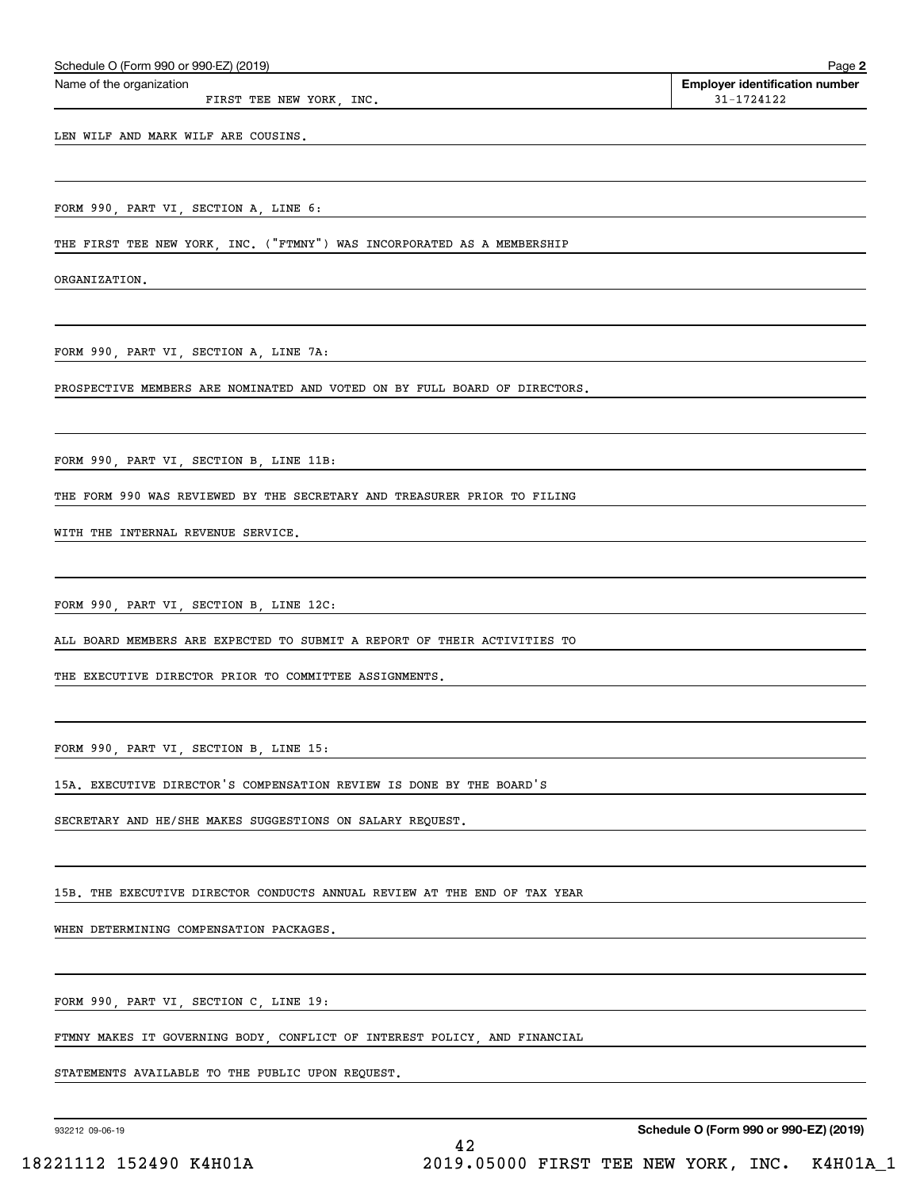Schedule O (Form 990 or 990-EZ) (2019) Page **2**

| Name of the organization | Employer identification number |
|---|---|
| FIRST TEE NEW YORK, INC. | 31-1724122 |

LEN WILF AND MARK WILF ARE COUSINS.

FORM 990, PART VI, SECTION A, LINE 6:

THE FIRST TEE NEW YORK, INC. ("FTMNY") WAS INCORPORATED AS A MEMBERSHIP ORGANIZATION.

FORM 990, PART VI, SECTION A, LINE 7A:

PROSPECTIVE MEMBERS ARE NOMINATED AND VOTED ON BY FULL BOARD OF DIRECTORS.

FORM 990, PART VI, SECTION B, LINE 11B:

THE FORM 990 WAS REVIEWED BY THE SECRETARY AND TREASURER PRIOR TO FILING WITH THE INTERNAL REVENUE SERVICE.

FORM 990, PART VI, SECTION B, LINE 12C:

ALL BOARD MEMBERS ARE EXPECTED TO SUBMIT A REPORT OF THEIR ACTIVITIES TO THE EXECUTIVE DIRECTOR PRIOR TO COMMITTEE ASSIGNMENTS.

FORM 990, PART VI, SECTION B, LINE 15:

15A. EXECUTIVE DIRECTOR'S COMPENSATION REVIEW IS DONE BY THE BOARD'S SECRETARY AND HE/SHE MAKES SUGGESTIONS ON SALARY REQUEST.

15B. THE EXECUTIVE DIRECTOR CONDUCTS ANNUAL REVIEW AT THE END OF TAX YEAR WHEN DETERMINING COMPENSATION PACKAGES.

FORM 990, PART VI, SECTION C, LINE 19:

FTMNY MAKES IT GOVERNING BODY, CONFLICT OF INTEREST POLICY, AND FINANCIAL STATEMENTS AVAILABLE TO THE PUBLIC UPON REQUEST.

932212 09-06-19 **Schedule O (Form 990 or 990-EZ) (2019)**

18221112 152490 K4H01A 2019.05000 FIRST TEE NEW YORK, INC. K4H01A_1